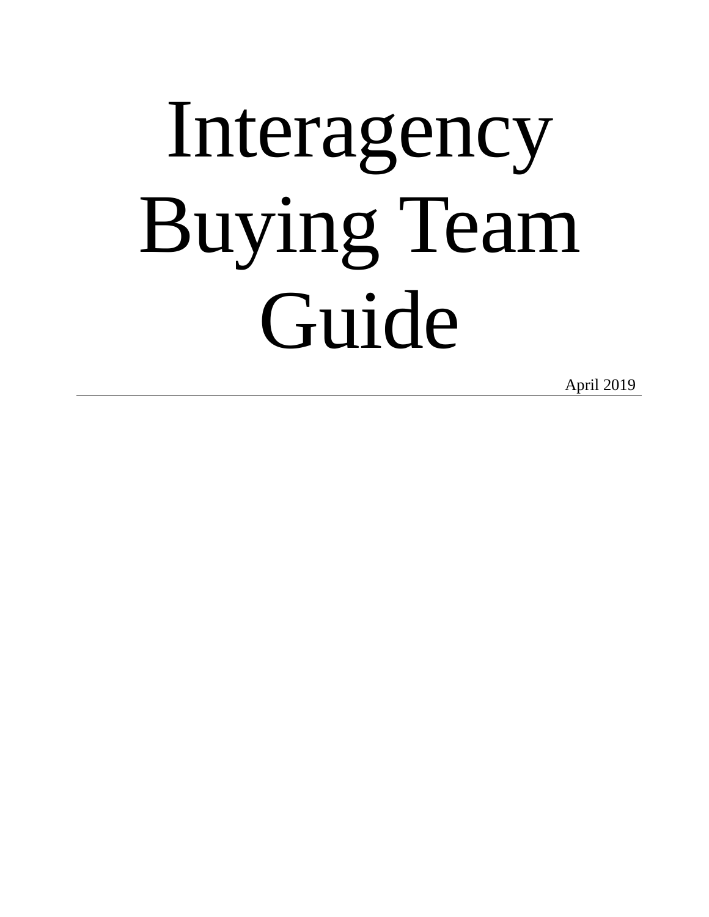# Interagency Buying Team Guide

April 2019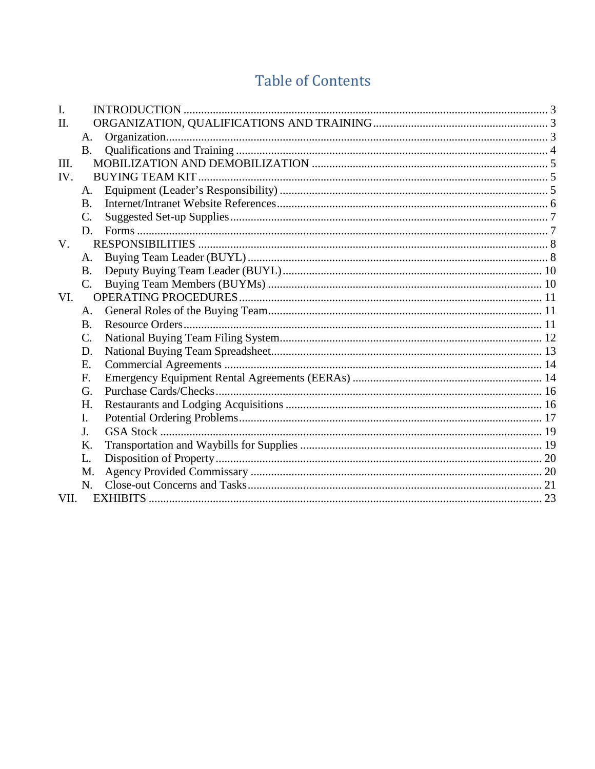# Table of Contents

I. INTRODUCTION ........ 3
II. ORGANIZATION, QUALIFICATIONS AND TRAINING ........ 3
- A. Organization ........ 3
- B. Qualifications and Training ........ 4

III. MOBILIZATION AND DEMOBILIZATION ........ 5
IV. BUYING TEAM KIT ........ 5
- A. Equipment (Leader's Responsibility) ........ 5
- B. Internet/Intranet Website References ........ 6
- C. Suggested Set-up Supplies ........ 7
- D. Forms ........ 7

V. RESPONSIBILITIES ........ 8
- A. Buying Team Leader (BUYL) ........ 8
- B. Deputy Buying Team Leader (BUYL) ........ 10
- C. Buying Team Members (BUYMs) ........ 10

VI. OPERATING PROCEDURES ........ 11
- A. General Roles of the Buying Team ........ 11
- B. Resource Orders ........ 11
- C. National Buying Team Filing System ........ 12
- D. National Buying Team Spreadsheet ........ 13
- E. Commercial Agreements ........ 14
- F. Emergency Equipment Rental Agreements (EERAs) ........ 14
- G. Purchase Cards/Checks ........ 16
- H. Restaurants and Lodging Acquisitions ........ 16
- I. Potential Ordering Problems ........ 17
- J. GSA Stock ........ 19
- K. Transportation and Waybills for Supplies ........ 19
- L. Disposition of Property ........ 20
- M. Agency Provided Commissary ........ 20
- N. Close-out Concerns and Tasks ........ 21

VII. EXHIBITS ........ 23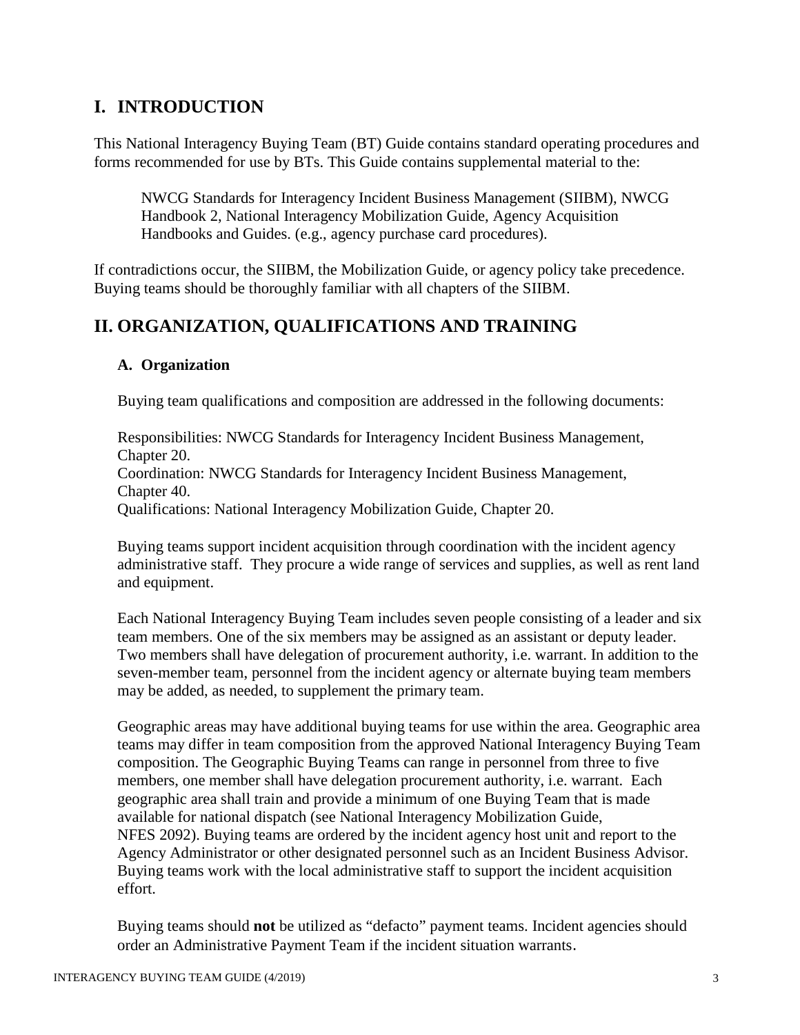# I. INTRODUCTION

This National Interagency Buying Team (BT) Guide contains standard operating procedures and forms recommended for use by BTs. This Guide contains supplemental material to the:

> NWCG Standards for Interagency Incident Business Management (SIIBM), NWCG Handbook 2, National Interagency Mobilization Guide, Agency Acquisition Handbooks and Guides. (e.g., agency purchase card procedures).

If contradictions occur, the SIIBM, the Mobilization Guide, or agency policy take precedence. Buying teams should be thoroughly familiar with all chapters of the SIIBM.

# II. ORGANIZATION, QUALIFICATIONS AND TRAINING

## A. Organization

Buying team qualifications and composition are addressed in the following documents:

Responsibilities: NWCG Standards for Interagency Incident Business Management, Chapter 20.
Coordination: NWCG Standards for Interagency Incident Business Management, Chapter 40.
Qualifications: National Interagency Mobilization Guide, Chapter 20.

Buying teams support incident acquisition through coordination with the incident agency administrative staff. They procure a wide range of services and supplies, as well as rent land and equipment.

Each National Interagency Buying Team includes seven people consisting of a leader and six team members. One of the six members may be assigned as an assistant or deputy leader. Two members shall have delegation of procurement authority, i.e. warrant. In addition to the seven-member team, personnel from the incident agency or alternate buying team members may be added, as needed, to supplement the primary team.

Geographic areas may have additional buying teams for use within the area. Geographic area teams may differ in team composition from the approved National Interagency Buying Team composition. The Geographic Buying Teams can range in personnel from three to five members, one member shall have delegation procurement authority, i.e. warrant. Each geographic area shall train and provide a minimum of one Buying Team that is made available for national dispatch (see National Interagency Mobilization Guide, NFES 2092). Buying teams are ordered by the incident agency host unit and report to the Agency Administrator or other designated personnel such as an Incident Business Advisor. Buying teams work with the local administrative staff to support the incident acquisition effort.

Buying teams should **not** be utilized as "defacto" payment teams. Incident agencies should order an Administrative Payment Team if the incident situation warrants.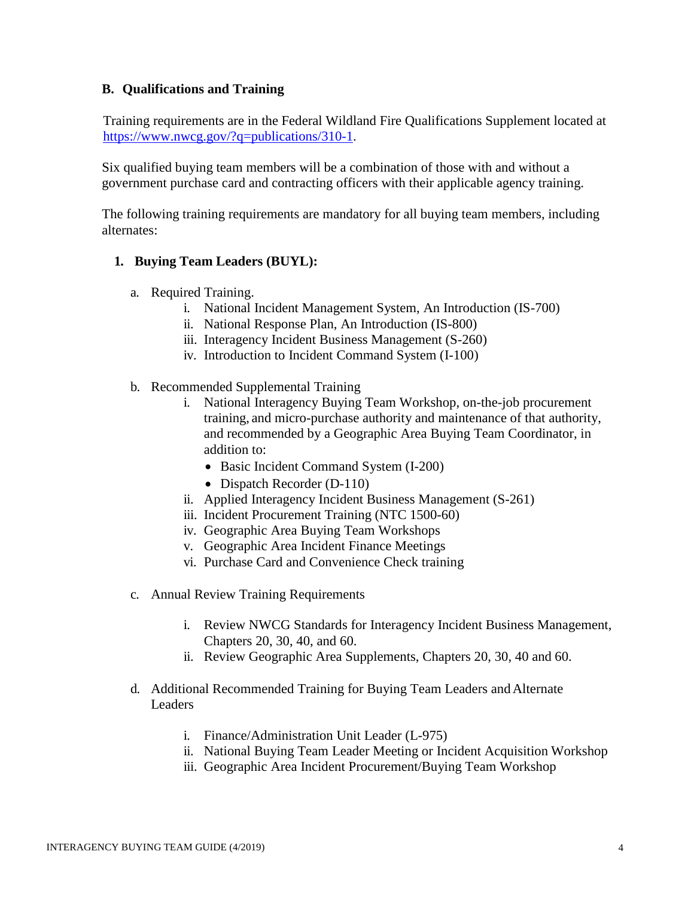### B. Qualifications and Training

Training requirements are in the Federal Wildland Fire Qualifications Supplement located at https://www.nwcg.gov/?q=publications/310-1.

Six qualified buying team members will be a combination of those with and without a government purchase card and contracting officers with their applicable agency training.

The following training requirements are mandatory for all buying team members, including alternates:

1. **Buying Team Leaders (BUYL):**

   a. Required Training.
      - i. National Incident Management System, An Introduction (IS-700)
      - ii. National Response Plan, An Introduction (IS-800)
      - iii. Interagency Incident Business Management (S-260)
      - iv. Introduction to Incident Command System (I-100)

   b. Recommended Supplemental Training
      - i. National Interagency Buying Team Workshop, on-the-job procurement training, and micro-purchase authority and maintenance of that authority, and recommended by a Geographic Area Buying Team Coordinator, in addition to:
        - Basic Incident Command System (I-200)
        - Dispatch Recorder (D-110)
      - ii. Applied Interagency Incident Business Management (S-261)
      - iii. Incident Procurement Training (NTC 1500-60)
      - iv. Geographic Area Buying Team Workshops
      - v. Geographic Area Incident Finance Meetings
      - vi. Purchase Card and Convenience Check training

   c. Annual Review Training Requirements
      - i. Review NWCG Standards for Interagency Incident Business Management, Chapters 20, 30, 40, and 60.
      - ii. Review Geographic Area Supplements, Chapters 20, 30, 40 and 60.

   d. Additional Recommended Training for Buying Team Leaders and Alternate Leaders
      - i. Finance/Administration Unit Leader (L-975)
      - ii. National Buying Team Leader Meeting or Incident Acquisition Workshop
      - iii. Geographic Area Incident Procurement/Buying Team Workshop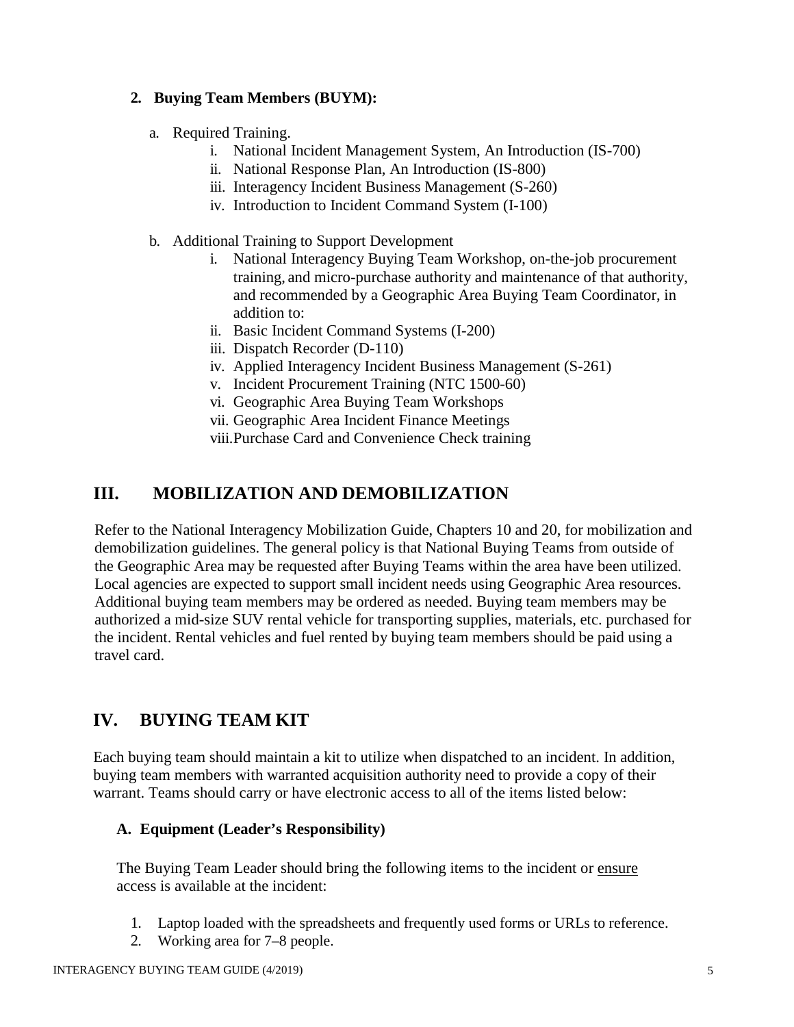### 2. Buying Team Members (BUYM):

a. Required Training.
   i. National Incident Management System, An Introduction (IS-700)
   ii. National Response Plan, An Introduction (IS-800)
   iii. Interagency Incident Business Management (S-260)
   iv. Introduction to Incident Command System (I-100)

b. Additional Training to Support Development
   i. National Interagency Buying Team Workshop, on-the-job procurement training, and micro-purchase authority and maintenance of that authority, and recommended by a Geographic Area Buying Team Coordinator, in addition to:
   ii. Basic Incident Command Systems (I-200)
   iii. Dispatch Recorder (D-110)
   iv. Applied Interagency Incident Business Management (S-261)
   v. Incident Procurement Training (NTC 1500-60)
   vi. Geographic Area Buying Team Workshops
   vii. Geographic Area Incident Finance Meetings
   viii. Purchase Card and Convenience Check training

## III. MOBILIZATION AND DEMOBILIZATION

Refer to the National Interagency Mobilization Guide, Chapters 10 and 20, for mobilization and demobilization guidelines. The general policy is that National Buying Teams from outside of the Geographic Area may be requested after Buying Teams within the area have been utilized. Local agencies are expected to support small incident needs using Geographic Area resources. Additional buying team members may be ordered as needed. Buying team members may be authorized a mid-size SUV rental vehicle for transporting supplies, materials, etc. purchased for the incident. Rental vehicles and fuel rented by buying team members should be paid using a travel card.

## IV. BUYING TEAM KIT

Each buying team should maintain a kit to utilize when dispatched to an incident. In addition, buying team members with warranted acquisition authority need to provide a copy of their warrant. Teams should carry or have electronic access to all of the items listed below:

### A. Equipment (Leader's Responsibility)

The Buying Team Leader should bring the following items to the incident or ensure access is available at the incident:

1. Laptop loaded with the spreadsheets and frequently used forms or URLs to reference.
2. Working area for 7–8 people.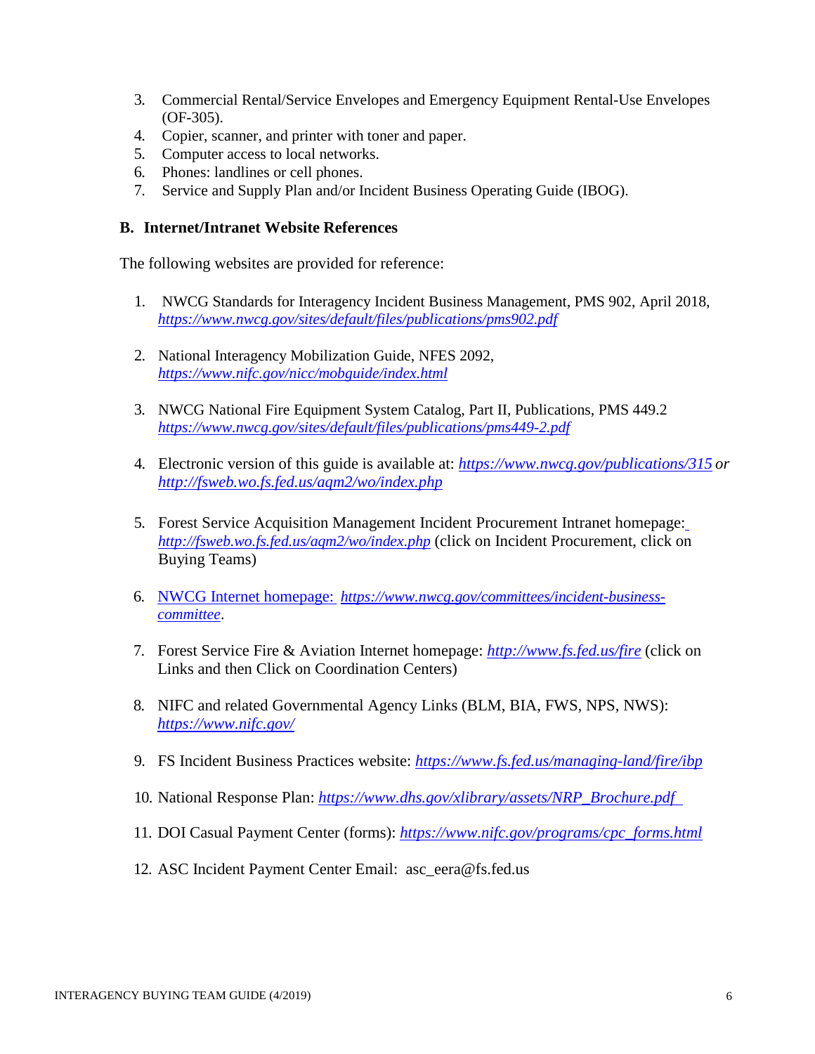3. Commercial Rental/Service Envelopes and Emergency Equipment Rental-Use Envelopes (OF-305).
4. Copier, scanner, and printer with toner and paper.
5. Computer access to local networks.
6. Phones: landlines or cell phones.
7. Service and Supply Plan and/or Incident Business Operating Guide (IBOG).

## B. Internet/Intranet Website References

The following websites are provided for reference:

1. NWCG Standards for Interagency Incident Business Management, PMS 902, April 2018, *https://www.nwcg.gov/sites/default/files/publications/pms902.pdf*

2. National Interagency Mobilization Guide, NFES 2092, *https://www.nifc.gov/nicc/mobguide/index.html*

3. NWCG National Fire Equipment System Catalog, Part II, Publications, PMS 449.2 *https://www.nwcg.gov/sites/default/files/publications/pms449-2.pdf*

4. Electronic version of this guide is available at: *https://www.nwcg.gov/publications/315 or http://fsweb.wo.fs.fed.us/aqm2/wo/index.php*

5. Forest Service Acquisition Management Incident Procurement Intranet homepage: *http://fsweb.wo.fs.fed.us/aqm2/wo/index.php* (click on Incident Procurement, click on Buying Teams)

6. NWCG Internet homepage: *https://www.nwcg.gov/committees/incident-business-committee*.

7. Forest Service Fire & Aviation Internet homepage: *http://www.fs.fed.us/fire* (click on Links and then Click on Coordination Centers)

8. NIFC and related Governmental Agency Links (BLM, BIA, FWS, NPS, NWS): *https://www.nifc.gov/*

9. FS Incident Business Practices website: *https://www.fs.fed.us/managing-land/fire/ibp*

10. National Response Plan: *https://www.dhs.gov/xlibrary/assets/NRP_Brochure.pdf*

11. DOI Casual Payment Center (forms): *https://www.nifc.gov/programs/cpc_forms.html*

12. ASC Incident Payment Center Email: asc_eera@fs.fed.us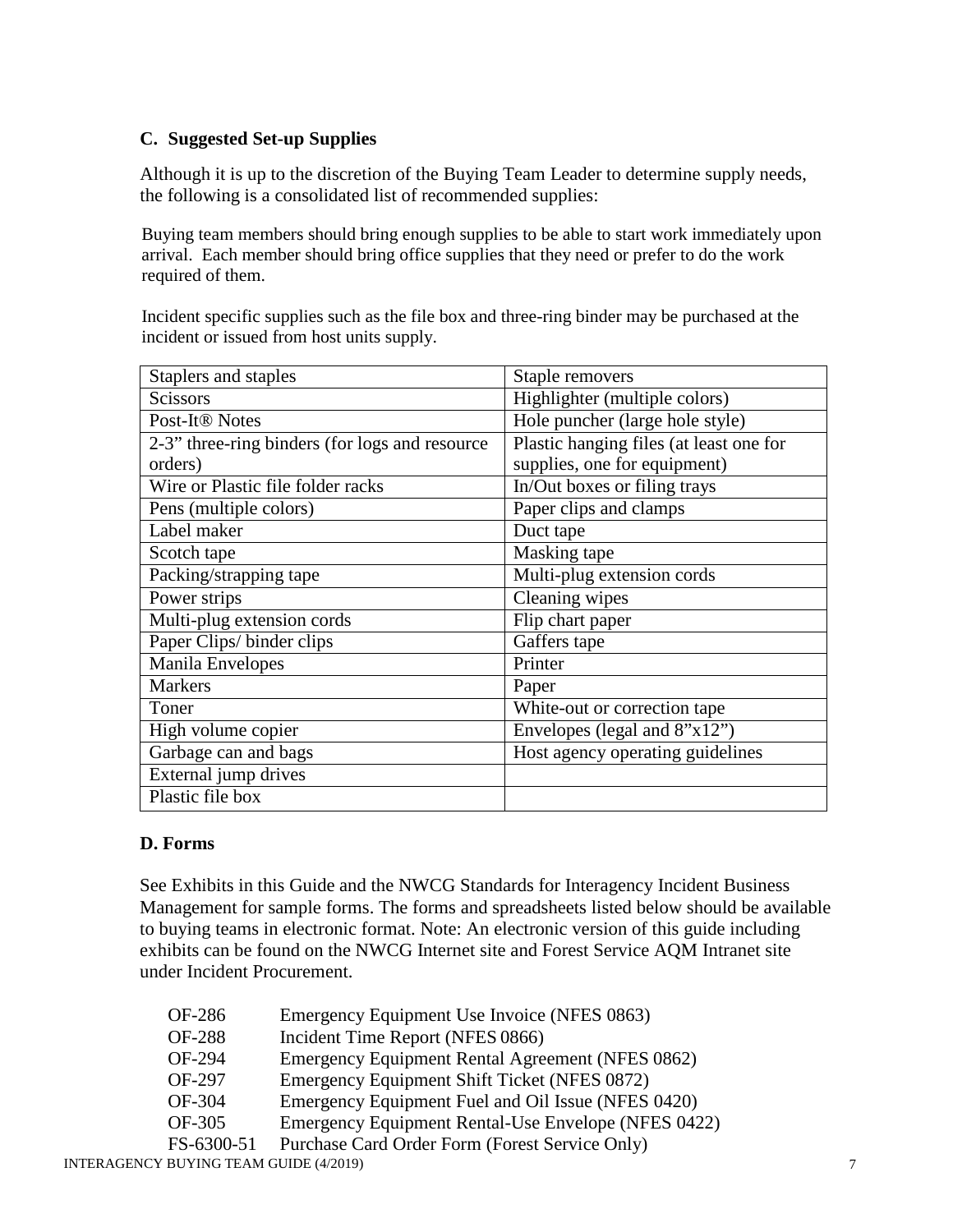### C. Suggested Set-up Supplies

Although it is up to the discretion of the Buying Team Leader to determine supply needs, the following is a consolidated list of recommended supplies:

Buying team members should bring enough supplies to be able to start work immediately upon arrival. Each member should bring office supplies that they need or prefer to do the work required of them.

Incident specific supplies such as the file box and three-ring binder may be purchased at the incident or issued from host units supply.

| | |
|---|---|
| Staplers and staples | Staple removers |
| Scissors | Highlighter (multiple colors) |
| Post-It® Notes | Hole puncher (large hole style) |
| 2-3" three-ring binders (for logs and resource orders) | Plastic hanging files (at least one for supplies, one for equipment) |
| Wire or Plastic file folder racks | In/Out boxes or filing trays |
| Pens (multiple colors) | Paper clips and clamps |
| Label maker | Duct tape |
| Scotch tape | Masking tape |
| Packing/strapping tape | Multi-plug extension cords |
| Power strips | Cleaning wipes |
| Multi-plug extension cords | Flip chart paper |
| Paper Clips/ binder clips | Gaffers tape |
| Manila Envelopes | Printer |
| Markers | Paper |
| Toner | White-out or correction tape |
| High volume copier | Envelopes (legal and 8"x12") |
| Garbage can and bags | Host agency operating guidelines |
| External jump drives | |
| Plastic file box | |

### D. Forms

See Exhibits in this Guide and the NWCG Standards for Interagency Incident Business Management for sample forms. The forms and spreadsheets listed below should be available to buying teams in electronic format. Note: An electronic version of this guide including exhibits can be found on the NWCG Internet site and Forest Service AQM Intranet site under Incident Procurement.

- OF-286 Emergency Equipment Use Invoice (NFES 0863)
- OF-288 Incident Time Report (NFES 0866)
- OF-294 Emergency Equipment Rental Agreement (NFES 0862)
- OF-297 Emergency Equipment Shift Ticket (NFES 0872)
- OF-304 Emergency Equipment Fuel and Oil Issue (NFES 0420)
- OF-305 Emergency Equipment Rental-Use Envelope (NFES 0422)
- FS-6300-51 Purchase Card Order Form (Forest Service Only)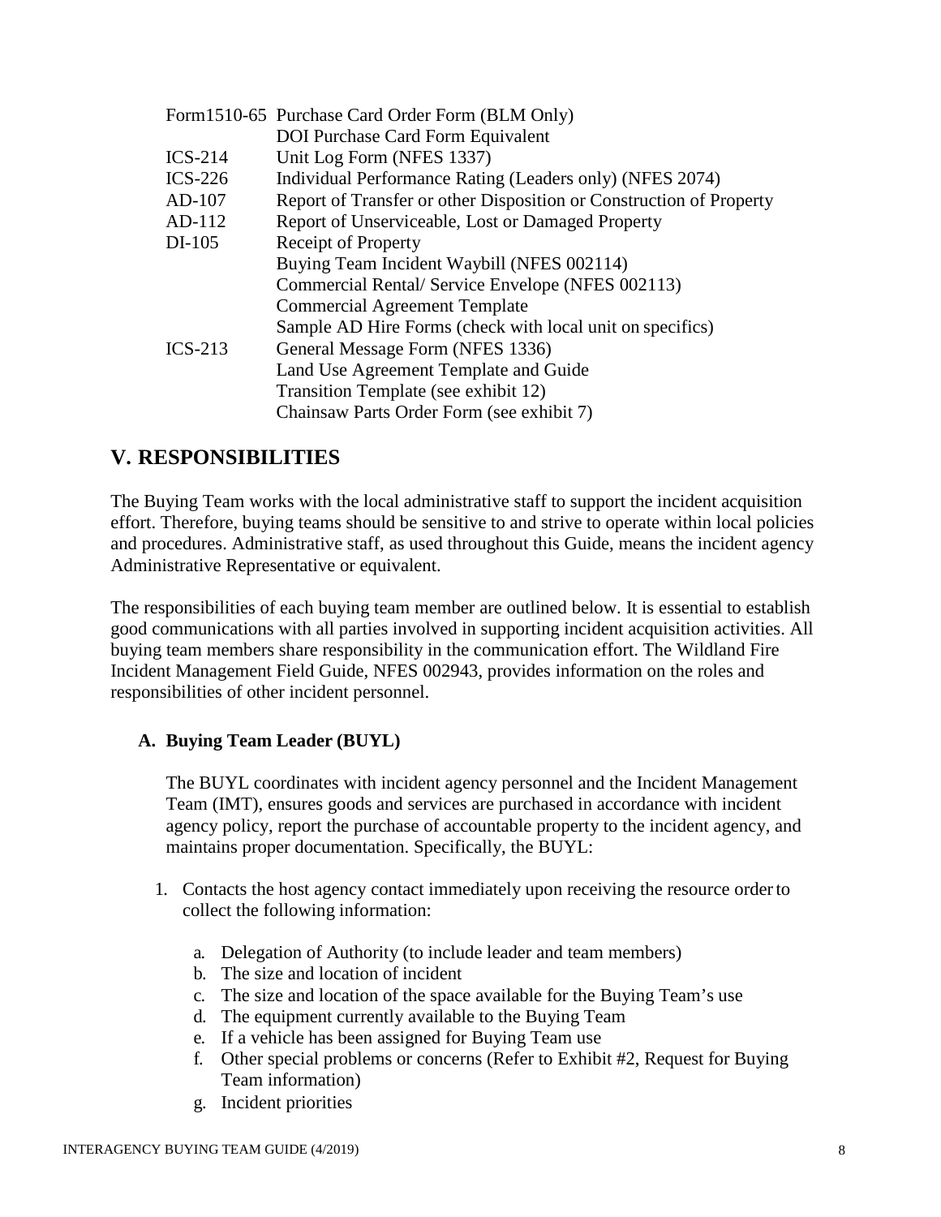| | |
|---|---|
| Form1510-65 | Purchase Card Order Form (BLM Only) |
| | DOI Purchase Card Form Equivalent |
| ICS-214 | Unit Log Form (NFES 1337) |
| ICS-226 | Individual Performance Rating (Leaders only) (NFES 2074) |
| AD-107 | Report of Transfer or other Disposition or Construction of Property |
| AD-112 | Report of Unserviceable, Lost or Damaged Property |
| DI-105 | Receipt of Property |
| | Buying Team Incident Waybill (NFES 002114) |
| | Commercial Rental/ Service Envelope (NFES 002113) |
| | Commercial Agreement Template |
| | Sample AD Hire Forms (check with local unit on specifics) |
| ICS-213 | General Message Form (NFES 1336) |
| | Land Use Agreement Template and Guide |
| | Transition Template (see exhibit 12) |
| | Chainsaw Parts Order Form (see exhibit 7) |

## V. RESPONSIBILITIES

The Buying Team works with the local administrative staff to support the incident acquisition effort. Therefore, buying teams should be sensitive to and strive to operate within local policies and procedures. Administrative staff, as used throughout this Guide, means the incident agency Administrative Representative or equivalent.

The responsibilities of each buying team member are outlined below. It is essential to establish good communications with all parties involved in supporting incident acquisition activities. All buying team members share responsibility in the communication effort. The Wildland Fire Incident Management Field Guide, NFES 002943, provides information on the roles and responsibilities of other incident personnel.

### A. Buying Team Leader (BUYL)

The BUYL coordinates with incident agency personnel and the Incident Management Team (IMT), ensures goods and services are purchased in accordance with incident agency policy, report the purchase of accountable property to the incident agency, and maintains proper documentation. Specifically, the BUYL:

1. Contacts the host agency contact immediately upon receiving the resource order to collect the following information:

    a. Delegation of Authority (to include leader and team members)
    b. The size and location of incident
    c. The size and location of the space available for the Buying Team's use
    d. The equipment currently available to the Buying Team
    e. If a vehicle has been assigned for Buying Team use
    f. Other special problems or concerns (Refer to Exhibit #2, Request for Buying Team information)
    g. Incident priorities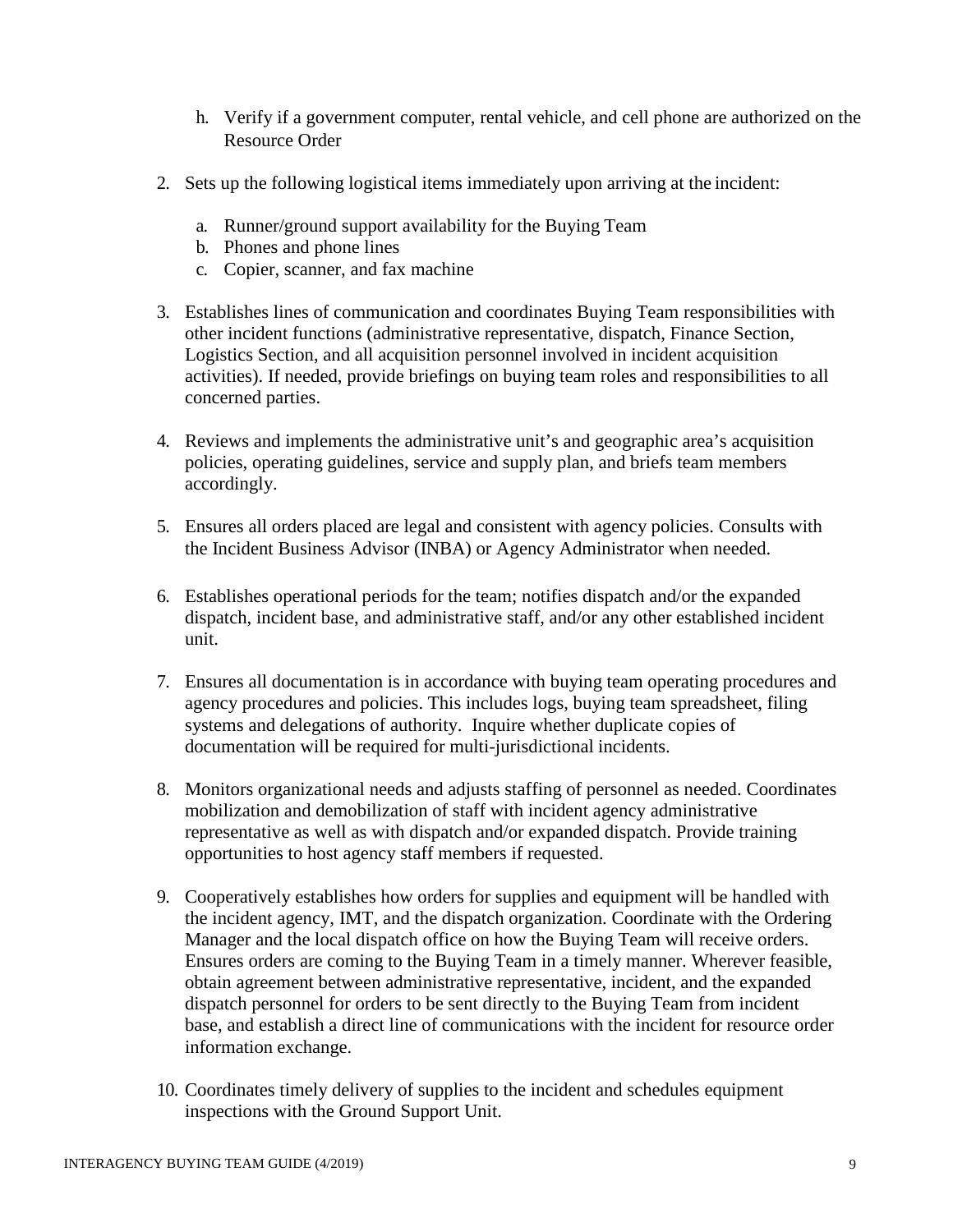h. Verify if a government computer, rental vehicle, and cell phone are authorized on the Resource Order

2. Sets up the following logistical items immediately upon arriving at the incident:

   a. Runner/ground support availability for the Buying Team
   b. Phones and phone lines
   c. Copier, scanner, and fax machine

3. Establishes lines of communication and coordinates Buying Team responsibilities with other incident functions (administrative representative, dispatch, Finance Section, Logistics Section, and all acquisition personnel involved in incident acquisition activities). If needed, provide briefings on buying team roles and responsibilities to all concerned parties.

4. Reviews and implements the administrative unit's and geographic area's acquisition policies, operating guidelines, service and supply plan, and briefs team members accordingly.

5. Ensures all orders placed are legal and consistent with agency policies. Consults with the Incident Business Advisor (INBA) or Agency Administrator when needed.

6. Establishes operational periods for the team; notifies dispatch and/or the expanded dispatch, incident base, and administrative staff, and/or any other established incident unit.

7. Ensures all documentation is in accordance with buying team operating procedures and agency procedures and policies. This includes logs, buying team spreadsheet, filing systems and delegations of authority. Inquire whether duplicate copies of documentation will be required for multi-jurisdictional incidents.

8. Monitors organizational needs and adjusts staffing of personnel as needed. Coordinates mobilization and demobilization of staff with incident agency administrative representative as well as with dispatch and/or expanded dispatch. Provide training opportunities to host agency staff members if requested.

9. Cooperatively establishes how orders for supplies and equipment will be handled with the incident agency, IMT, and the dispatch organization. Coordinate with the Ordering Manager and the local dispatch office on how the Buying Team will receive orders. Ensures orders are coming to the Buying Team in a timely manner. Wherever feasible, obtain agreement between administrative representative, incident, and the expanded dispatch personnel for orders to be sent directly to the Buying Team from incident base, and establish a direct line of communications with the incident for resource order information exchange.

10. Coordinates timely delivery of supplies to the incident and schedules equipment inspections with the Ground Support Unit.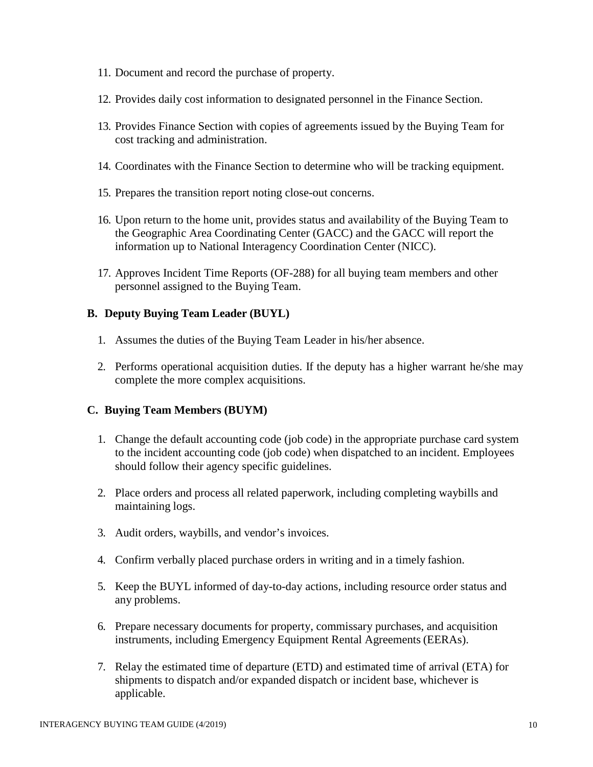11. Document and record the purchase of property.

12. Provides daily cost information to designated personnel in the Finance Section.

13. Provides Finance Section with copies of agreements issued by the Buying Team for cost tracking and administration.

14. Coordinates with the Finance Section to determine who will be tracking equipment.

15. Prepares the transition report noting close-out concerns.

16. Upon return to the home unit, provides status and availability of the Buying Team to the Geographic Area Coordinating Center (GACC) and the GACC will report the information up to National Interagency Coordination Center (NICC).

17. Approves Incident Time Reports (OF-288) for all buying team members and other personnel assigned to the Buying Team.

### B. Deputy Buying Team Leader (BUYL)

1. Assumes the duties of the Buying Team Leader in his/her absence.

2. Performs operational acquisition duties. If the deputy has a higher warrant he/she may complete the more complex acquisitions.

### C. Buying Team Members (BUYM)

1. Change the default accounting code (job code) in the appropriate purchase card system to the incident accounting code (job code) when dispatched to an incident. Employees should follow their agency specific guidelines.

2. Place orders and process all related paperwork, including completing waybills and maintaining logs.

3. Audit orders, waybills, and vendor's invoices.

4. Confirm verbally placed purchase orders in writing and in a timely fashion.

5. Keep the BUYL informed of day-to-day actions, including resource order status and any problems.

6. Prepare necessary documents for property, commissary purchases, and acquisition instruments, including Emergency Equipment Rental Agreements (EERAs).

7. Relay the estimated time of departure (ETD) and estimated time of arrival (ETA) for shipments to dispatch and/or expanded dispatch or incident base, whichever is applicable.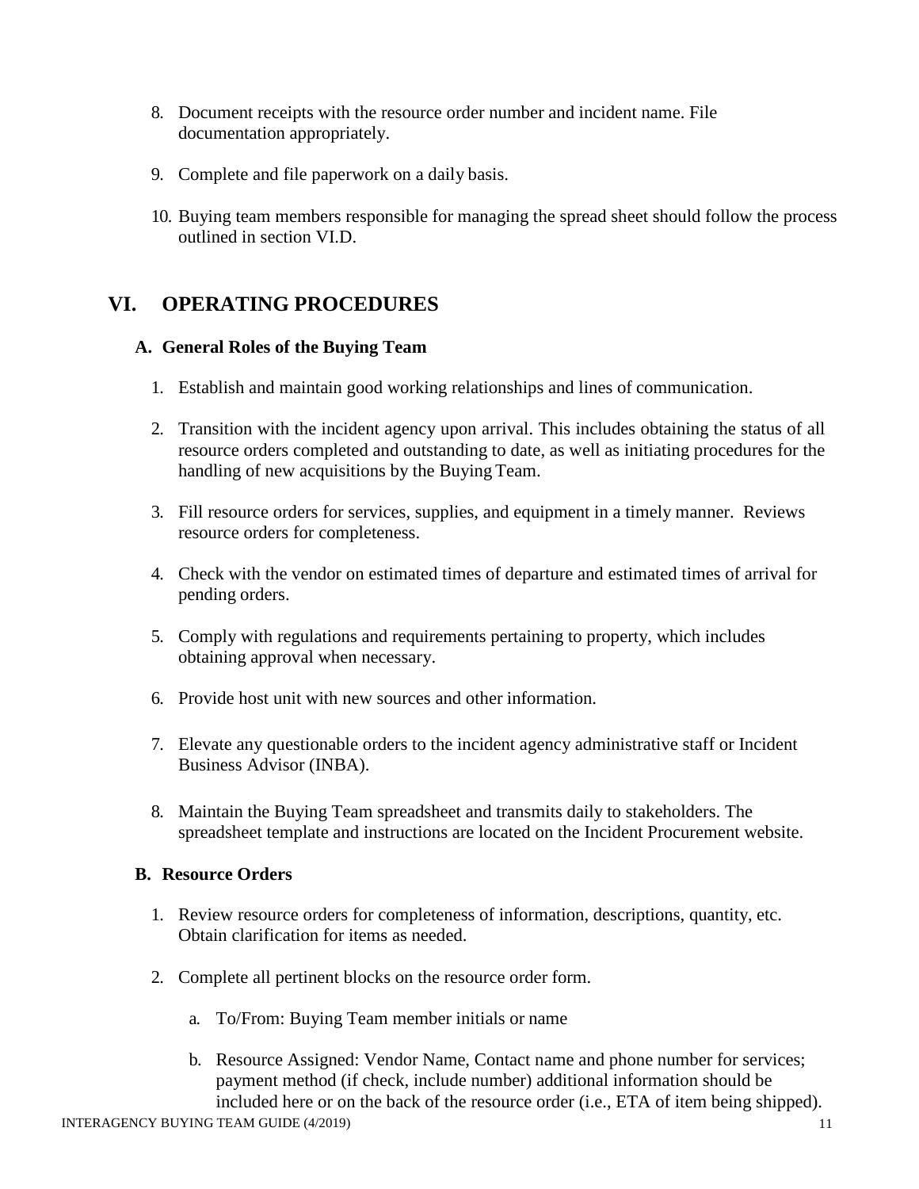8. Document receipts with the resource order number and incident name. File documentation appropriately.

9. Complete and file paperwork on a daily basis.

10. Buying team members responsible for managing the spread sheet should follow the process outlined in section VI.D.

# VI. OPERATING PROCEDURES

## A. General Roles of the Buying Team

1. Establish and maintain good working relationships and lines of communication.

2. Transition with the incident agency upon arrival. This includes obtaining the status of all resource orders completed and outstanding to date, as well as initiating procedures for the handling of new acquisitions by the Buying Team.

3. Fill resource orders for services, supplies, and equipment in a timely manner. Reviews resource orders for completeness.

4. Check with the vendor on estimated times of departure and estimated times of arrival for pending orders.

5. Comply with regulations and requirements pertaining to property, which includes obtaining approval when necessary.

6. Provide host unit with new sources and other information.

7. Elevate any questionable orders to the incident agency administrative staff or Incident Business Advisor (INBA).

8. Maintain the Buying Team spreadsheet and transmits daily to stakeholders. The spreadsheet template and instructions are located on the Incident Procurement website.

## B. Resource Orders

1. Review resource orders for completeness of information, descriptions, quantity, etc. Obtain clarification for items as needed.

2. Complete all pertinent blocks on the resource order form.

   a. To/From: Buying Team member initials or name

   b. Resource Assigned: Vendor Name, Contact name and phone number for services; payment method (if check, include number) additional information should be included here or on the back of the resource order (i.e., ETA of item being shipped).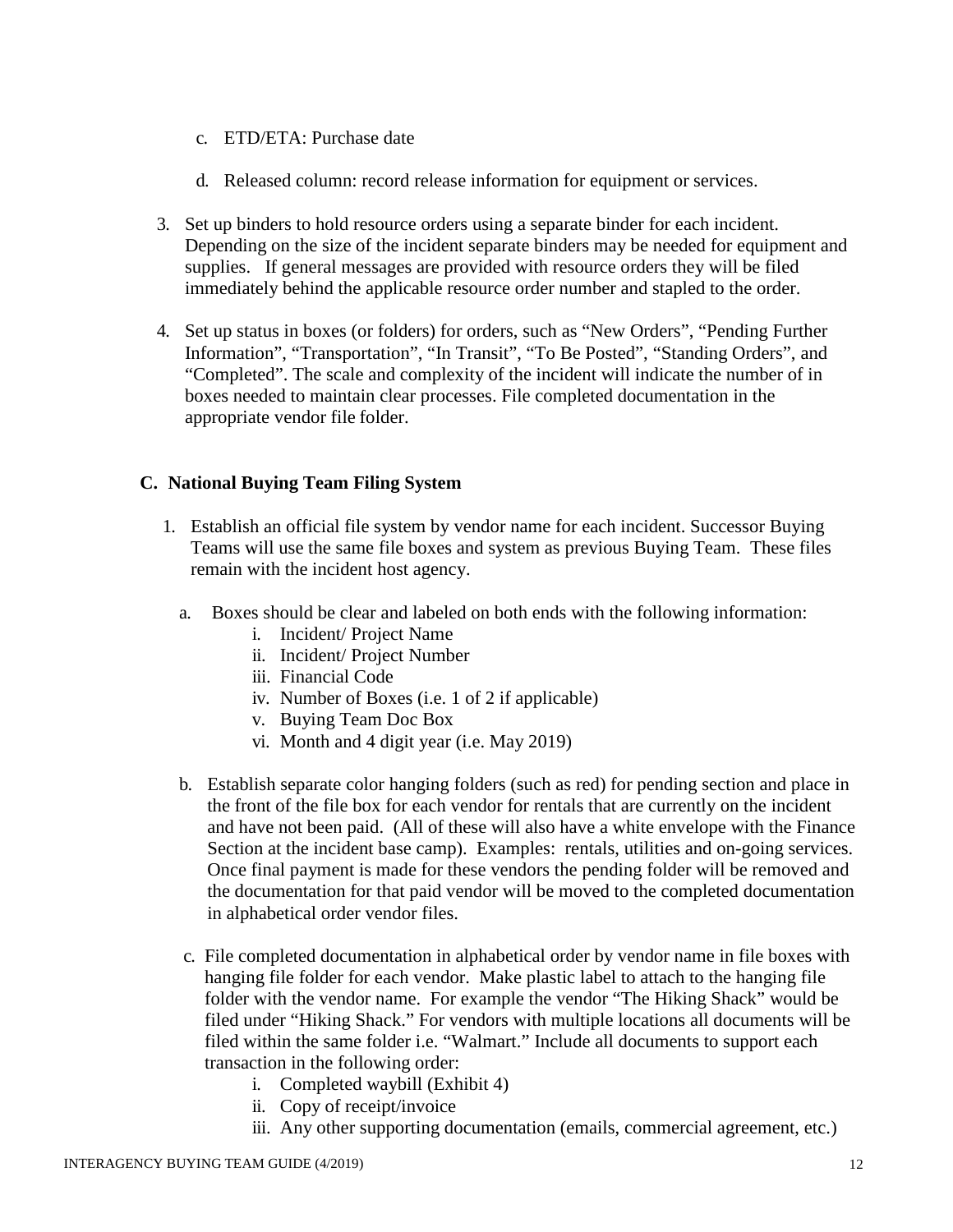c. ETD/ETA: Purchase date

   d. Released column: record release information for equipment or services.

3. Set up binders to hold resource orders using a separate binder for each incident. Depending on the size of the incident separate binders may be needed for equipment and supplies. If general messages are provided with resource orders they will be filed immediately behind the applicable resource order number and stapled to the order.

4. Set up status in boxes (or folders) for orders, such as "New Orders", "Pending Further Information", "Transportation", "In Transit", "To Be Posted", "Standing Orders", and "Completed". The scale and complexity of the incident will indicate the number of in boxes needed to maintain clear processes. File completed documentation in the appropriate vendor file folder.

### C. National Buying Team Filing System

1. Establish an official file system by vendor name for each incident. Successor Buying Teams will use the same file boxes and system as previous Buying Team. These files remain with the incident host agency.

   a. Boxes should be clear and labeled on both ends with the following information:
      i. Incident/ Project Name
      ii. Incident/ Project Number
      iii. Financial Code
      iv. Number of Boxes (i.e. 1 of 2 if applicable)
      v. Buying Team Doc Box
      vi. Month and 4 digit year (i.e. May 2019)

   b. Establish separate color hanging folders (such as red) for pending section and place in the front of the file box for each vendor for rentals that are currently on the incident and have not been paid. (All of these will also have a white envelope with the Finance Section at the incident base camp). Examples: rentals, utilities and on-going services. Once final payment is made for these vendors the pending folder will be removed and the documentation for that paid vendor will be moved to the completed documentation in alphabetical order vendor files.

   c. File completed documentation in alphabetical order by vendor name in file boxes with hanging file folder for each vendor. Make plastic label to attach to the hanging file folder with the vendor name. For example the vendor "The Hiking Shack" would be filed under "Hiking Shack." For vendors with multiple locations all documents will be filed within the same folder i.e. "Walmart." Include all documents to support each transaction in the following order:
      i. Completed waybill (Exhibit 4)
      ii. Copy of receipt/invoice
      iii. Any other supporting documentation (emails, commercial agreement, etc.)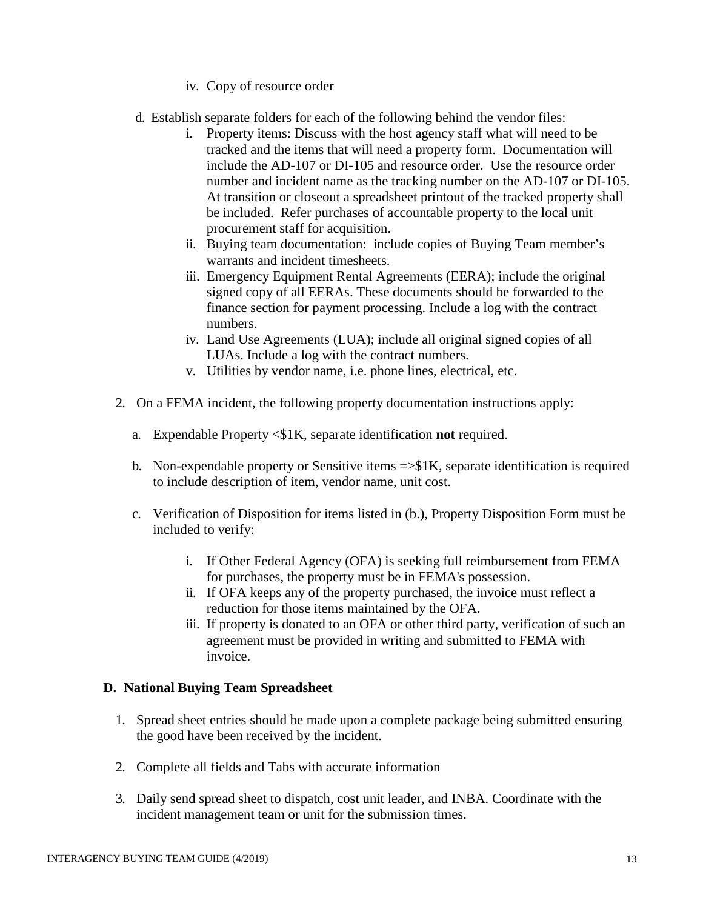iv. Copy of resource order

d. Establish separate folders for each of the following behind the vendor files:
    i. Property items: Discuss with the host agency staff what will need to be tracked and the items that will need a property form. Documentation will include the AD-107 or DI-105 and resource order. Use the resource order number and incident name as the tracking number on the AD-107 or DI-105. At transition or closeout a spreadsheet printout of the tracked property shall be included. Refer purchases of accountable property to the local unit procurement staff for acquisition.
    ii. Buying team documentation: include copies of Buying Team member's warrants and incident timesheets.
    iii. Emergency Equipment Rental Agreements (EERA); include the original signed copy of all EERAs. These documents should be forwarded to the finance section for payment processing. Include a log with the contract numbers.
    iv. Land Use Agreements (LUA); include all original signed copies of all LUAs. Include a log with the contract numbers.
    v. Utilities by vendor name, i.e. phone lines, electrical, etc.

2. On a FEMA incident, the following property documentation instructions apply:

    a. Expendable Property <$1K, separate identification **not** required.

    b. Non-expendable property or Sensitive items =>$1K, separate identification is required to include description of item, vendor name, unit cost.

    c. Verification of Disposition for items listed in (b.), Property Disposition Form must be included to verify:

        i. If Other Federal Agency (OFA) is seeking full reimbursement from FEMA for purchases, the property must be in FEMA's possession.
        ii. If OFA keeps any of the property purchased, the invoice must reflect a reduction for those items maintained by the OFA.
        iii. If property is donated to an OFA or other third party, verification of such an agreement must be provided in writing and submitted to FEMA with invoice.

## D. National Buying Team Spreadsheet

1. Spread sheet entries should be made upon a complete package being submitted ensuring the good have been received by the incident.

2. Complete all fields and Tabs with accurate information

3. Daily send spread sheet to dispatch, cost unit leader, and INBA. Coordinate with the incident management team or unit for the submission times.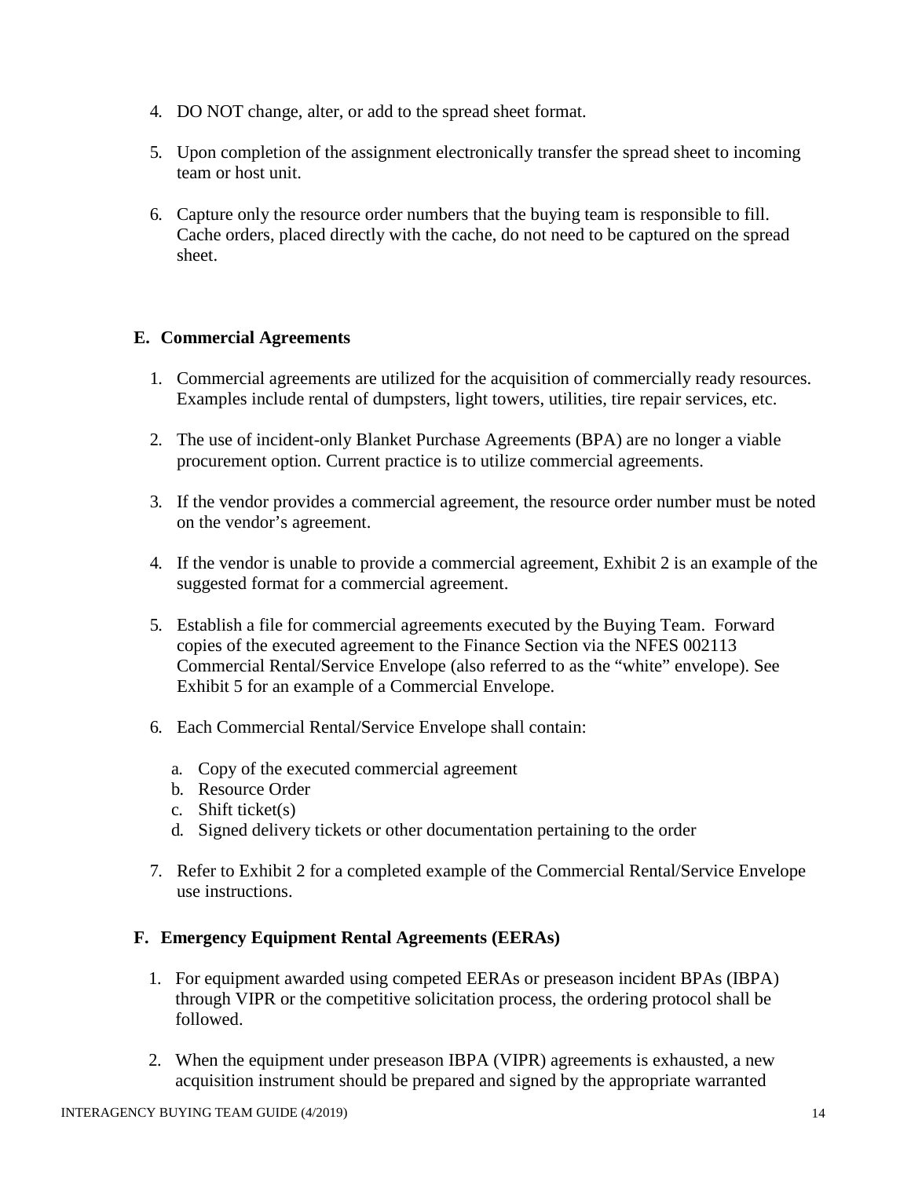4. DO NOT change, alter, or add to the spread sheet format.

5. Upon completion of the assignment electronically transfer the spread sheet to incoming team or host unit.

6. Capture only the resource order numbers that the buying team is responsible to fill. Cache orders, placed directly with the cache, do not need to be captured on the spread sheet.

## E. Commercial Agreements

1. Commercial agreements are utilized for the acquisition of commercially ready resources. Examples include rental of dumpsters, light towers, utilities, tire repair services, etc.

2. The use of incident-only Blanket Purchase Agreements (BPA) are no longer a viable procurement option. Current practice is to utilize commercial agreements.

3. If the vendor provides a commercial agreement, the resource order number must be noted on the vendor's agreement.

4. If the vendor is unable to provide a commercial agreement, Exhibit 2 is an example of the suggested format for a commercial agreement.

5. Establish a file for commercial agreements executed by the Buying Team. Forward copies of the executed agreement to the Finance Section via the NFES 002113 Commercial Rental/Service Envelope (also referred to as the "white" envelope). See Exhibit 5 for an example of a Commercial Envelope.

6. Each Commercial Rental/Service Envelope shall contain:

   a. Copy of the executed commercial agreement
   b. Resource Order
   c. Shift ticket(s)
   d. Signed delivery tickets or other documentation pertaining to the order

7. Refer to Exhibit 2 for a completed example of the Commercial Rental/Service Envelope use instructions.

## F. Emergency Equipment Rental Agreements (EERAs)

1. For equipment awarded using competed EERAs or preseason incident BPAs (IBPA) through VIPR or the competitive solicitation process, the ordering protocol shall be followed.

2. When the equipment under preseason IBPA (VIPR) agreements is exhausted, a new acquisition instrument should be prepared and signed by the appropriate warranted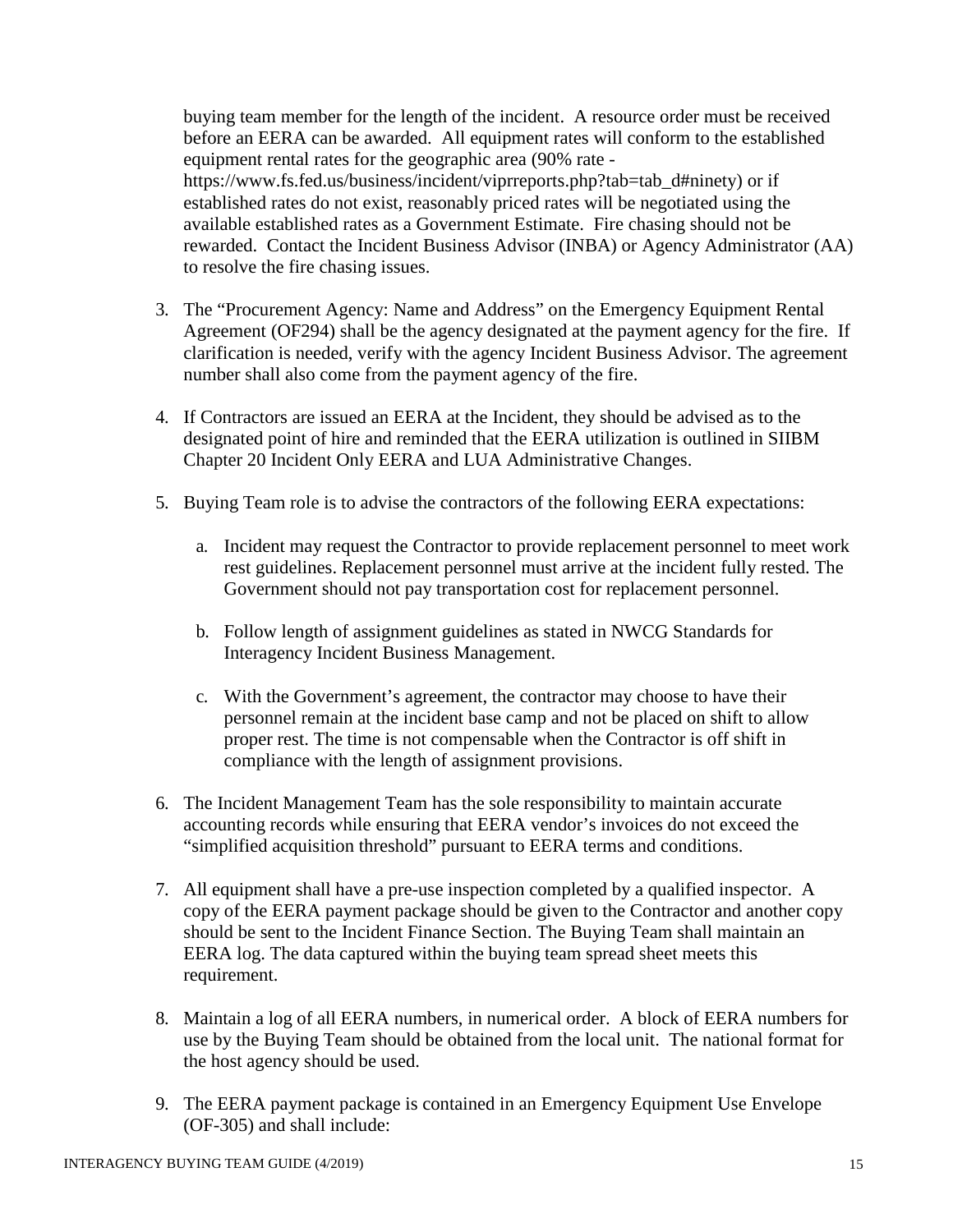buying team member for the length of the incident. A resource order must be received before an EERA can be awarded. All equipment rates will conform to the established equipment rental rates for the geographic area (90% rate - https://www.fs.fed.us/business/incident/viprreports.php?tab=tab_d#ninety) or if established rates do not exist, reasonably priced rates will be negotiated using the available established rates as a Government Estimate. Fire chasing should not be rewarded. Contact the Incident Business Advisor (INBA) or Agency Administrator (AA) to resolve the fire chasing issues.

3. The "Procurement Agency: Name and Address" on the Emergency Equipment Rental Agreement (OF294) shall be the agency designated at the payment agency for the fire. If clarification is needed, verify with the agency Incident Business Advisor. The agreement number shall also come from the payment agency of the fire.

4. If Contractors are issued an EERA at the Incident, they should be advised as to the designated point of hire and reminded that the EERA utilization is outlined in SIIBM Chapter 20 Incident Only EERA and LUA Administrative Changes.

5. Buying Team role is to advise the contractors of the following EERA expectations:

    a. Incident may request the Contractor to provide replacement personnel to meet work rest guidelines. Replacement personnel must arrive at the incident fully rested. The Government should not pay transportation cost for replacement personnel.

    b. Follow length of assignment guidelines as stated in NWCG Standards for Interagency Incident Business Management.

    c. With the Government's agreement, the contractor may choose to have their personnel remain at the incident base camp and not be placed on shift to allow proper rest. The time is not compensable when the Contractor is off shift in compliance with the length of assignment provisions.

6. The Incident Management Team has the sole responsibility to maintain accurate accounting records while ensuring that EERA vendor's invoices do not exceed the "simplified acquisition threshold" pursuant to EERA terms and conditions.

7. All equipment shall have a pre-use inspection completed by a qualified inspector. A copy of the EERA payment package should be given to the Contractor and another copy should be sent to the Incident Finance Section. The Buying Team shall maintain an EERA log. The data captured within the buying team spread sheet meets this requirement.

8. Maintain a log of all EERA numbers, in numerical order. A block of EERA numbers for use by the Buying Team should be obtained from the local unit. The national format for the host agency should be used.

9. The EERA payment package is contained in an Emergency Equipment Use Envelope (OF-305) and shall include: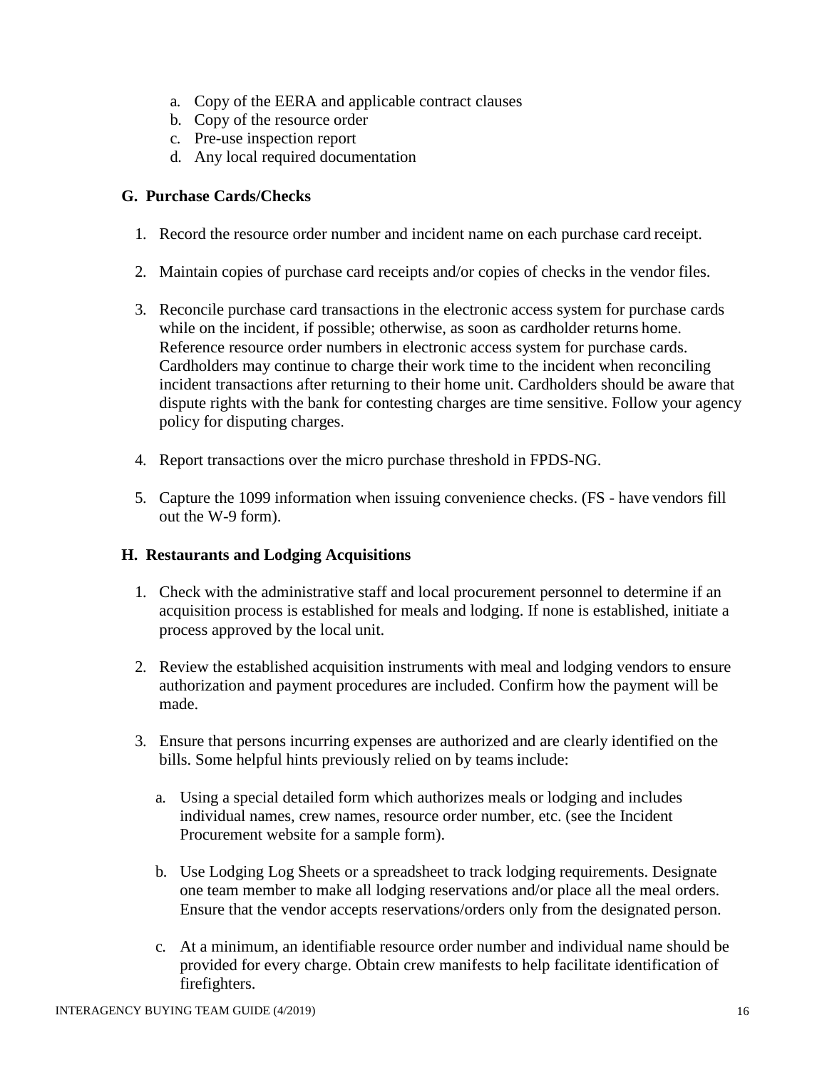a. Copy of the EERA and applicable contract clauses
b. Copy of the resource order
c. Pre-use inspection report
d. Any local required documentation

### G. Purchase Cards/Checks

1. Record the resource order number and incident name on each purchase card receipt.

2. Maintain copies of purchase card receipts and/or copies of checks in the vendor files.

3. Reconcile purchase card transactions in the electronic access system for purchase cards while on the incident, if possible; otherwise, as soon as cardholder returns home. Reference resource order numbers in electronic access system for purchase cards. Cardholders may continue to charge their work time to the incident when reconciling incident transactions after returning to their home unit. Cardholders should be aware that dispute rights with the bank for contesting charges are time sensitive. Follow your agency policy for disputing charges.

4. Report transactions over the micro purchase threshold in FPDS-NG.

5. Capture the 1099 information when issuing convenience checks. (FS - have vendors fill out the W-9 form).

### H. Restaurants and Lodging Acquisitions

1. Check with the administrative staff and local procurement personnel to determine if an acquisition process is established for meals and lodging. If none is established, initiate a process approved by the local unit.

2. Review the established acquisition instruments with meal and lodging vendors to ensure authorization and payment procedures are included. Confirm how the payment will be made.

3. Ensure that persons incurring expenses are authorized and are clearly identified on the bills. Some helpful hints previously relied on by teams include:

   a. Using a special detailed form which authorizes meals or lodging and includes individual names, crew names, resource order number, etc. (see the Incident Procurement website for a sample form).

   b. Use Lodging Log Sheets or a spreadsheet to track lodging requirements. Designate one team member to make all lodging reservations and/or place all the meal orders. Ensure that the vendor accepts reservations/orders only from the designated person.

   c. At a minimum, an identifiable resource order number and individual name should be provided for every charge. Obtain crew manifests to help facilitate identification of firefighters.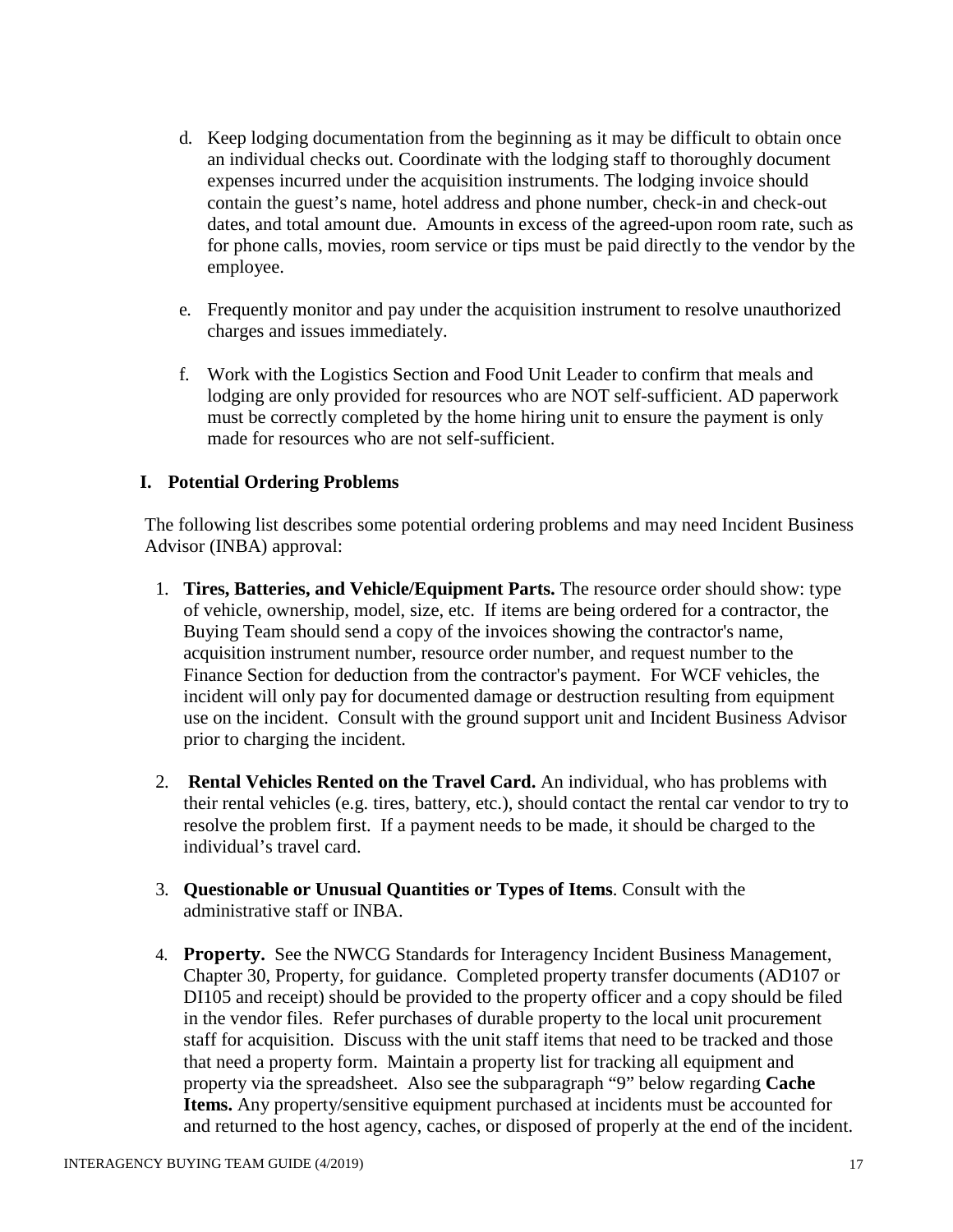d. Keep lodging documentation from the beginning as it may be difficult to obtain once an individual checks out. Coordinate with the lodging staff to thoroughly document expenses incurred under the acquisition instruments. The lodging invoice should contain the guest's name, hotel address and phone number, check-in and check-out dates, and total amount due. Amounts in excess of the agreed-upon room rate, such as for phone calls, movies, room service or tips must be paid directly to the vendor by the employee.

e. Frequently monitor and pay under the acquisition instrument to resolve unauthorized charges and issues immediately.

f. Work with the Logistics Section and Food Unit Leader to confirm that meals and lodging are only provided for resources who are NOT self-sufficient. AD paperwork must be correctly completed by the home hiring unit to ensure the payment is only made for resources who are not self-sufficient.

## I. Potential Ordering Problems

The following list describes some potential ordering problems and may need Incident Business Advisor (INBA) approval:

1. **Tires, Batteries, and Vehicle/Equipment Parts.** The resource order should show: type of vehicle, ownership, model, size, etc. If items are being ordered for a contractor, the Buying Team should send a copy of the invoices showing the contractor's name, acquisition instrument number, resource order number, and request number to the Finance Section for deduction from the contractor's payment. For WCF vehicles, the incident will only pay for documented damage or destruction resulting from equipment use on the incident. Consult with the ground support unit and Incident Business Advisor prior to charging the incident.

2. **Rental Vehicles Rented on the Travel Card.** An individual, who has problems with their rental vehicles (e.g. tires, battery, etc.), should contact the rental car vendor to try to resolve the problem first. If a payment needs to be made, it should be charged to the individual's travel card.

3. **Questionable or Unusual Quantities or Types of Items**. Consult with the administrative staff or INBA.

4. **Property.** See the NWCG Standards for Interagency Incident Business Management, Chapter 30, Property, for guidance. Completed property transfer documents (AD107 or DI105 and receipt) should be provided to the property officer and a copy should be filed in the vendor files. Refer purchases of durable property to the local unit procurement staff for acquisition. Discuss with the unit staff items that need to be tracked and those that need a property form. Maintain a property list for tracking all equipment and property via the spreadsheet. Also see the subparagraph "9" below regarding **Cache Items.** Any property/sensitive equipment purchased at incidents must be accounted for and returned to the host agency, caches, or disposed of properly at the end of the incident.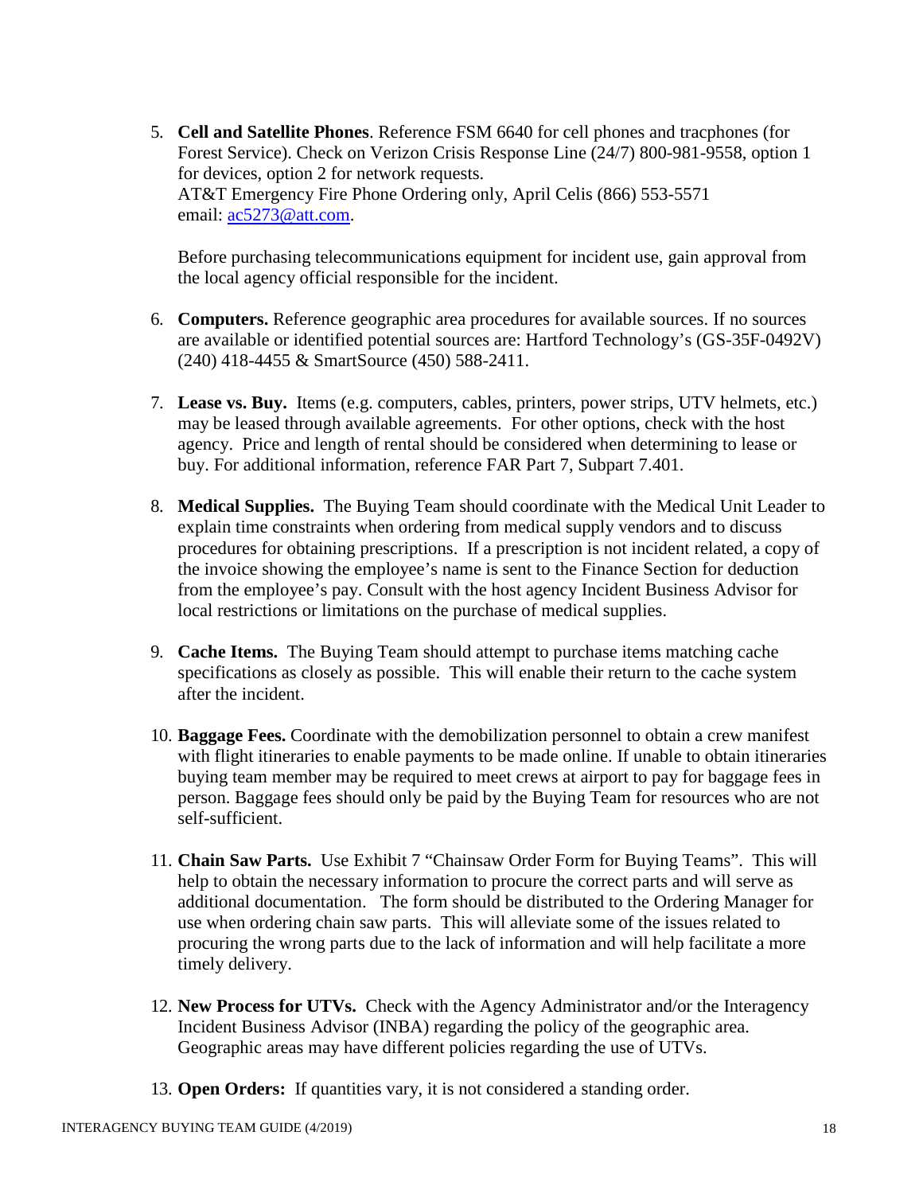5. **Cell and Satellite Phones**. Reference FSM 6640 for cell phones and tracphones (for Forest Service). Check on Verizon Crisis Response Line (24/7) 800-981-9558, option 1 for devices, option 2 for network requests.
   AT&T Emergency Fire Phone Ordering only, April Celis (866) 553-5571
   email: ac5273@att.com.

   Before purchasing telecommunications equipment for incident use, gain approval from the local agency official responsible for the incident.

6. **Computers.** Reference geographic area procedures for available sources. If no sources are available or identified potential sources are: Hartford Technology's (GS-35F-0492V) (240) 418-4455 & SmartSource (450) 588-2411.

7. **Lease vs. Buy.** Items (e.g. computers, cables, printers, power strips, UTV helmets, etc.) may be leased through available agreements. For other options, check with the host agency. Price and length of rental should be considered when determining to lease or buy. For additional information, reference FAR Part 7, Subpart 7.401.

8. **Medical Supplies.** The Buying Team should coordinate with the Medical Unit Leader to explain time constraints when ordering from medical supply vendors and to discuss procedures for obtaining prescriptions. If a prescription is not incident related, a copy of the invoice showing the employee's name is sent to the Finance Section for deduction from the employee's pay. Consult with the host agency Incident Business Advisor for local restrictions or limitations on the purchase of medical supplies.

9. **Cache Items.** The Buying Team should attempt to purchase items matching cache specifications as closely as possible. This will enable their return to the cache system after the incident.

10. **Baggage Fees.** Coordinate with the demobilization personnel to obtain a crew manifest with flight itineraries to enable payments to be made online. If unable to obtain itineraries buying team member may be required to meet crews at airport to pay for baggage fees in person. Baggage fees should only be paid by the Buying Team for resources who are not self-sufficient.

11. **Chain Saw Parts.** Use Exhibit 7 "Chainsaw Order Form for Buying Teams". This will help to obtain the necessary information to procure the correct parts and will serve as additional documentation. The form should be distributed to the Ordering Manager for use when ordering chain saw parts. This will alleviate some of the issues related to procuring the wrong parts due to the lack of information and will help facilitate a more timely delivery.

12. **New Process for UTVs.** Check with the Agency Administrator and/or the Interagency Incident Business Advisor (INBA) regarding the policy of the geographic area. Geographic areas may have different policies regarding the use of UTVs.

13. **Open Orders:** If quantities vary, it is not considered a standing order.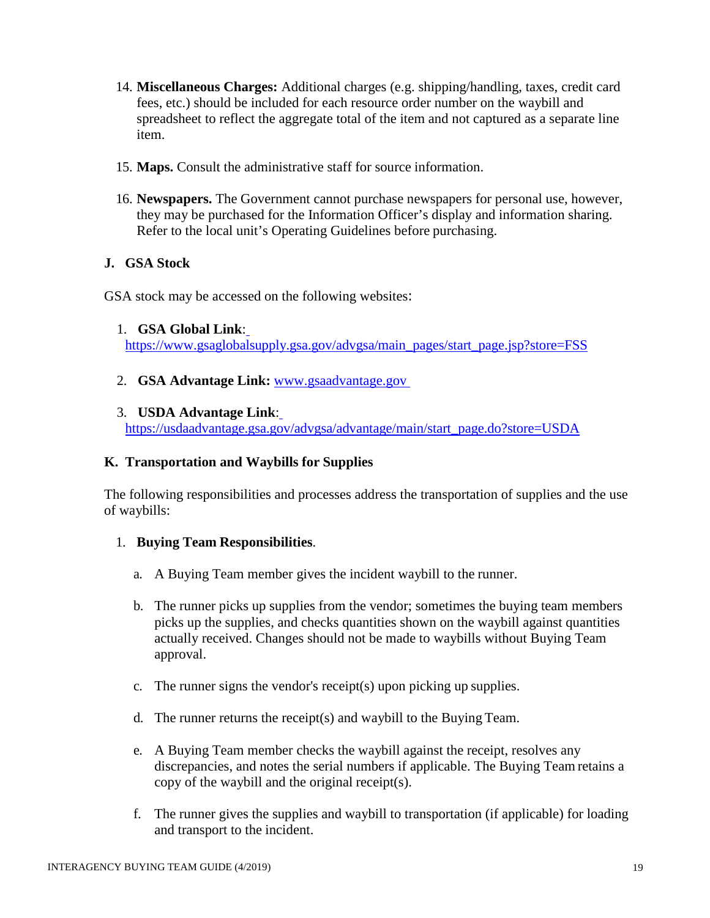14. **Miscellaneous Charges:** Additional charges (e.g. shipping/handling, taxes, credit card fees, etc.) should be included for each resource order number on the waybill and spreadsheet to reflect the aggregate total of the item and not captured as a separate line item.

15. **Maps.** Consult the administrative staff for source information.

16. **Newspapers.** The Government cannot purchase newspapers for personal use, however, they may be purchased for the Information Officer's display and information sharing. Refer to the local unit's Operating Guidelines before purchasing.

## J. GSA Stock

GSA stock may be accessed on the following websites:

1. **GSA Global Link**: https://www.gsaglobalsupply.gsa.gov/advgsa/main_pages/start_page.jsp?store=FSS

2. **GSA Advantage Link:** www.gsaadvantage.gov

3. **USDA Advantage Link**: https://usdaadvantage.gsa.gov/advgsa/advantage/main/start_page.do?store=USDA

## K. Transportation and Waybills for Supplies

The following responsibilities and processes address the transportation of supplies and the use of waybills:

1. **Buying Team Responsibilities**.

   a. A Buying Team member gives the incident waybill to the runner.

   b. The runner picks up supplies from the vendor; sometimes the buying team members picks up the supplies, and checks quantities shown on the waybill against quantities actually received. Changes should not be made to waybills without Buying Team approval.

   c. The runner signs the vendor's receipt(s) upon picking up supplies.

   d. The runner returns the receipt(s) and waybill to the Buying Team.

   e. A Buying Team member checks the waybill against the receipt, resolves any discrepancies, and notes the serial numbers if applicable. The Buying Team retains a copy of the waybill and the original receipt(s).

   f. The runner gives the supplies and waybill to transportation (if applicable) for loading and transport to the incident.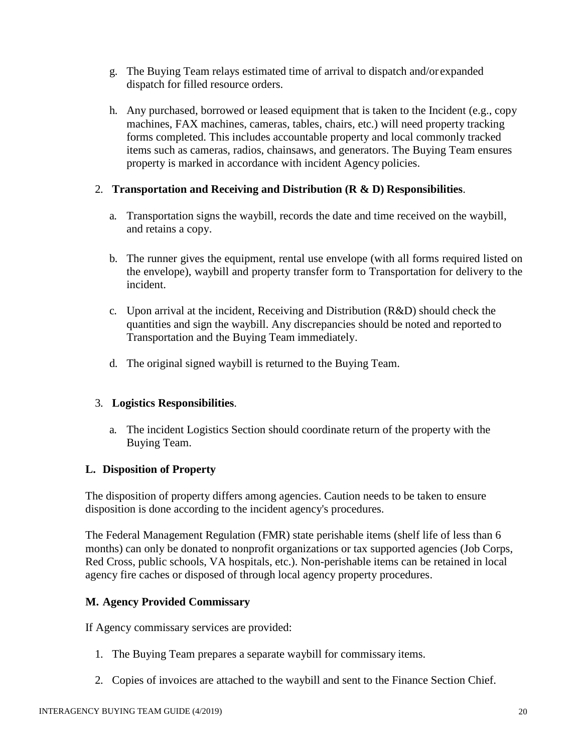g. The Buying Team relays estimated time of arrival to dispatch and/or expanded dispatch for filled resource orders.

h. Any purchased, borrowed or leased equipment that is taken to the Incident (e.g., copy machines, FAX machines, cameras, tables, chairs, etc.) will need property tracking forms completed. This includes accountable property and local commonly tracked items such as cameras, radios, chainsaws, and generators. The Buying Team ensures property is marked in accordance with incident Agency policies.

2. **Transportation and Receiving and Distribution (R & D) Responsibilities**.

   a. Transportation signs the waybill, records the date and time received on the waybill, and retains a copy.

   b. The runner gives the equipment, rental use envelope (with all forms required listed on the envelope), waybill and property transfer form to Transportation for delivery to the incident.

   c. Upon arrival at the incident, Receiving and Distribution (R&D) should check the quantities and sign the waybill. Any discrepancies should be noted and reported to Transportation and the Buying Team immediately.

   d. The original signed waybill is returned to the Buying Team.

3. **Logistics Responsibilities**.

   a. The incident Logistics Section should coordinate return of the property with the Buying Team.

## L. Disposition of Property

The disposition of property differs among agencies. Caution needs to be taken to ensure disposition is done according to the incident agency's procedures.

The Federal Management Regulation (FMR) state perishable items (shelf life of less than 6 months) can only be donated to nonprofit organizations or tax supported agencies (Job Corps, Red Cross, public schools, VA hospitals, etc.). Non-perishable items can be retained in local agency fire caches or disposed of through local agency property procedures.

## M. Agency Provided Commissary

If Agency commissary services are provided:

1. The Buying Team prepares a separate waybill for commissary items.
2. Copies of invoices are attached to the waybill and sent to the Finance Section Chief.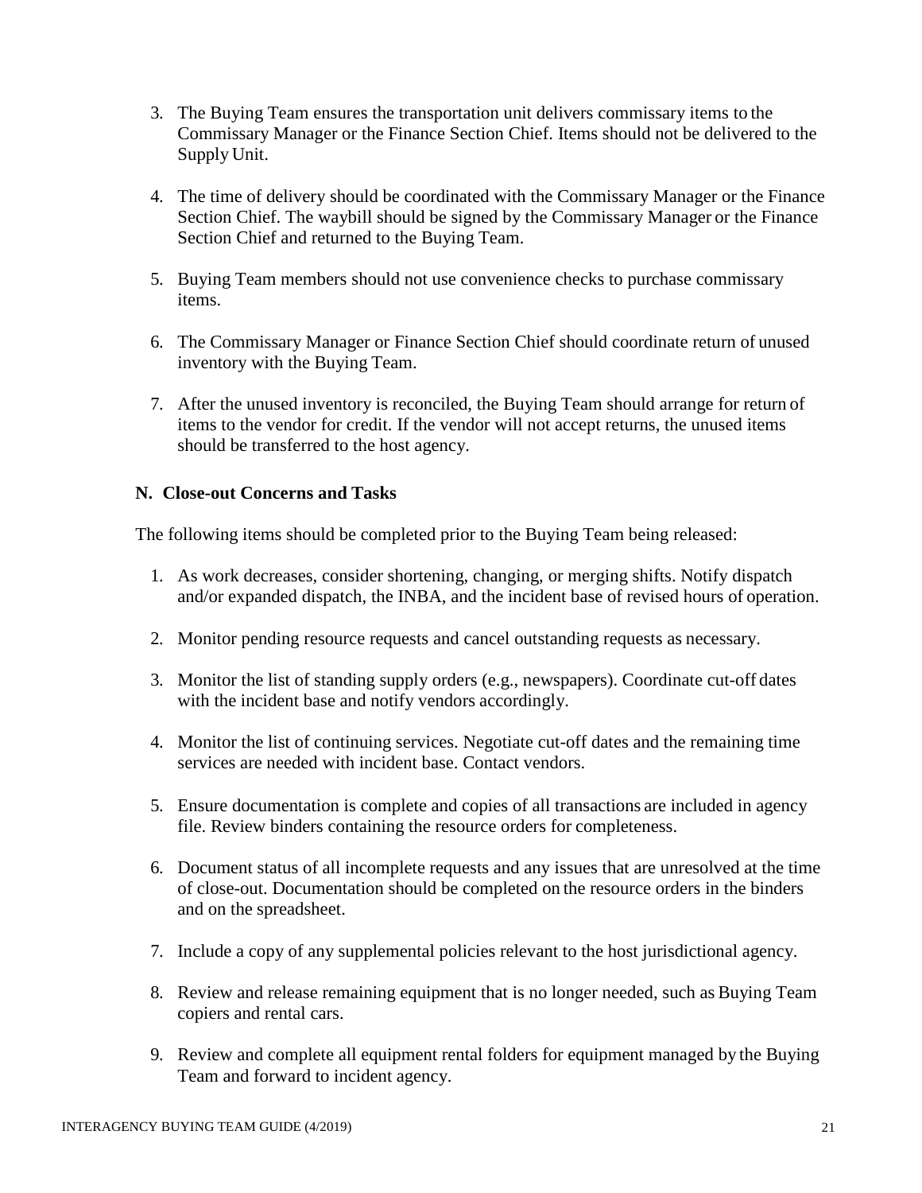3. The Buying Team ensures the transportation unit delivers commissary items to the Commissary Manager or the Finance Section Chief. Items should not be delivered to the Supply Unit.

4. The time of delivery should be coordinated with the Commissary Manager or the Finance Section Chief. The waybill should be signed by the Commissary Manager or the Finance Section Chief and returned to the Buying Team.

5. Buying Team members should not use convenience checks to purchase commissary items.

6. The Commissary Manager or Finance Section Chief should coordinate return of unused inventory with the Buying Team.

7. After the unused inventory is reconciled, the Buying Team should arrange for return of items to the vendor for credit. If the vendor will not accept returns, the unused items should be transferred to the host agency.

### N. Close-out Concerns and Tasks

The following items should be completed prior to the Buying Team being released:

1. As work decreases, consider shortening, changing, or merging shifts. Notify dispatch and/or expanded dispatch, the INBA, and the incident base of revised hours of operation.

2. Monitor pending resource requests and cancel outstanding requests as necessary.

3. Monitor the list of standing supply orders (e.g., newspapers). Coordinate cut-off dates with the incident base and notify vendors accordingly.

4. Monitor the list of continuing services. Negotiate cut-off dates and the remaining time services are needed with incident base. Contact vendors.

5. Ensure documentation is complete and copies of all transactions are included in agency file. Review binders containing the resource orders for completeness.

6. Document status of all incomplete requests and any issues that are unresolved at the time of close-out. Documentation should be completed on the resource orders in the binders and on the spreadsheet.

7. Include a copy of any supplemental policies relevant to the host jurisdictional agency.

8. Review and release remaining equipment that is no longer needed, such as Buying Team copiers and rental cars.

9. Review and complete all equipment rental folders for equipment managed by the Buying Team and forward to incident agency.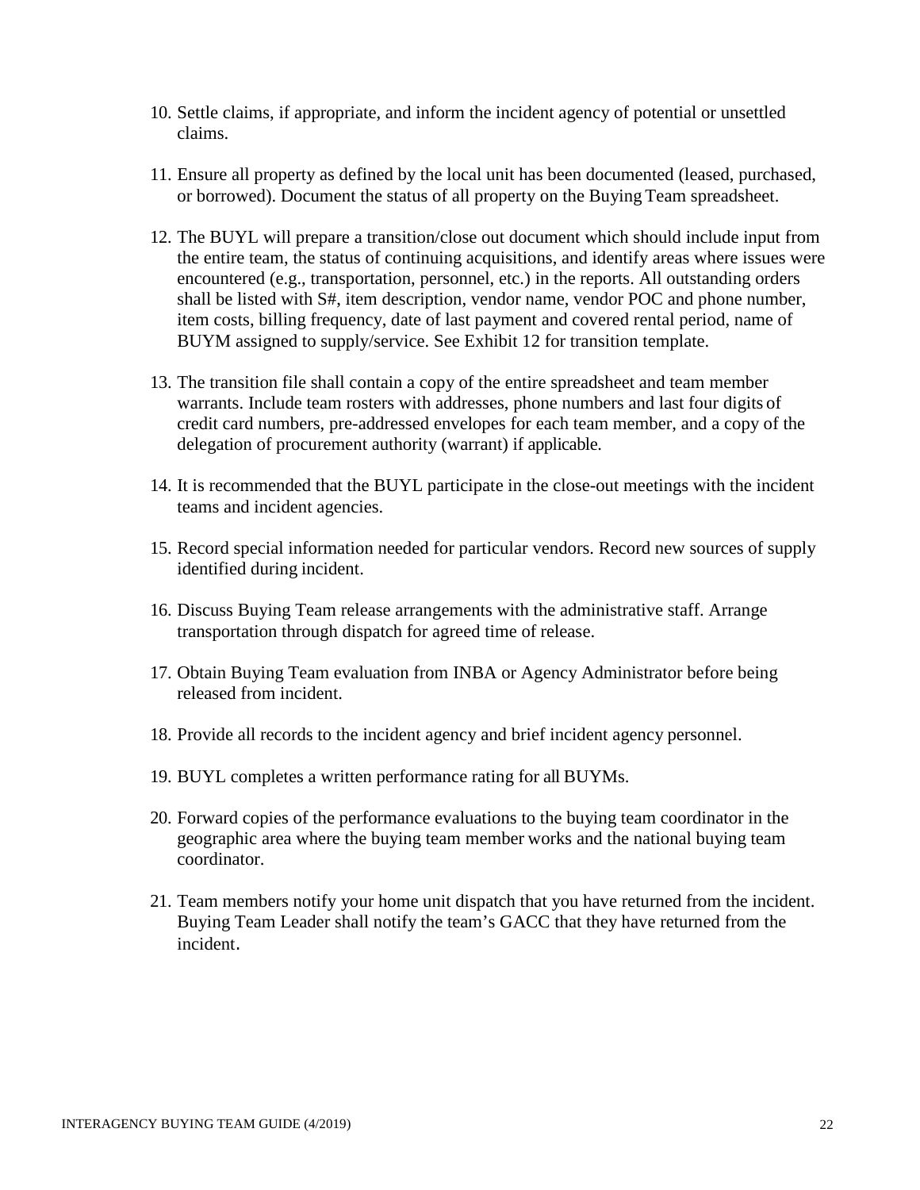10. Settle claims, if appropriate, and inform the incident agency of potential or unsettled claims.

11. Ensure all property as defined by the local unit has been documented (leased, purchased, or borrowed). Document the status of all property on the Buying Team spreadsheet.

12. The BUYL will prepare a transition/close out document which should include input from the entire team, the status of continuing acquisitions, and identify areas where issues were encountered (e.g., transportation, personnel, etc.) in the reports. All outstanding orders shall be listed with S#, item description, vendor name, vendor POC and phone number, item costs, billing frequency, date of last payment and covered rental period, name of BUYM assigned to supply/service. See Exhibit 12 for transition template.

13. The transition file shall contain a copy of the entire spreadsheet and team member warrants. Include team rosters with addresses, phone numbers and last four digits of credit card numbers, pre-addressed envelopes for each team member, and a copy of the delegation of procurement authority (warrant) if applicable.

14. It is recommended that the BUYL participate in the close-out meetings with the incident teams and incident agencies.

15. Record special information needed for particular vendors. Record new sources of supply identified during incident.

16. Discuss Buying Team release arrangements with the administrative staff. Arrange transportation through dispatch for agreed time of release.

17. Obtain Buying Team evaluation from INBA or Agency Administrator before being released from incident.

18. Provide all records to the incident agency and brief incident agency personnel.

19. BUYL completes a written performance rating for all BUYMs.

20. Forward copies of the performance evaluations to the buying team coordinator in the geographic area where the buying team member works and the national buying team coordinator.

21. Team members notify your home unit dispatch that you have returned from the incident. Buying Team Leader shall notify the team's GACC that they have returned from the incident.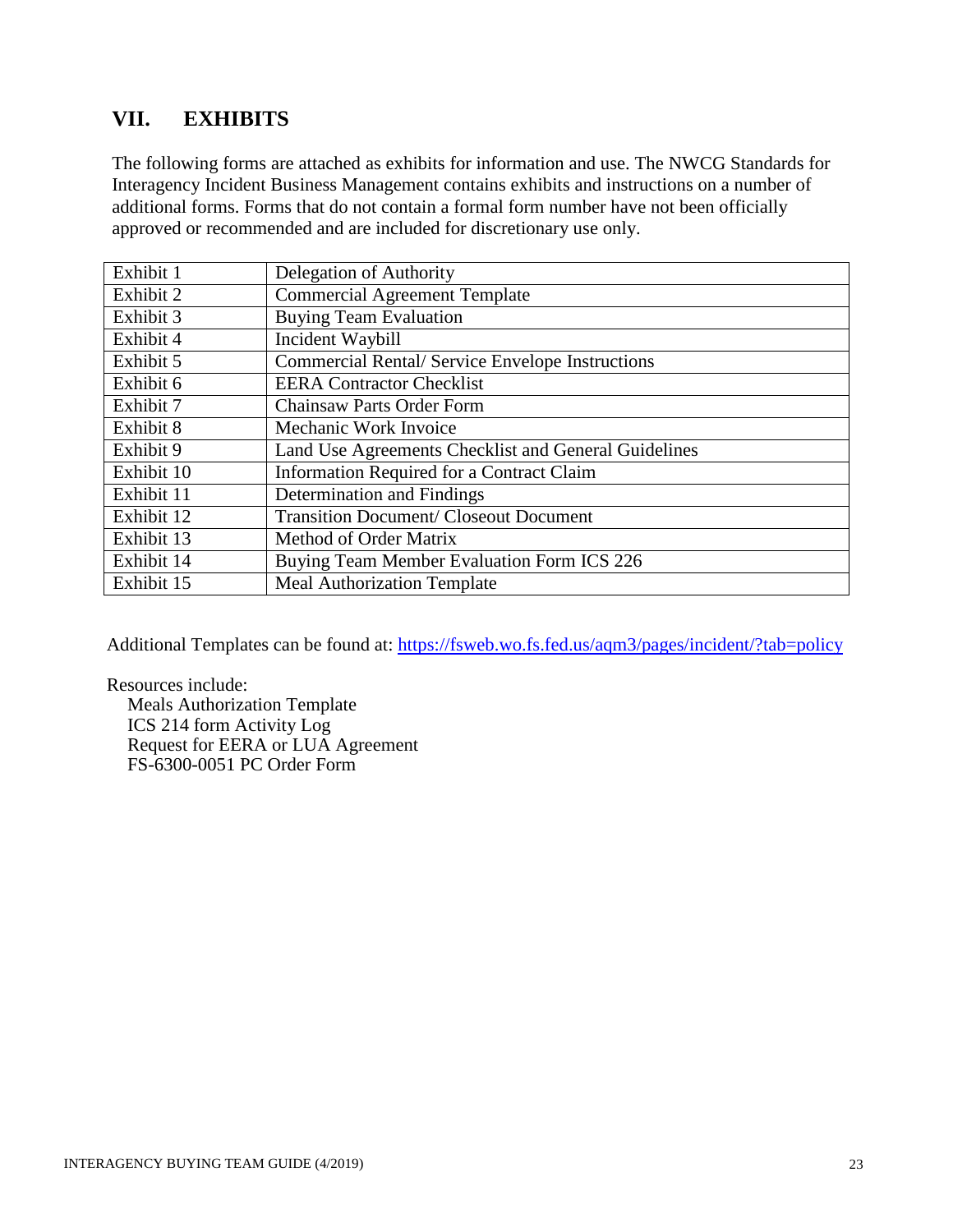## VII. EXHIBITS

The following forms are attached as exhibits for information and use. The NWCG Standards for Interagency Incident Business Management contains exhibits and instructions on a number of additional forms. Forms that do not contain a formal form number have not been officially approved or recommended and are included for discretionary use only.

| | |
|---|---|
| Exhibit 1 | Delegation of Authority |
| Exhibit 2 | Commercial Agreement Template |
| Exhibit 3 | Buying Team Evaluation |
| Exhibit 4 | Incident Waybill |
| Exhibit 5 | Commercial Rental/ Service Envelope Instructions |
| Exhibit 6 | EERA Contractor Checklist |
| Exhibit 7 | Chainsaw Parts Order Form |
| Exhibit 8 | Mechanic Work Invoice |
| Exhibit 9 | Land Use Agreements Checklist and General Guidelines |
| Exhibit 10 | Information Required for a Contract Claim |
| Exhibit 11 | Determination and Findings |
| Exhibit 12 | Transition Document/ Closeout Document |
| Exhibit 13 | Method of Order Matrix |
| Exhibit 14 | Buying Team Member Evaluation Form ICS 226 |
| Exhibit 15 | Meal Authorization Template |

Additional Templates can be found at: https://fsweb.wo.fs.fed.us/aqm3/pages/incident/?tab=policy

Resources include:

- Meals Authorization Template
- ICS 214 form Activity Log
- Request for EERA or LUA Agreement
- FS-6300-0051 PC Order Form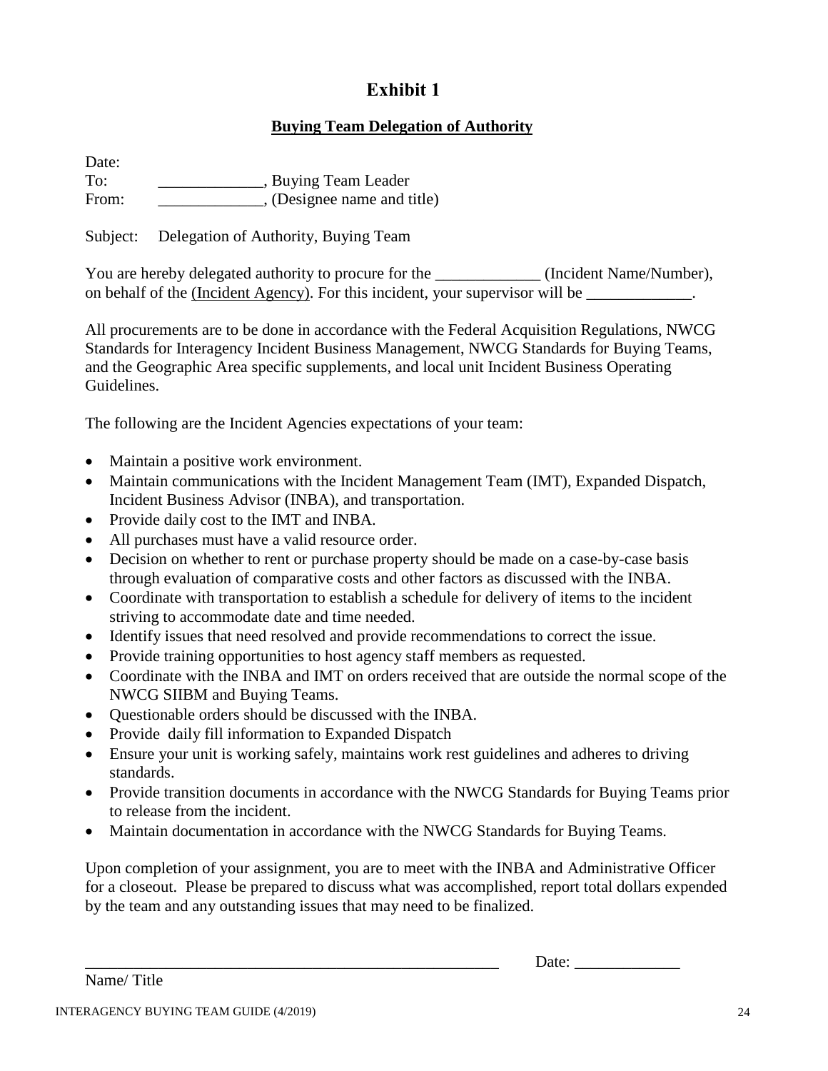# Exhibit 1

## Buying Team Delegation of Authority

Date:
To: _____________, Buying Team Leader
From: _____________, (Designee name and title)

Subject: Delegation of Authority, Buying Team

You are hereby delegated authority to procure for the _____________ (Incident Name/Number), on behalf of the (Incident Agency). For this incident, your supervisor will be _____________.

All procurements are to be done in accordance with the Federal Acquisition Regulations, NWCG Standards for Interagency Incident Business Management, NWCG Standards for Buying Teams, and the Geographic Area specific supplements, and local unit Incident Business Operating Guidelines.

The following are the Incident Agencies expectations of your team:

- Maintain a positive work environment.
- Maintain communications with the Incident Management Team (IMT), Expanded Dispatch, Incident Business Advisor (INBA), and transportation.
- Provide daily cost to the IMT and INBA.
- All purchases must have a valid resource order.
- Decision on whether to rent or purchase property should be made on a case-by-case basis through evaluation of comparative costs and other factors as discussed with the INBA.
- Coordinate with transportation to establish a schedule for delivery of items to the incident striving to accommodate date and time needed.
- Identify issues that need resolved and provide recommendations to correct the issue.
- Provide training opportunities to host agency staff members as requested.
- Coordinate with the INBA and IMT on orders received that are outside the normal scope of the NWCG SIIBM and Buying Teams.
- Questionable orders should be discussed with the INBA.
- Provide daily fill information to Expanded Dispatch
- Ensure your unit is working safely, maintains work rest guidelines and adheres to driving standards.
- Provide transition documents in accordance with the NWCG Standards for Buying Teams prior to release from the incident.
- Maintain documentation in accordance with the NWCG Standards for Buying Teams.

Upon completion of your assignment, you are to meet with the INBA and Administrative Officer for a closeout. Please be prepared to discuss what was accomplished, report total dollars expended by the team and any outstanding issues that may need to be finalized.

_____________________________________________________ Date: _____________

Name/ Title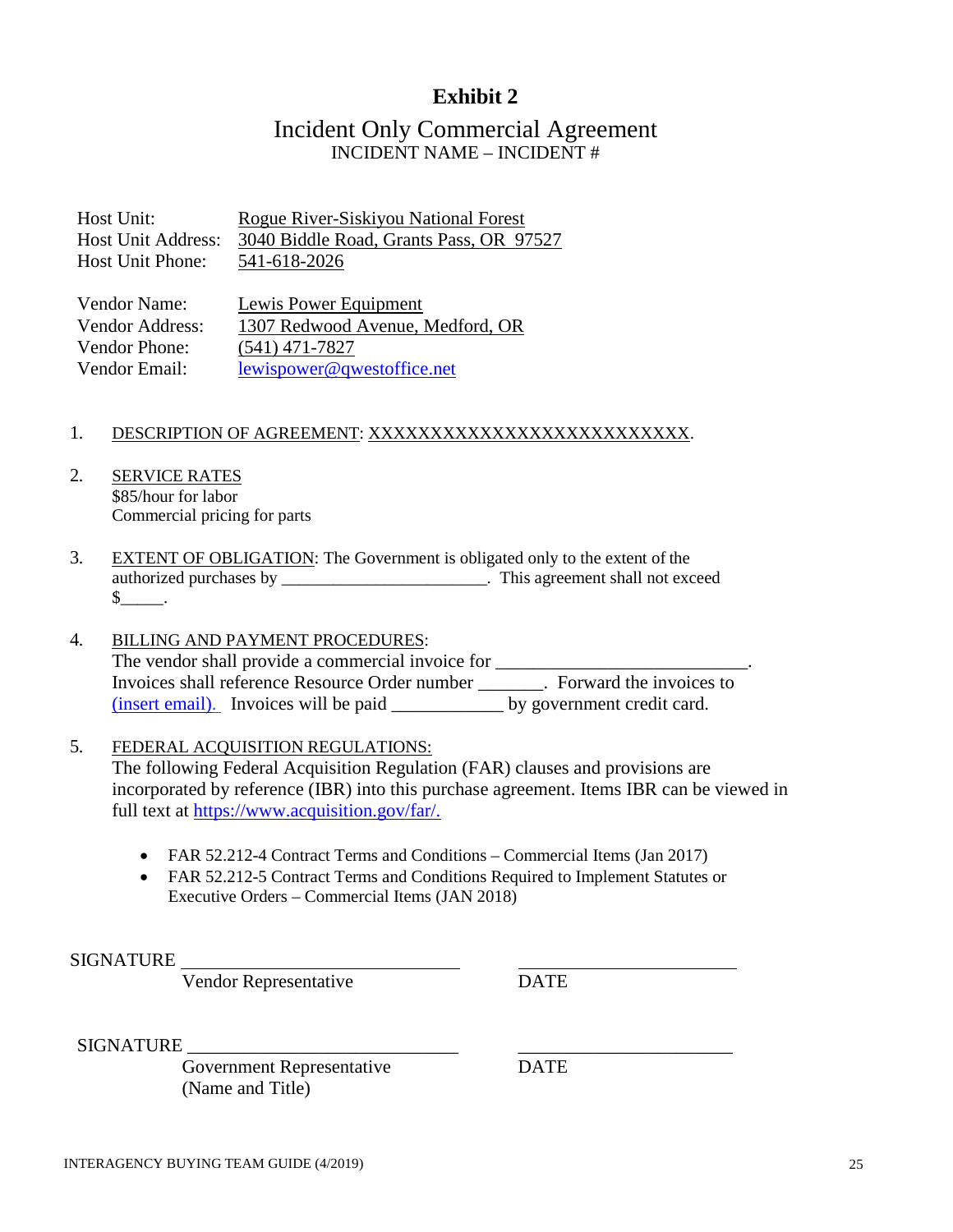# Exhibit 2

## Incident Only Commercial Agreement

INCIDENT NAME – INCIDENT #

Host Unit: Rogue River-Siskiyou National Forest
Host Unit Address: 3040 Biddle Road, Grants Pass, OR 97527
Host Unit Phone: 541-618-2026

Vendor Name: Lewis Power Equipment
Vendor Address: 1307 Redwood Avenue, Medford, OR
Vendor Phone: (541) 471-7827
Vendor Email: lewispower@qwestoffice.net

1. DESCRIPTION OF AGREEMENT: XXXXXXXXXXXXXXXXXXXXXXXXXX.

2. SERVICE RATES
   $85/hour for labor
   Commercial pricing for parts

3. EXTENT OF OBLIGATION: The Government is obligated only to the extent of the authorized purchases by ________________________. This agreement shall not exceed $_____.

4. BILLING AND PAYMENT PROCEDURES:
   The vendor shall provide a commercial invoice for ___________________________.
   Invoices shall reference Resource Order number _______. Forward the invoices to (insert email). Invoices will be paid ____________ by government credit card.

5. FEDERAL ACQUISITION REGULATIONS:
   The following Federal Acquisition Regulation (FAR) clauses and provisions are incorporated by reference (IBR) into this purchase agreement. Items IBR can be viewed in full text at https://www.acquisition.gov/far/.

   - FAR 52.212-4 Contract Terms and Conditions – Commercial Items (Jan 2017)
   - FAR 52.212-5 Contract Terms and Conditions Required to Implement Statutes or Executive Orders – Commercial Items (JAN 2018)

SIGNATURE ______________________________ ________________________
Vendor Representative DATE

SIGNATURE ______________________________ ________________________
Government Representative DATE
(Name and Title)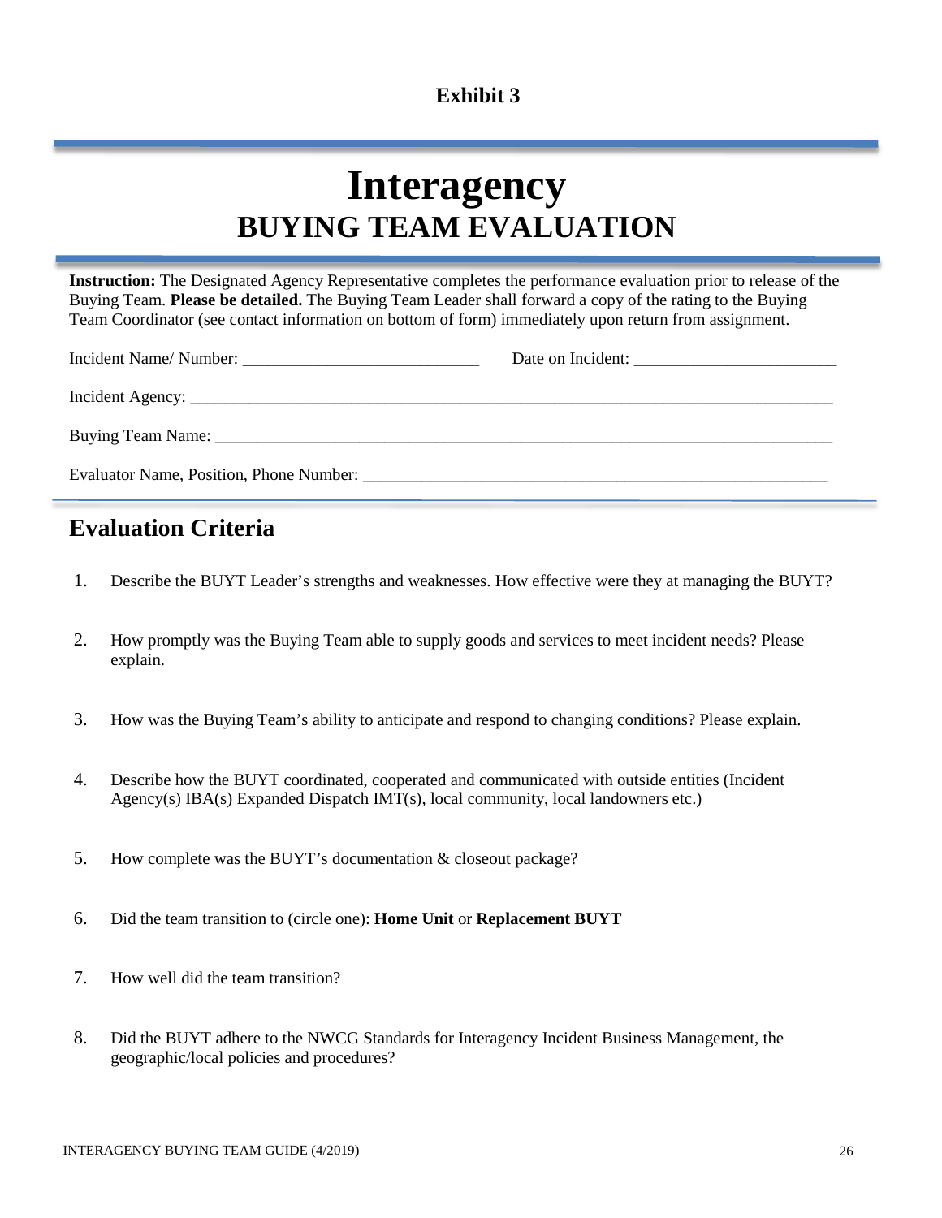**Exhibit 3**

# Interagency

## BUYING TEAM EVALUATION

**Instruction:** The Designated Agency Representative completes the performance evaluation prior to release of the Buying Team. **Please be detailed.** The Buying Team Leader shall forward a copy of the rating to the Buying Team Coordinator (see contact information on bottom of form) immediately upon return from assignment.

Incident Name/ Number: ____________________________ Date on Incident: ________________________

Incident Agency: ________________________________________________________________________________

Buying Team Name: ______________________________________________________________________________

Evaluator Name, Position, Phone Number: _________________________________________________________

## Evaluation Criteria

1. Describe the BUYT Leader's strengths and weaknesses. How effective were they at managing the BUYT?

2. How promptly was the Buying Team able to supply goods and services to meet incident needs? Please explain.

3. How was the Buying Team's ability to anticipate and respond to changing conditions? Please explain.

4. Describe how the BUYT coordinated, cooperated and communicated with outside entities (Incident Agency(s) IBA(s) Expanded Dispatch IMT(s), local community, local landowners etc.)

5. How complete was the BUYT's documentation & closeout package?

6. Did the team transition to (circle one): **Home Unit** or **Replacement BUYT**

7. How well did the team transition?

8. Did the BUYT adhere to the NWCG Standards for Interagency Incident Business Management, the geographic/local policies and procedures?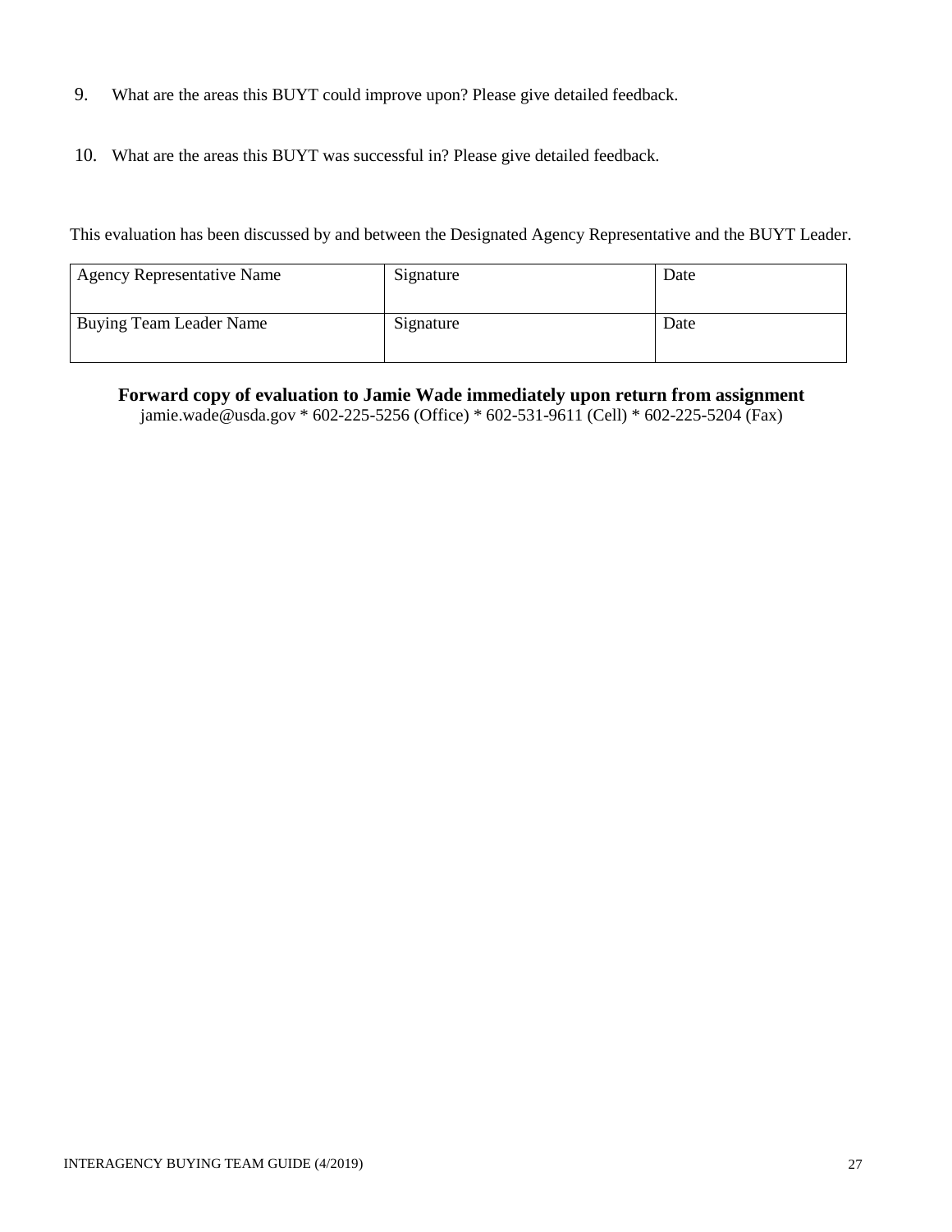9. What are the areas this BUYT could improve upon? Please give detailed feedback.

10. What are the areas this BUYT was successful in? Please give detailed feedback.

This evaluation has been discussed by and between the Designated Agency Representative and the BUYT Leader.

| Agency Representative Name | Signature | Date |
|---|---|---|
| Buying Team Leader Name | Signature | Date |

**Forward copy of evaluation to Jamie Wade immediately upon return from assignment**
jamie.wade@usda.gov * 602-225-5256 (Office) * 602-531-9611 (Cell) * 602-225-5204 (Fax)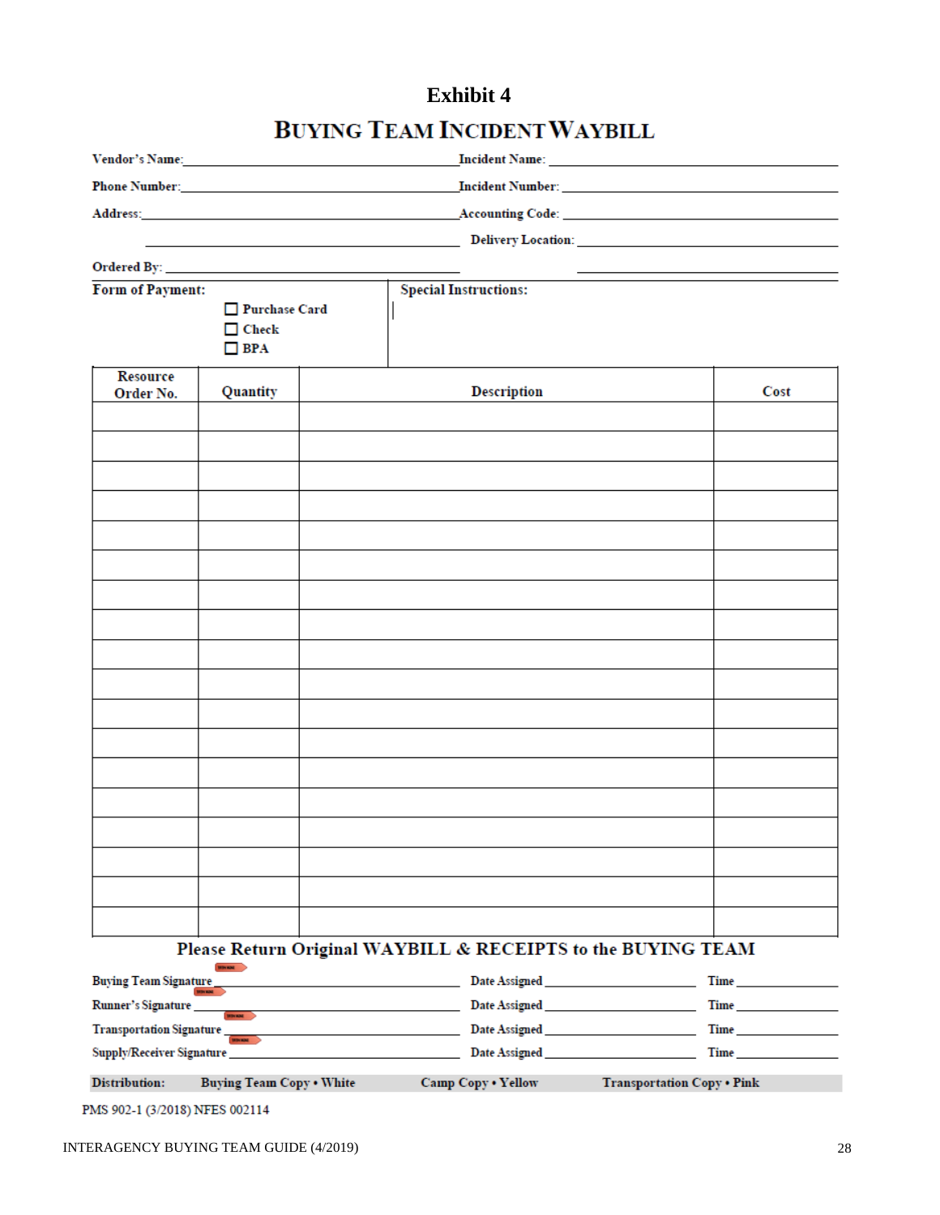# Exhibit 4

## Buying Team Incident Waybill

Vendor's Name: ______________________ Incident Name: ______________________

Phone Number: ______________________ Incident Number: ______________________

Address: ______________________ Accounting Code: ______________________

______________________ Delivery Location: ______________________

Ordered By: ______________________ ______________________

**Form of Payment:**

- ☐ Purchase Card
- ☐ Check
- ☐ BPA

**Special Instructions:**

| Resource Order No. | Quantity | Description | Cost |
|---|---|---|---|
| | | | |
| | | | |
| | | | |
| | | | |
| | | | |
| | | | |
| | | | |
| | | | |
| | | | |
| | | | |
| | | | |
| | | | |
| | | | |
| | | | |
| | | | |
| | | | |
| | | | |
| | | | |

**Please Return Original WAYBILL & RECEIPTS to the BUYING TEAM**

Buying Team Signature ______________________ Date Assigned ____________ Time ________

Runner's Signature ______________________ Date Assigned ____________ Time ________

Transportation Signature ______________________ Date Assigned ____________ Time ________

Supply/Receiver Signature ______________________ Date Assigned ____________ Time ________

**Distribution:** Buying Team Copy • White Camp Copy • Yellow Transportation Copy • Pink

PMS 902-1 (3/2018) NFES 002114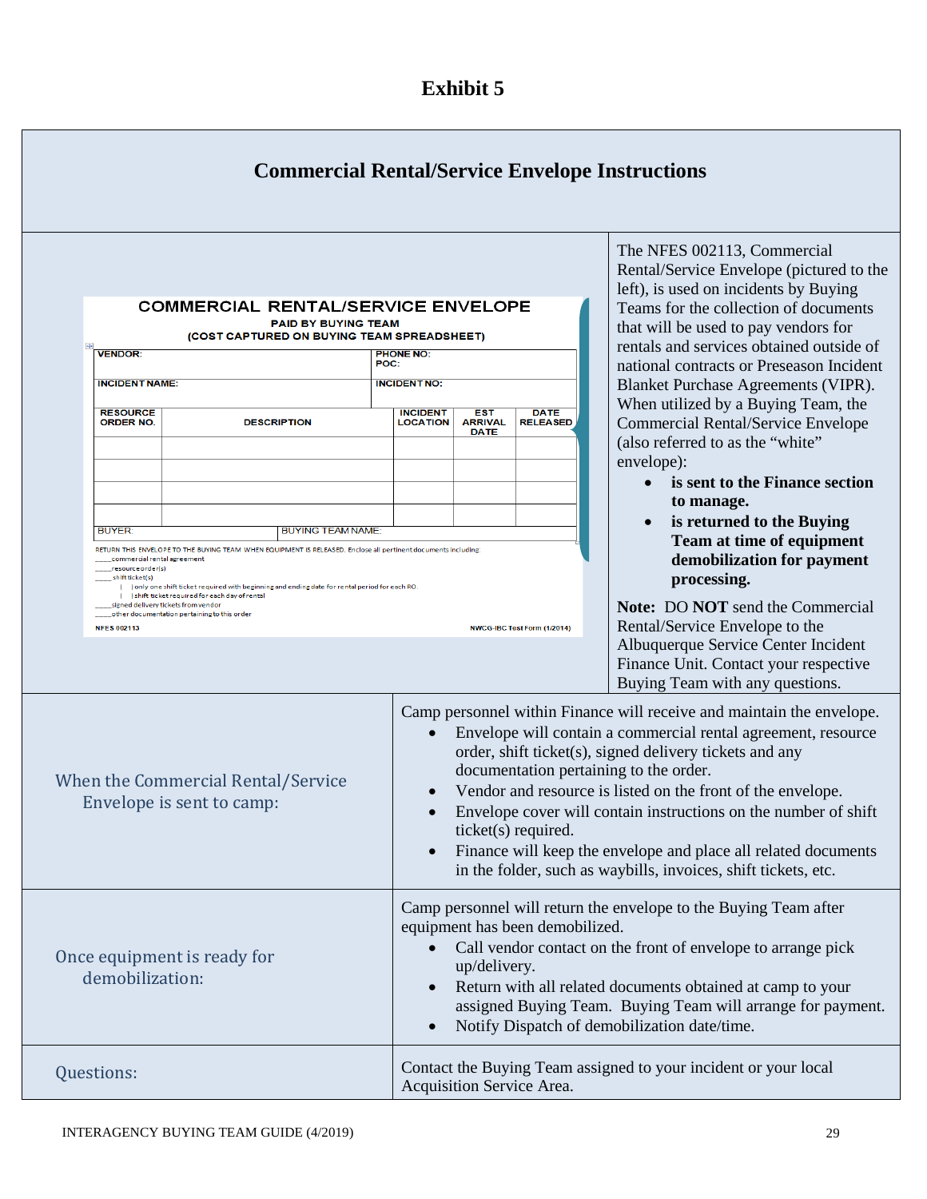# Exhibit 5

## Commercial Rental/Service Envelope Instructions

**COMMERCIAL RENTAL/SERVICE ENVELOPE**

**PAID BY BUYING TEAM**
**(COST CAPTURED ON BUYING TEAM SPREADSHEET)**

| VENDOR: | | PHONE NO: POC: | | |
|---|---|---|---|---|
| INCIDENT NAME: | | INCIDENT NO: | | |
| RESOURCE ORDER NO. | DESCRIPTION | INCIDENT LOCATION | EST ARRIVAL DATE | DATE RELEASED |
| | | | | |
| | | | | |
| | | | | |
| | | | | |
| BUYER: | BUYING TEAM NAME: | | | |

RETURN THIS ENVELOPE TO THE BUYING TEAM WHEN EQUIPMENT IS RELEASED. Enclose all pertinent documents including:

____commercial rental agreement
____resource order(s)
____shift ticket(s)
  | | only one shift ticket required with beginning and ending date for rental period for each RO.
  | | shift ticket required for each day of rental
____signed delivery tickets from vendor
____other documentation pertaining to this order

NFES 002113 NWCG-IBC Test Form (1/2014)

The NFES 002113, Commercial Rental/Service Envelope (pictured to the left), is used on incidents by Buying Teams for the collection of documents that will be used to pay vendors for rentals and services obtained outside of national contracts or Preseason Incident Blanket Purchase Agreements (VIPR). When utilized by a Buying Team, the Commercial Rental/Service Envelope (also referred to as the "white" envelope):

- **is sent to the Finance section to manage.**
- **is returned to the Buying Team at time of equipment demobilization for payment processing.**

**Note:** DO **NOT** send the Commercial Rental/Service Envelope to the Albuquerque Service Center Incident Finance Unit. Contact your respective Buying Team with any questions.

| | |
|---|---|
| When the Commercial Rental/Service Envelope is sent to camp: | Camp personnel within Finance will receive and maintain the envelope.<br>• Envelope will contain a commercial rental agreement, resource order, shift ticket(s), signed delivery tickets and any documentation pertaining to the order.<br>• Vendor and resource is listed on the front of the envelope.<br>• Envelope cover will contain instructions on the number of shift ticket(s) required.<br>• Finance will keep the envelope and place all related documents in the folder, such as waybills, invoices, shift tickets, etc. |
| Once equipment is ready for demobilization: | Camp personnel will return the envelope to the Buying Team after equipment has been demobilized.<br>• Call vendor contact on the front of envelope to arrange pick up/delivery.<br>• Return with all related documents obtained at camp to your assigned Buying Team. Buying Team will arrange for payment.<br>• Notify Dispatch of demobilization date/time. |
| Questions: | Contact the Buying Team assigned to your incident or your local Acquisition Service Area. |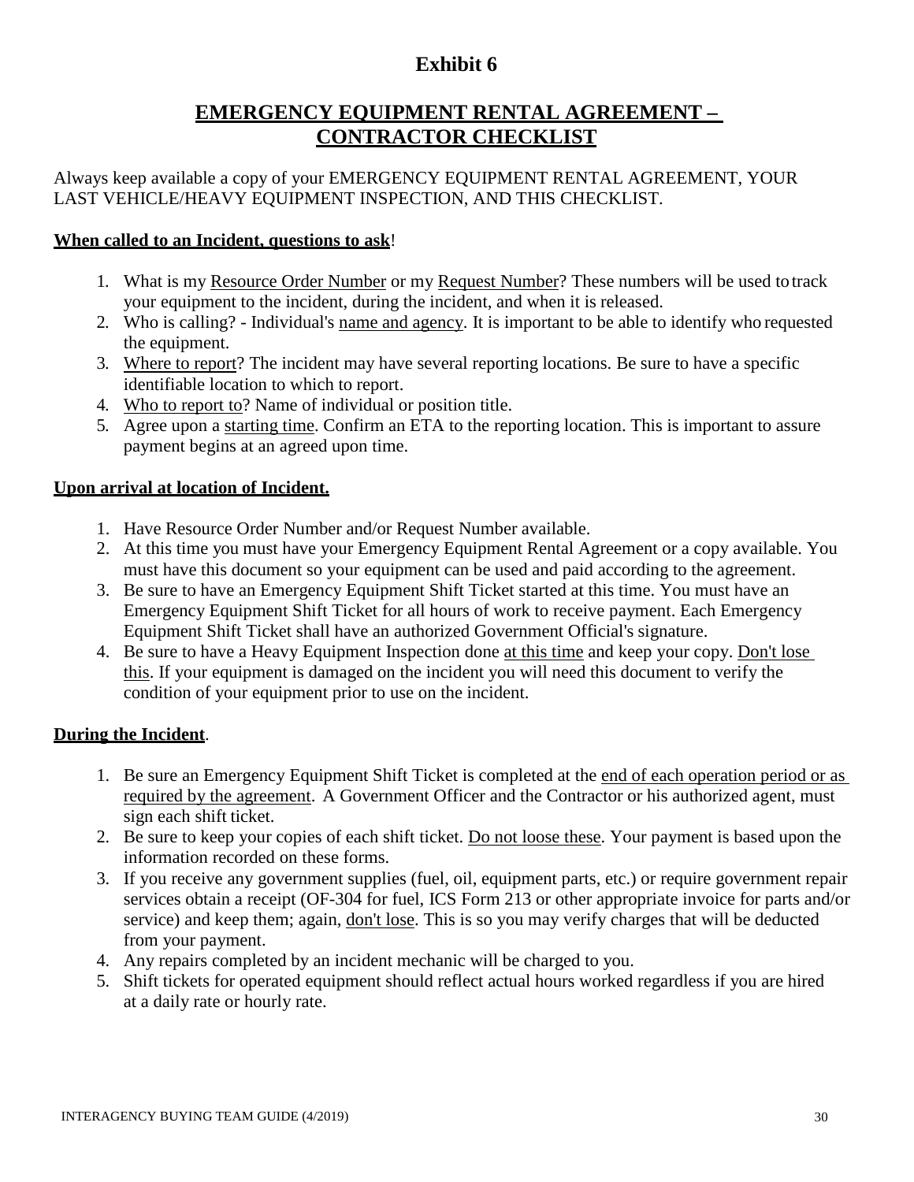# Exhibit 6

## EMERGENCY EQUIPMENT RENTAL AGREEMENT – CONTRACTOR CHECKLIST

Always keep available a copy of your EMERGENCY EQUIPMENT RENTAL AGREEMENT, YOUR LAST VEHICLE/HEAVY EQUIPMENT INSPECTION, AND THIS CHECKLIST.

**When called to an Incident, questions to ask**!

1. What is my Resource Order Number or my Request Number? These numbers will be used to track your equipment to the incident, during the incident, and when it is released.
2. Who is calling? - Individual's name and agency. It is important to be able to identify who requested the equipment.
3. Where to report? The incident may have several reporting locations. Be sure to have a specific identifiable location to which to report.
4. Who to report to? Name of individual or position title.
5. Agree upon a starting time. Confirm an ETA to the reporting location. This is important to assure payment begins at an agreed upon time.

**Upon arrival at location of Incident.**

1. Have Resource Order Number and/or Request Number available.
2. At this time you must have your Emergency Equipment Rental Agreement or a copy available. You must have this document so your equipment can be used and paid according to the agreement.
3. Be sure to have an Emergency Equipment Shift Ticket started at this time. You must have an Emergency Equipment Shift Ticket for all hours of work to receive payment. Each Emergency Equipment Shift Ticket shall have an authorized Government Official's signature.
4. Be sure to have a Heavy Equipment Inspection done at this time and keep your copy. Don't lose this. If your equipment is damaged on the incident you will need this document to verify the condition of your equipment prior to use on the incident.

**During the Incident**.

1. Be sure an Emergency Equipment Shift Ticket is completed at the end of each operation period or as required by the agreement. A Government Officer and the Contractor or his authorized agent, must sign each shift ticket.
2. Be sure to keep your copies of each shift ticket. Do not loose these. Your payment is based upon the information recorded on these forms.
3. If you receive any government supplies (fuel, oil, equipment parts, etc.) or require government repair services obtain a receipt (OF-304 for fuel, ICS Form 213 or other appropriate invoice for parts and/or service) and keep them; again, don't lose. This is so you may verify charges that will be deducted from your payment.
4. Any repairs completed by an incident mechanic will be charged to you.
5. Shift tickets for operated equipment should reflect actual hours worked regardless if you are hired at a daily rate or hourly rate.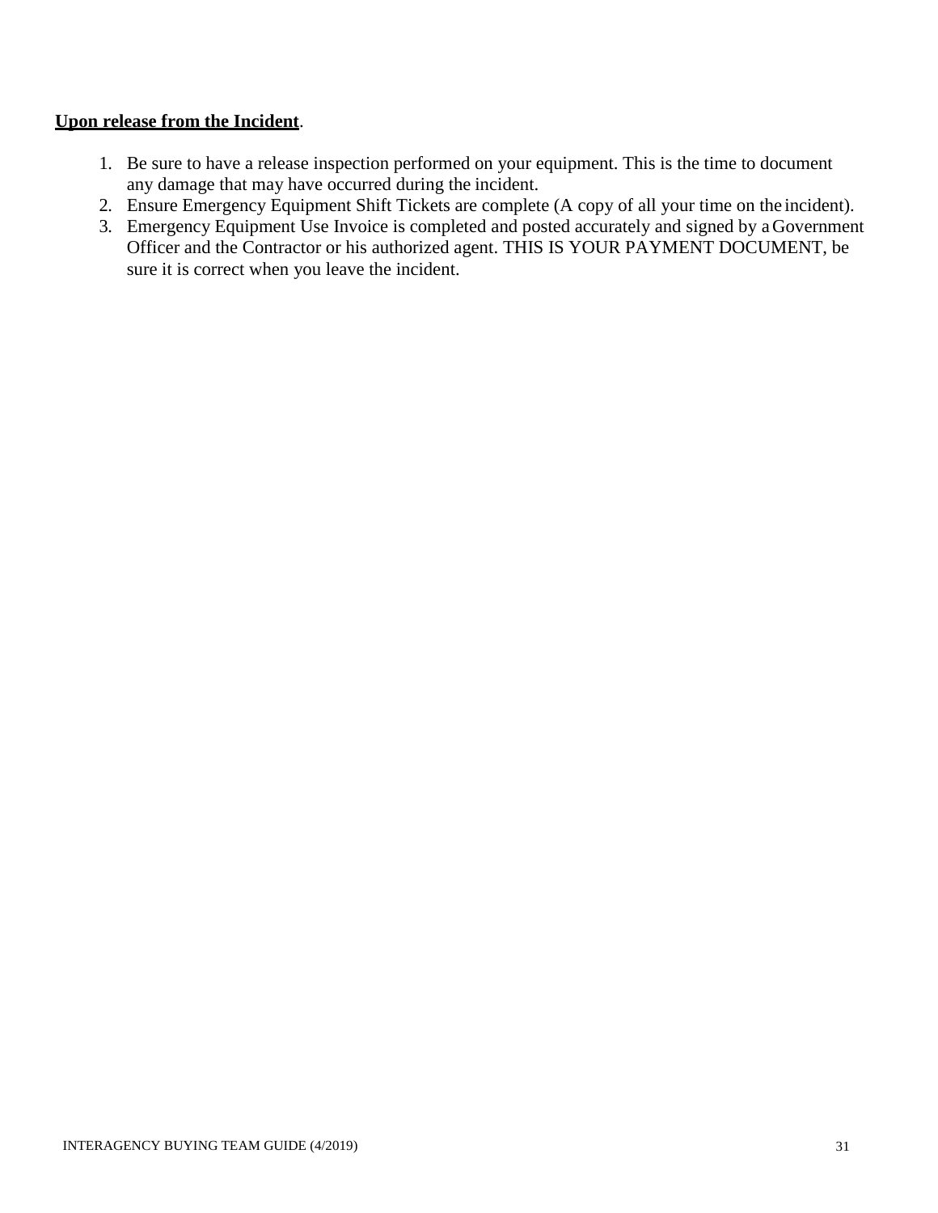**<u>Upon release from the Incident</u>**.

1. Be sure to have a release inspection performed on your equipment. This is the time to document any damage that may have occurred during the incident.
2. Ensure Emergency Equipment Shift Tickets are complete (A copy of all your time on the incident).
3. Emergency Equipment Use Invoice is completed and posted accurately and signed by a Government Officer and the Contractor or his authorized agent. THIS IS YOUR PAYMENT DOCUMENT, be sure it is correct when you leave the incident.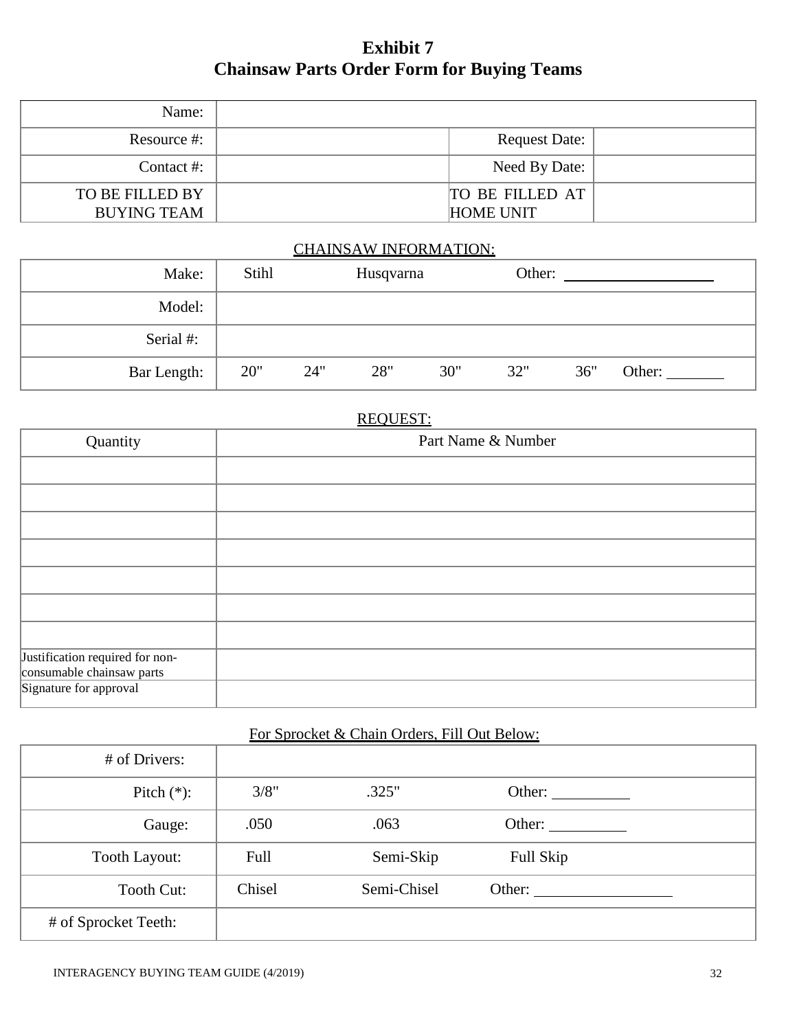# Exhibit 7
# Chainsaw Parts Order Form for Buying Teams

| | | | |
|---|---|---|---|
| Name: | | | |
| Resource #: | | Request Date: | |
| Contact #: | | Need By Date: | |
| TO BE FILLED BY BUYING TEAM | | TO BE FILLED AT HOME UNIT | |

CHAINSAW INFORMATION:

| | | | | | | | |
|---|---|---|---|---|---|---|---|
| Make: | Stihl | Husqvarna | | Other: ________ | | | |
| Model: | | | | | | | |
| Serial #: | | | | | | | |
| Bar Length: | 20" | 24" | 28" | 30" | 32" | 36" | Other: ________ |

REQUEST:

| Quantity | Part Name & Number |
|---|---|
| | |
| | |
| | |
| | |
| | |
| | |
| | |
| Justification required for non-consumable chainsaw parts | |
| Signature for approval | |

For Sprocket & Chain Orders, Fill Out Below:

| | | | |
|---|---|---|---|
| # of Drivers: | | | |
| Pitch (*): | 3/8" | .325" | Other: ________ |
| Gauge: | .050 | .063 | Other: ________ |
| Tooth Layout: | Full | Semi-Skip | Full Skip |
| Tooth Cut: | Chisel | Semi-Chisel | Other: ________ |
| # of Sprocket Teeth: | | | |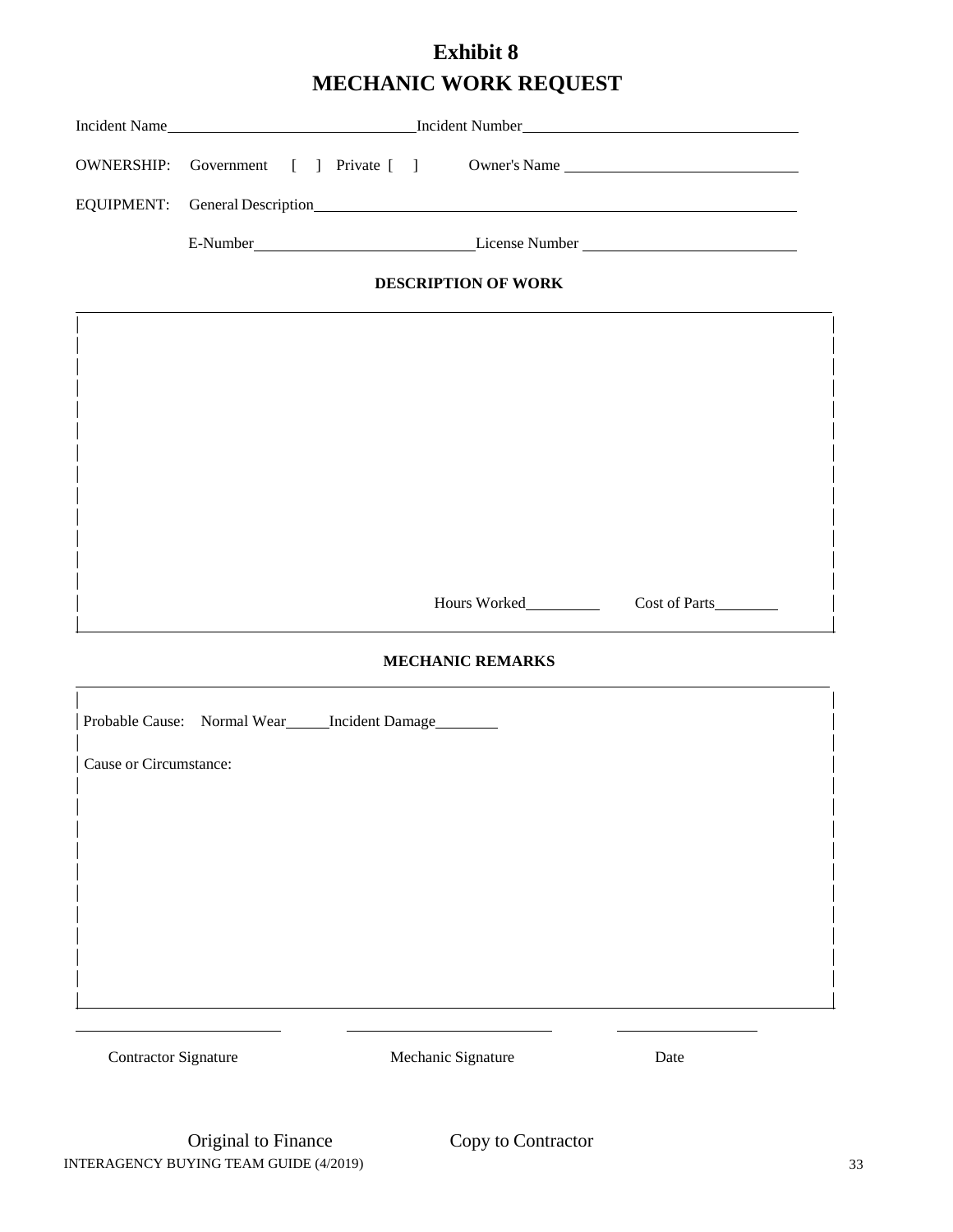# Exhibit 8
# MECHANIC WORK REQUEST

Incident Name______________________________ Incident Number__________________________________

OWNERSHIP: Government [ ] Private [ ] Owner's Name ____________________________

EQUIPMENT: General Description______________________________________________________________

E-Number____________________________ License Number ___________________________

### DESCRIPTION OF WORK

Hours Worked_________ Cost of Parts________

### MECHANIC REMARKS

Probable Cause: Normal Wear_____ Incident Damage________

Cause or Circumstance:

_________________________ _________________________ _________________

Contractor Signature Mechanic Signature Date

Original to Finance Copy to Contractor

INTERAGENCY BUYING TEAM GUIDE (4/2019)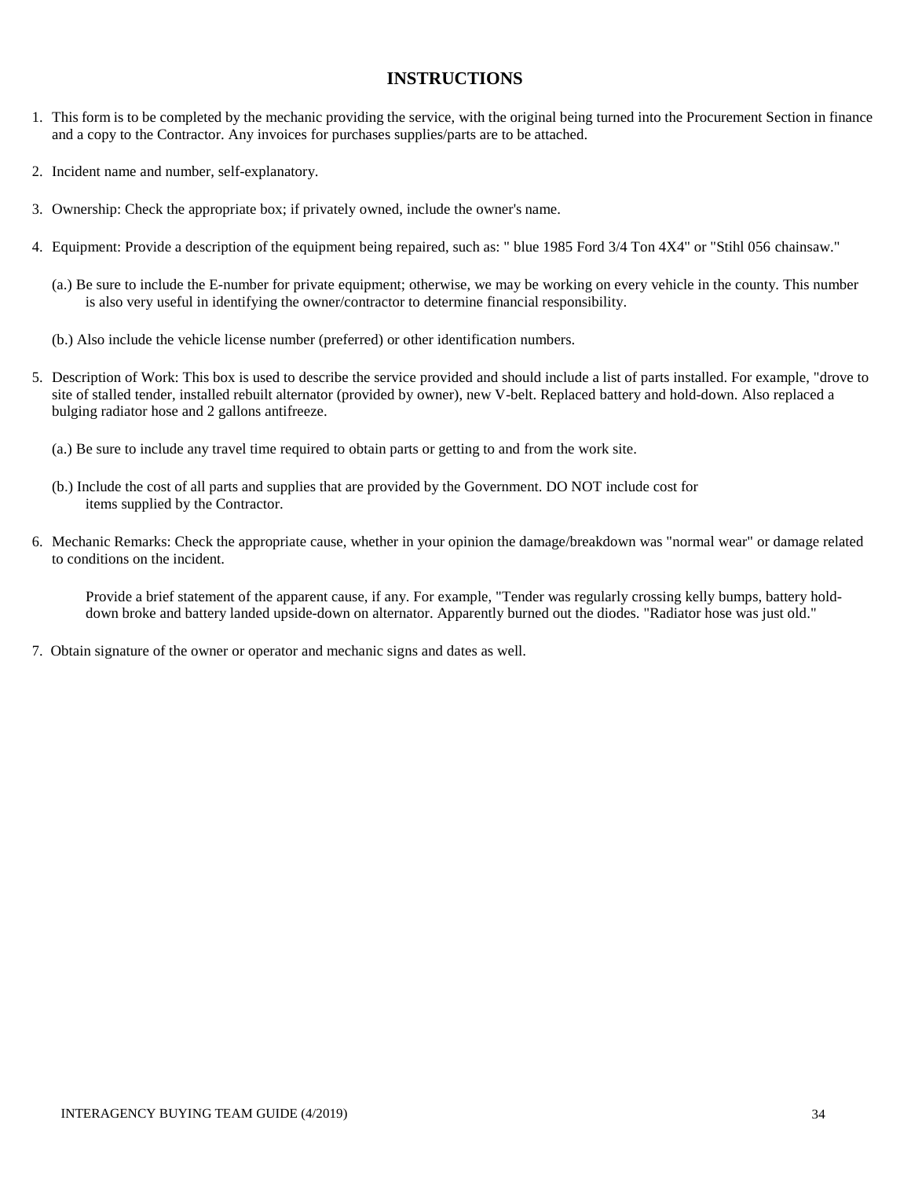# INSTRUCTIONS

1. This form is to be completed by the mechanic providing the service, with the original being turned into the Procurement Section in finance and a copy to the Contractor. Any invoices for purchases supplies/parts are to be attached.

2. Incident name and number, self-explanatory.

3. Ownership: Check the appropriate box; if privately owned, include the owner's name.

4. Equipment: Provide a description of the equipment being repaired, such as: " blue 1985 Ford 3/4 Ton 4X4" or "Stihl 056 chainsaw."

   (a.) Be sure to include the E-number for private equipment; otherwise, we may be working on every vehicle in the county. This number is also very useful in identifying the owner/contractor to determine financial responsibility.

   (b.) Also include the vehicle license number (preferred) or other identification numbers.

5. Description of Work: This box is used to describe the service provided and should include a list of parts installed. For example, "drove to site of stalled tender, installed rebuilt alternator (provided by owner), new V-belt. Replaced battery and hold-down. Also replaced a bulging radiator hose and 2 gallons antifreeze.

   (a.) Be sure to include any travel time required to obtain parts or getting to and from the work site.

   (b.) Include the cost of all parts and supplies that are provided by the Government. DO NOT include cost for items supplied by the Contractor.

6. Mechanic Remarks: Check the appropriate cause, whether in your opinion the damage/breakdown was "normal wear" or damage related to conditions on the incident.

   Provide a brief statement of the apparent cause, if any. For example, "Tender was regularly crossing kelly bumps, battery hold-down broke and battery landed upside-down on alternator. Apparently burned out the diodes. "Radiator hose was just old."

7. Obtain signature of the owner or operator and mechanic signs and dates as well.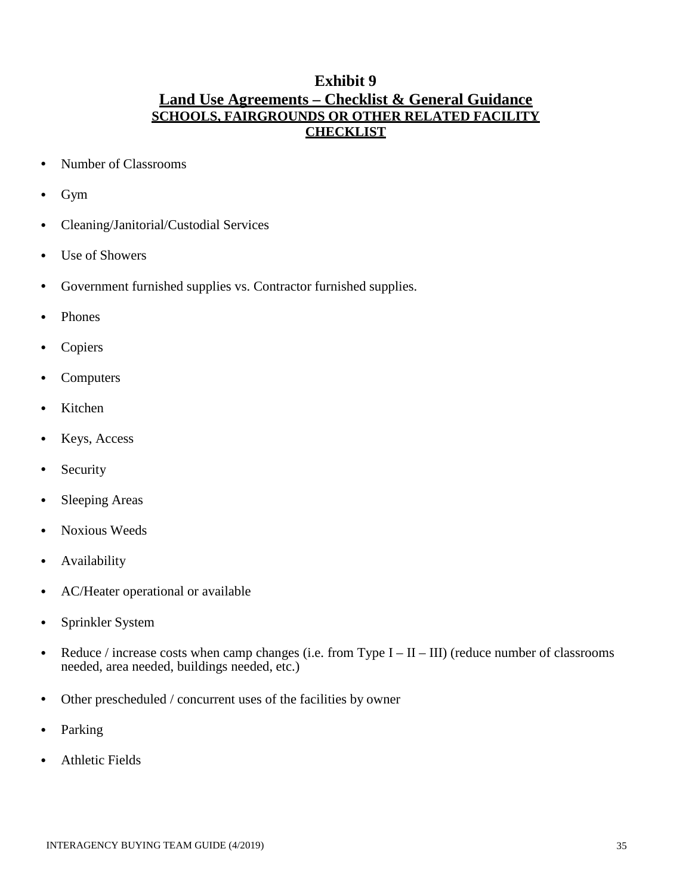# Exhibit 9

## Land Use Agreements – Checklist & General Guidance

### SCHOOLS, FAIRGROUNDS OR OTHER RELATED FACILITY CHECKLIST

- Number of Classrooms
- Gym
- Cleaning/Janitorial/Custodial Services
- Use of Showers
- Government furnished supplies vs. Contractor furnished supplies.
- Phones
- Copiers
- Computers
- Kitchen
- Keys, Access
- Security
- Sleeping Areas
- Noxious Weeds
- Availability
- AC/Heater operational or available
- Sprinkler System
- Reduce / increase costs when camp changes (i.e. from Type I – II – III) (reduce number of classrooms needed, area needed, buildings needed, etc.)
- Other prescheduled / concurrent uses of the facilities by owner
- Parking
- Athletic Fields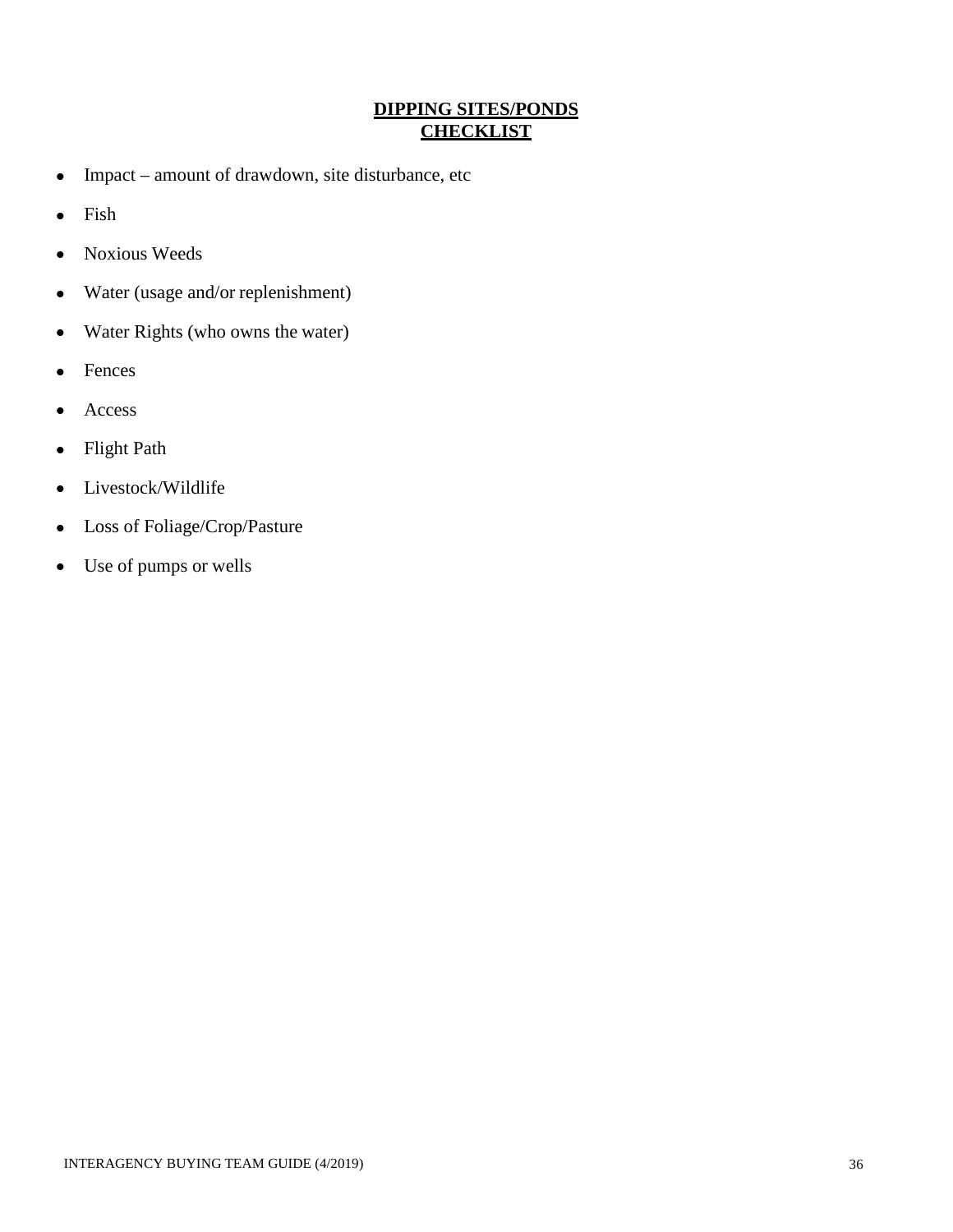# DIPPING SITES/PONDS CHECKLIST

- Impact – amount of drawdown, site disturbance, etc
- Fish
- Noxious Weeds
- Water (usage and/or replenishment)
- Water Rights (who owns the water)
- Fences
- Access
- Flight Path
- Livestock/Wildlife
- Loss of Foliage/Crop/Pasture
- Use of pumps or wells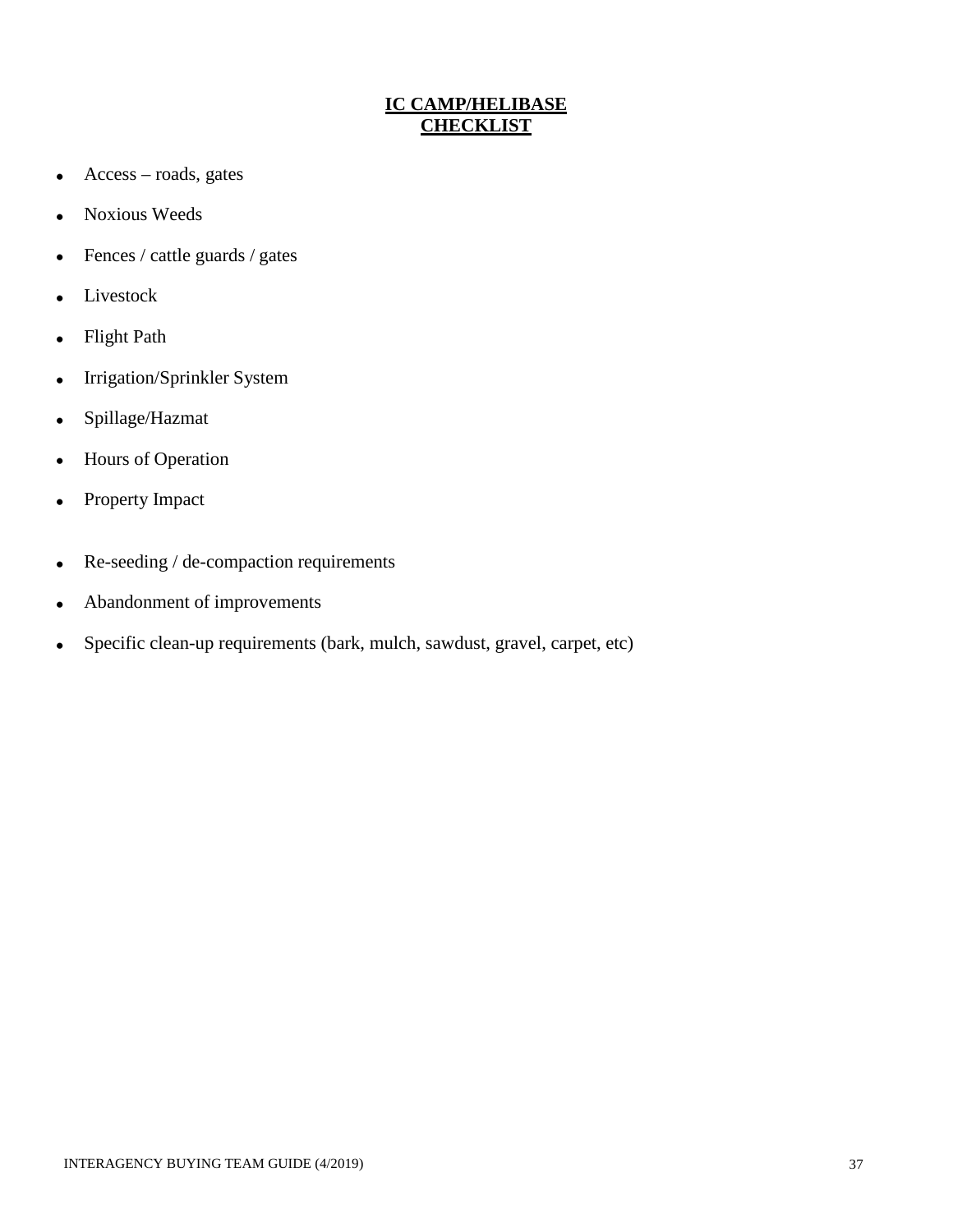## IC CAMP/HELIBASE CHECKLIST

- Access – roads, gates
- Noxious Weeds
- Fences / cattle guards / gates
- Livestock
- Flight Path
- Irrigation/Sprinkler System
- Spillage/Hazmat
- Hours of Operation
- Property Impact
- Re-seeding / de-compaction requirements
- Abandonment of improvements
- Specific clean-up requirements (bark, mulch, sawdust, gravel, carpet, etc)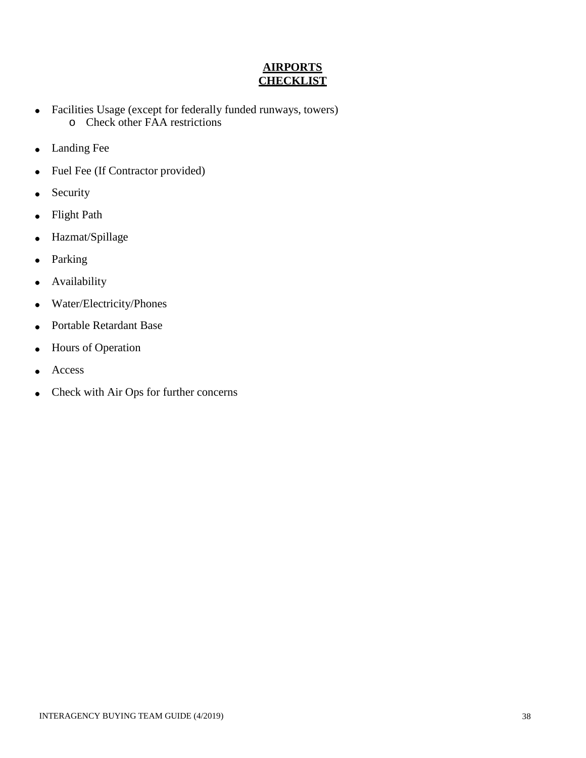# AIRPORTS CHECKLIST

- Facilities Usage (except for federally funded runways, towers)
  - Check other FAA restrictions
- Landing Fee
- Fuel Fee (If Contractor provided)
- Security
- Flight Path
- Hazmat/Spillage
- Parking
- Availability
- Water/Electricity/Phones
- Portable Retardant Base
- Hours of Operation
- Access
- Check with Air Ops for further concerns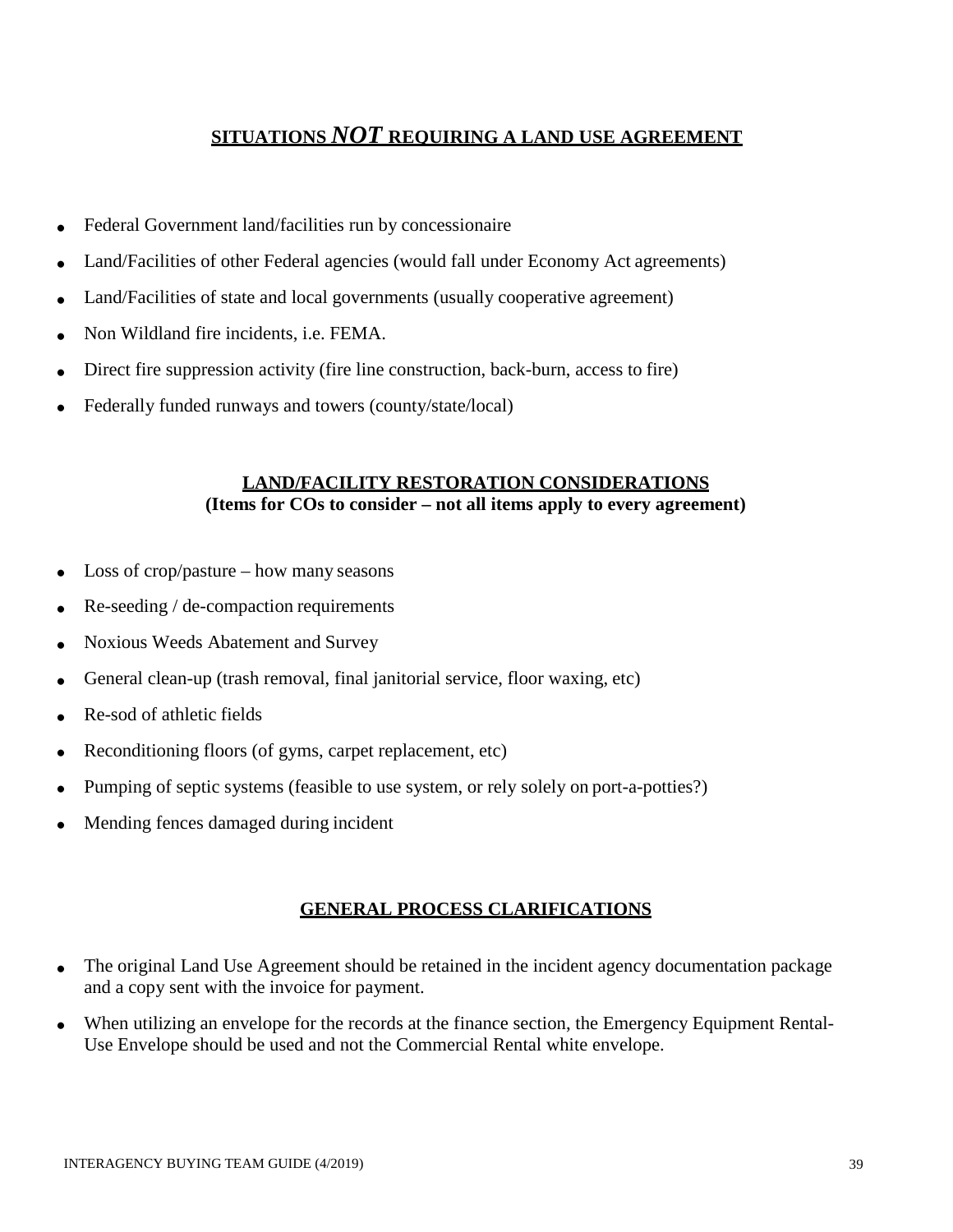## SITUATIONS ***NOT*** REQUIRING A LAND USE AGREEMENT

- Federal Government land/facilities run by concessionaire
- Land/Facilities of other Federal agencies (would fall under Economy Act agreements)
- Land/Facilities of state and local governments (usually cooperative agreement)
- Non Wildland fire incidents, i.e. FEMA.
- Direct fire suppression activity (fire line construction, back-burn, access to fire)
- Federally funded runways and towers (county/state/local)

## LAND/FACILITY RESTORATION CONSIDERATIONS

**(Items for COs to consider – not all items apply to every agreement)**

- Loss of crop/pasture – how many seasons
- Re-seeding / de-compaction requirements
- Noxious Weeds Abatement and Survey
- General clean-up (trash removal, final janitorial service, floor waxing, etc)
- Re-sod of athletic fields
- Reconditioning floors (of gyms, carpet replacement, etc)
- Pumping of septic systems (feasible to use system, or rely solely on port-a-potties?)
- Mending fences damaged during incident

## GENERAL PROCESS CLARIFICATIONS

- The original Land Use Agreement should be retained in the incident agency documentation package and a copy sent with the invoice for payment.
- When utilizing an envelope for the records at the finance section, the Emergency Equipment Rental-Use Envelope should be used and not the Commercial Rental white envelope.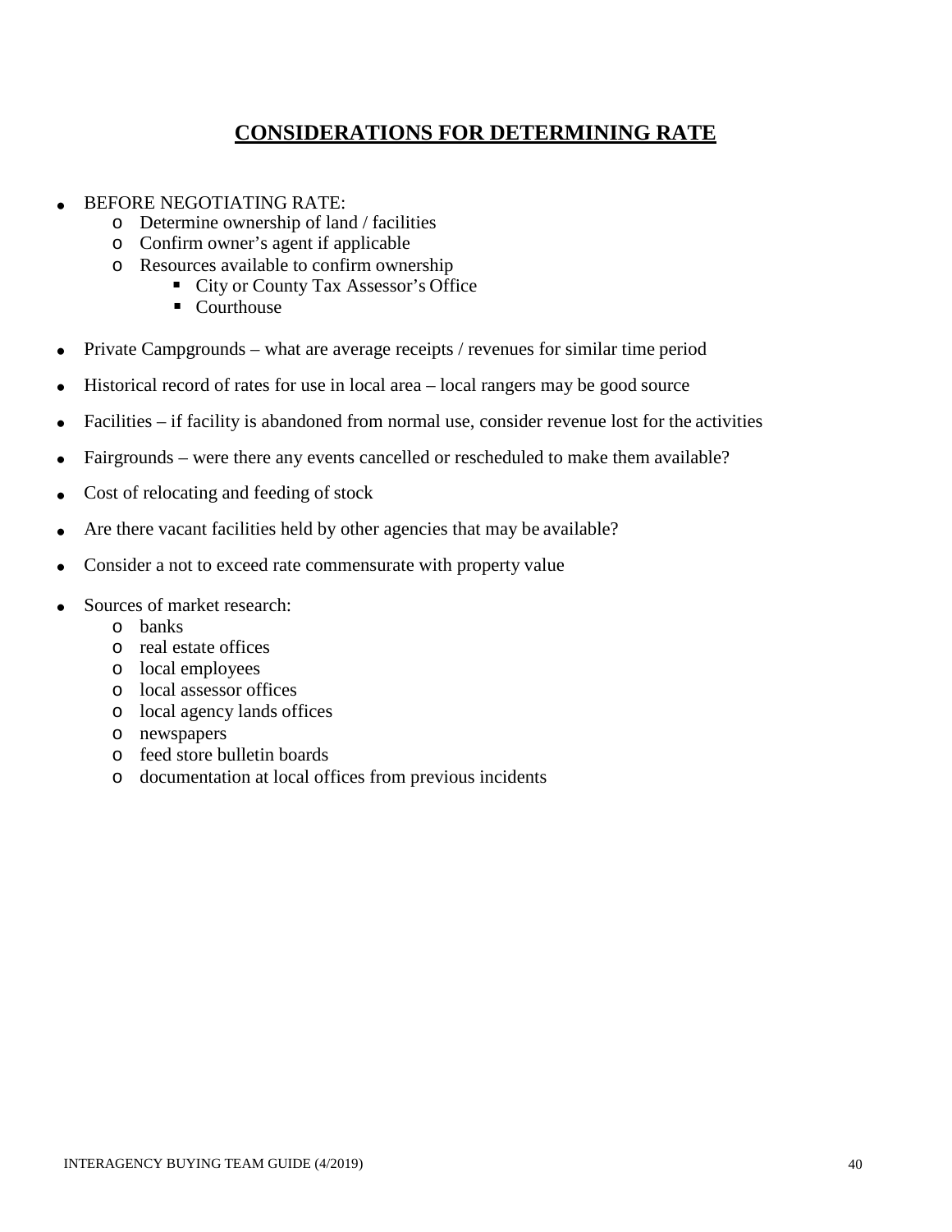## CONSIDERATIONS FOR DETERMINING RATE

- BEFORE NEGOTIATING RATE:
  - Determine ownership of land / facilities
  - Confirm owner's agent if applicable
  - Resources available to confirm ownership
    - City or County Tax Assessor's Office
    - Courthouse
- Private Campgrounds – what are average receipts / revenues for similar time period
- Historical record of rates for use in local area – local rangers may be good source
- Facilities – if facility is abandoned from normal use, consider revenue lost for the activities
- Fairgrounds – were there any events cancelled or rescheduled to make them available?
- Cost of relocating and feeding of stock
- Are there vacant facilities held by other agencies that may be available?
- Consider a not to exceed rate commensurate with property value
- Sources of market research:
  - banks
  - real estate offices
  - local employees
  - local assessor offices
  - local agency lands offices
  - newspapers
  - feed store bulletin boards
  - documentation at local offices from previous incidents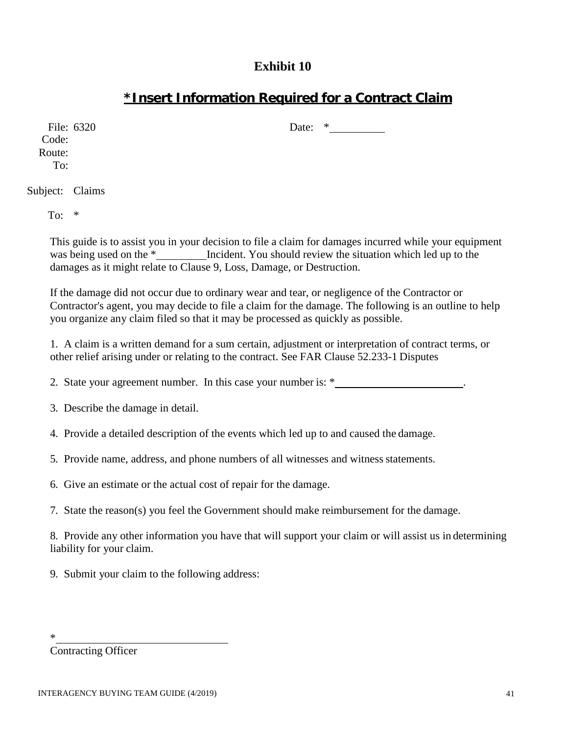# Exhibit 10

## *Insert Information Required for a Contract Claim

File: 6320 Date: *__________

Code:

Route:

To:

Subject: Claims

To: *

This guide is to assist you in your decision to file a claim for damages incurred while your equipment was being used on the *_________Incident. You should review the situation which led up to the damages as it might relate to Clause 9, Loss, Damage, or Destruction.

If the damage did not occur due to ordinary wear and tear, or negligence of the Contractor or Contractor's agent, you may decide to file a claim for the damage. The following is an outline to help you organize any claim filed so that it may be processed as quickly as possible.

1. A claim is a written demand for a sum certain, adjustment or interpretation of contract terms, or other relief arising under or relating to the contract. See FAR Clause 52.233-1 Disputes

2. State your agreement number. In this case your number is: *_______________________.

3. Describe the damage in detail.

4. Provide a detailed description of the events which led up to and caused the damage.

5. Provide name, address, and phone numbers of all witnesses and witness statements.

6. Give an estimate or the actual cost of repair for the damage.

7. State the reason(s) you feel the Government should make reimbursement for the damage.

8. Provide any other information you have that will support your claim or will assist us in determining liability for your claim.

9. Submit your claim to the following address:

*________________________________

Contracting Officer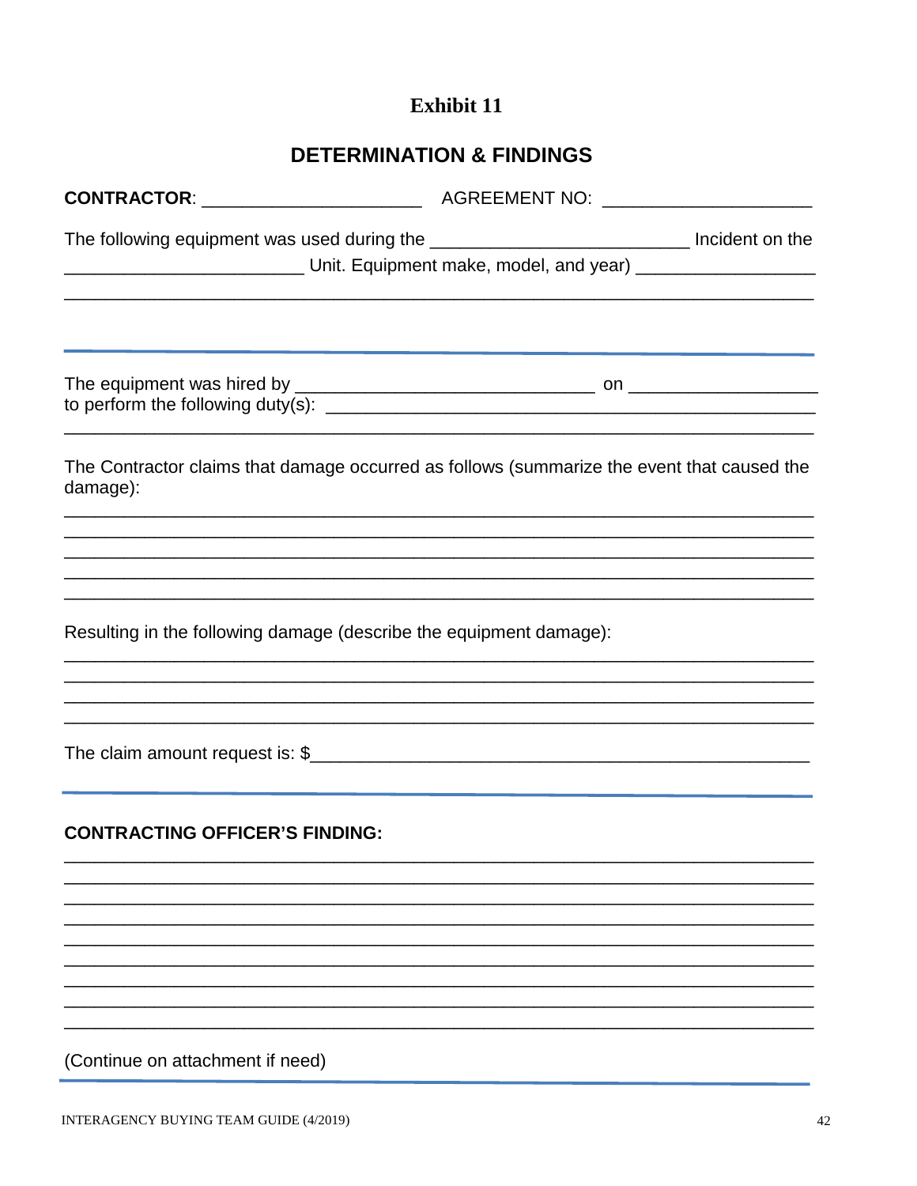# Exhibit 11

## DETERMINATION & FINDINGS

**CONTRACTOR**: ______________________ AGREEMENT NO: _____________________

The following equipment was used during the __________________________ Incident on the ________________________ Unit. Equipment make, model, and year) __________________
_____________________________________________________________________________

---

The equipment was hired by ______________________________ on ___________________ to perform the following duty(s): ______________________________________________
_____________________________________________________________________________

The Contractor claims that damage occurred as follows (summarize the event that caused the damage):

_____________________________________________________________________________
_____________________________________________________________________________
_____________________________________________________________________________
_____________________________________________________________________________
_____________________________________________________________________________

Resulting in the following damage (describe the equipment damage):

_____________________________________________________________________________
_____________________________________________________________________________
_____________________________________________________________________________
_____________________________________________________________________________

The claim amount request is: $_____________________________________________________

---

**CONTRACTING OFFICER'S FINDING:**

_____________________________________________________________________________
_____________________________________________________________________________
_____________________________________________________________________________
_____________________________________________________________________________
_____________________________________________________________________________
_____________________________________________________________________________
_____________________________________________________________________________
_____________________________________________________________________________
_____________________________________________________________________________

(Continue on attachment if need)

---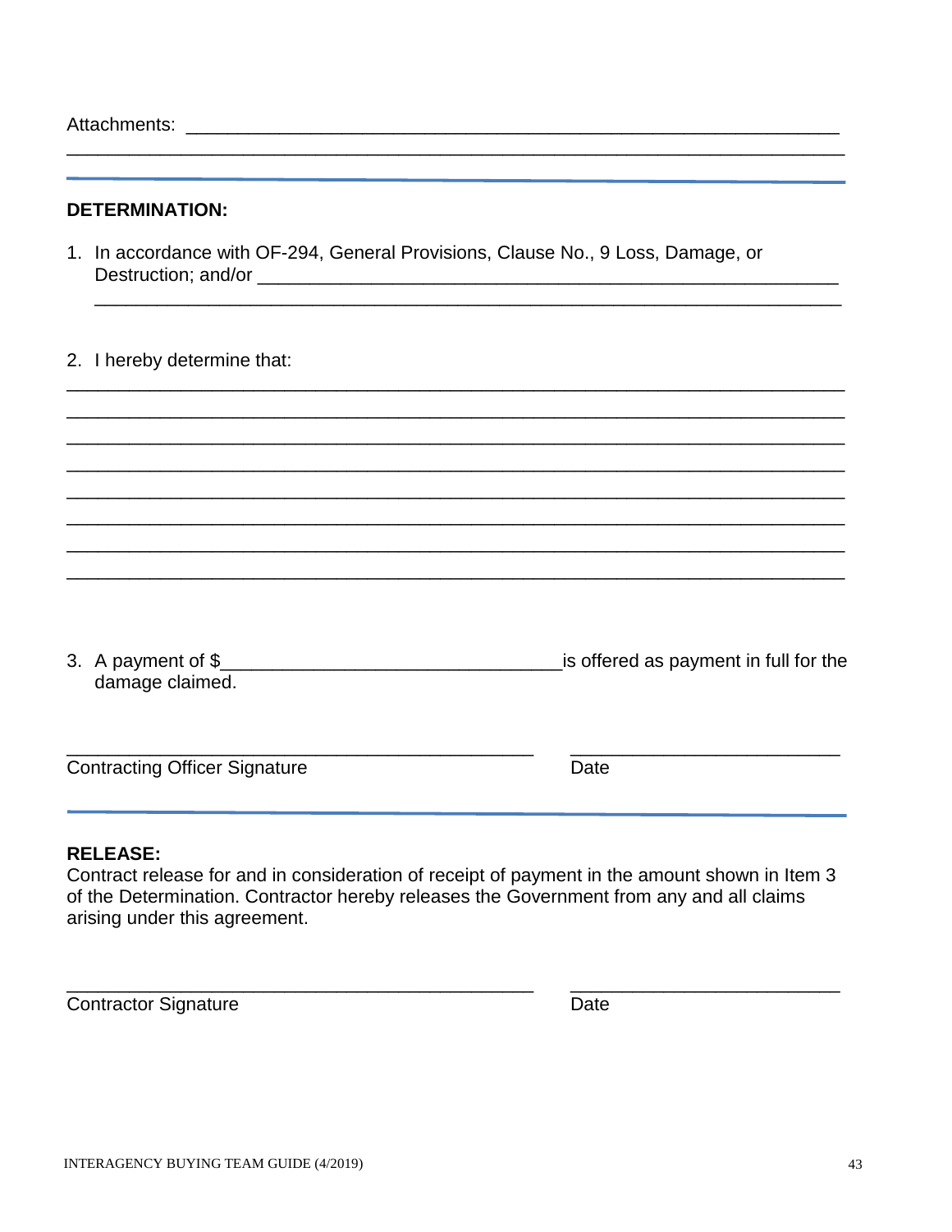Attachments: ______________________________________________________________
_______________________________________________________________________

---

**DETERMINATION:**

1. In accordance with OF-294, General Provisions, Clause No., 9 Loss, Damage, or Destruction; and/or ___________________________________________________________
   ___________________________________________________________________________

2. I hereby determine that:

_______________________________________________________________________
_______________________________________________________________________
_______________________________________________________________________
_______________________________________________________________________
_______________________________________________________________________
_______________________________________________________________________
_______________________________________________________________________
_______________________________________________________________________

3. A payment of $_________________________________is offered as payment in full for the damage claimed.

_______________________________________________ __________________________
Contracting Officer Signature Date

---

**RELEASE:**
Contract release for and in consideration of receipt of payment in the amount shown in Item 3 of the Determination. Contractor hereby releases the Government from any and all claims arising under this agreement.

_______________________________________________ __________________________
Contractor Signature Date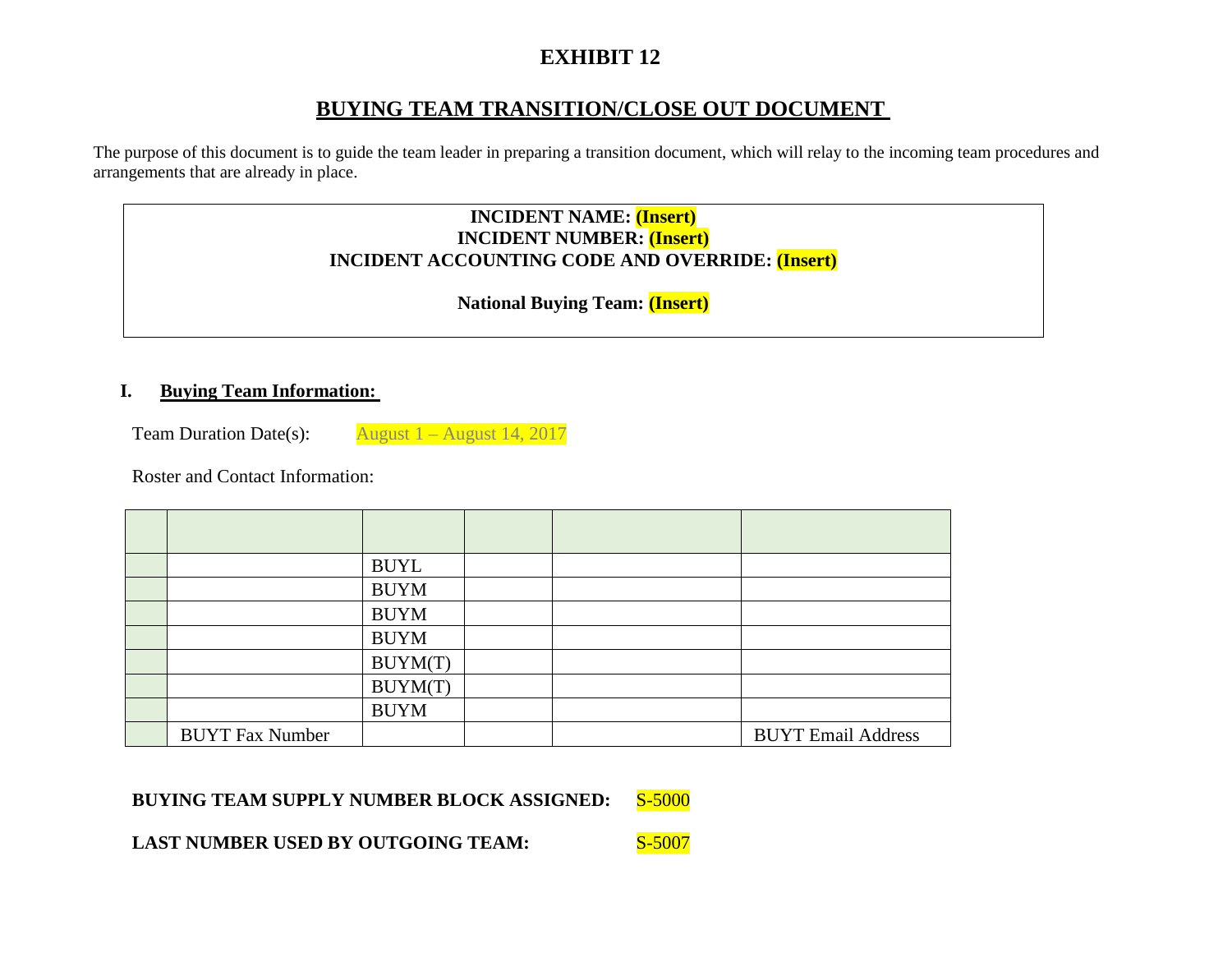# EXHIBIT 12

## BUYING TEAM TRANSITION/CLOSE OUT DOCUMENT

The purpose of this document is to guide the team leader in preparing a transition document, which will relay to the incoming team procedures and arrangements that are already in place.

**INCIDENT NAME: (Insert)**
**INCIDENT NUMBER: (Insert)**
**INCIDENT ACCOUNTING CODE AND OVERRIDE: (Insert)**

**National Buying Team: (Insert)**

### I. Buying Team Information:

Team Duration Date(s): August 1 – August 14, 2017

Roster and Contact Information:

| | | | | | |
|---|---|---|---|---|---|
| | | BUYL | | | |
| | | BUYM | | | |
| | | BUYM | | | |
| | | BUYM | | | |
| | | BUYM(T) | | | |
| | | BUYM(T) | | | |
| | | BUYM | | | |
| | BUYT Fax Number | | | | BUYT Email Address |

**BUYING TEAM SUPPLY NUMBER BLOCK ASSIGNED:** S-5000

**LAST NUMBER USED BY OUTGOING TEAM:** S-5007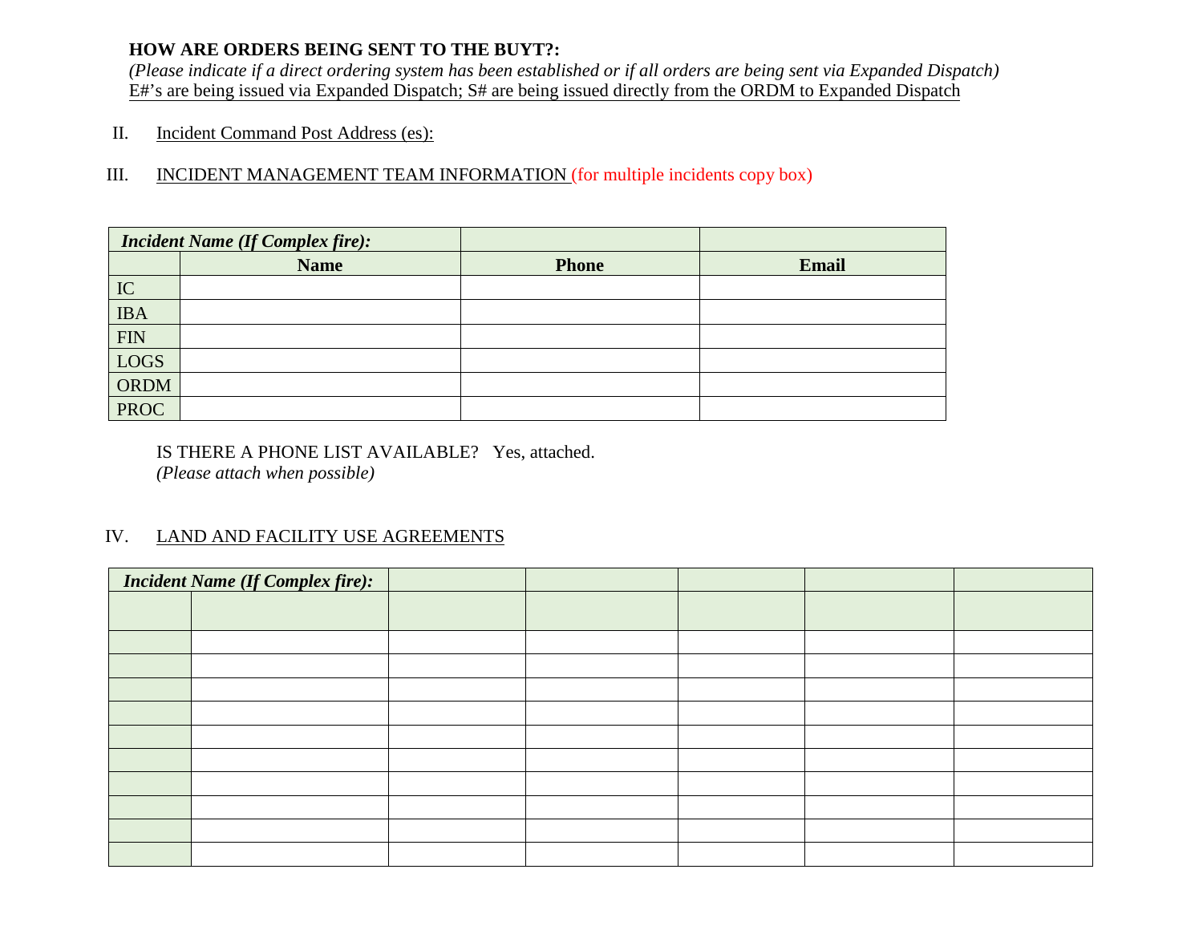**HOW ARE ORDERS BEING SENT TO THE BUYT?:**
*(Please indicate if a direct ordering system has been established or if all orders are being sent via Expanded Dispatch)*
E#'s are being issued via Expanded Dispatch; S# are being issued directly from the ORDM to Expanded Dispatch

II. Incident Command Post Address (es):

III. INCIDENT MANAGEMENT TEAM INFORMATION (for multiple incidents copy box)

| ***Incident Name (If Complex fire):*** | | | |
|---|---|---|---|
| | **Name** | **Phone** | **Email** |
| IC | | | |
| IBA | | | |
| FIN | | | |
| LOGS | | | |
| ORDM | | | |
| PROC | | | |

IS THERE A PHONE LIST AVAILABLE? Yes, attached.
*(Please attach when possible)*

IV. LAND AND FACILITY USE AGREEMENTS

| ***Incident Name (If Complex fire):*** | | | | | | |
|---|---|---|---|---|---|---|
| | | | | | | |
| | | | | | | |
| | | | | | | |
| | | | | | | |
| | | | | | | |
| | | | | | | |
| | | | | | | |
| | | | | | | |
| | | | | | | |
| | | | | | | |
| | | | | | | |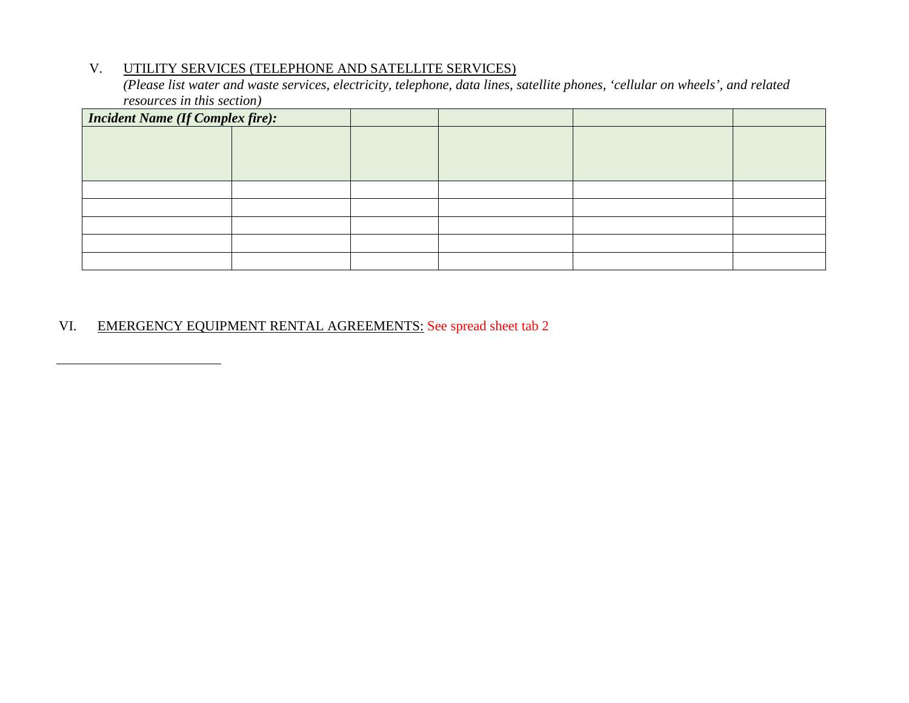## V. UTILITY SERVICES (TELEPHONE AND SATELLITE SERVICES)

*(Please list water and waste services, electricity, telephone, data lines, satellite phones, 'cellular on wheels', and related resources in this section)*

| ***Incident Name (If Complex fire):*** | | | | | |
|---|---|---|---|---|---|
| | | | | | |
| | | | | | |
| | | | | | |
| | | | | | |
| | | | | | |
| | | | | | |

## VI. EMERGENCY EQUIPMENT RENTAL AGREEMENTS: See spread sheet tab 2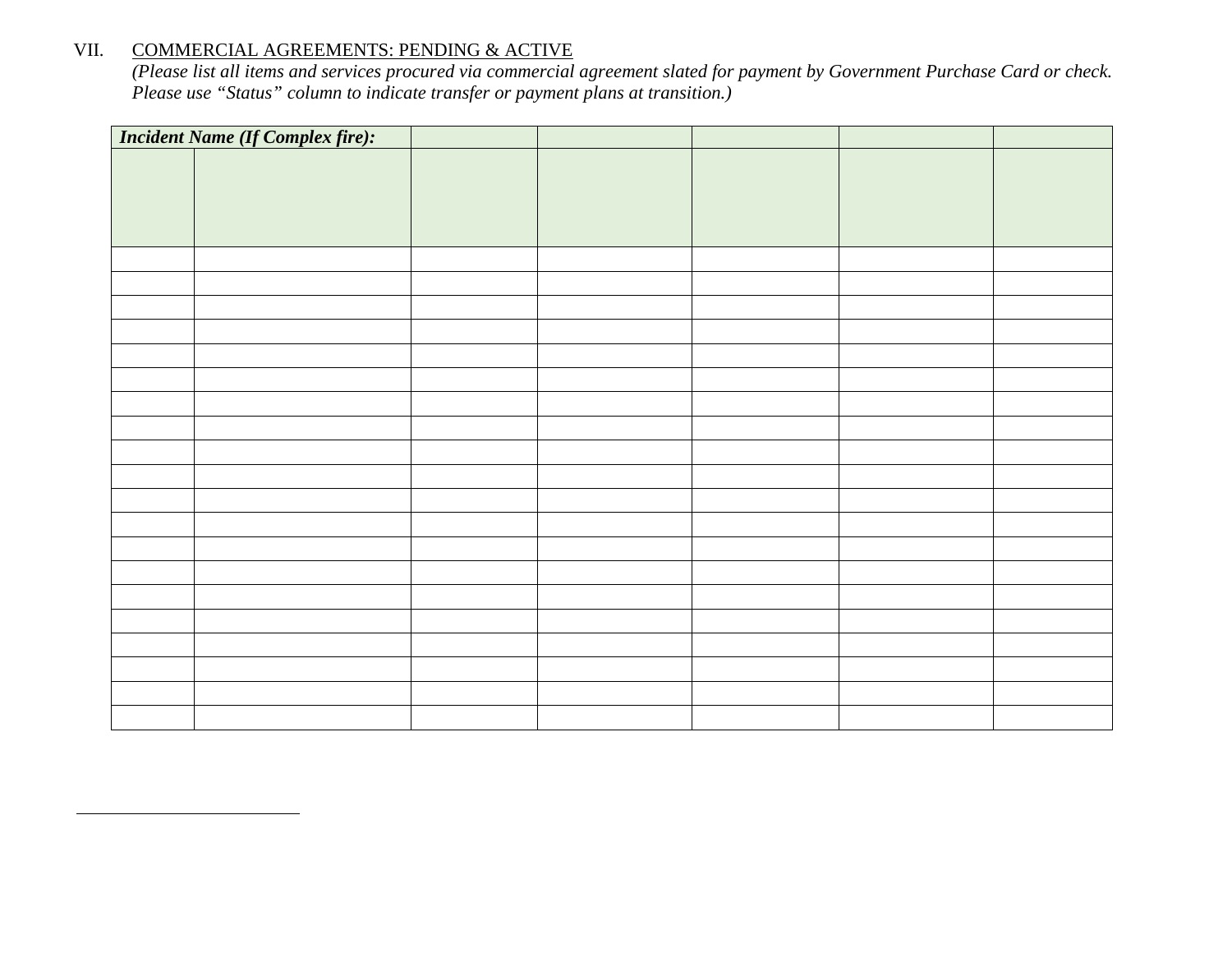VII. <u>COMMERCIAL AGREEMENTS: PENDING & ACTIVE</u>

*(Please list all items and services procured via commercial agreement slated for payment by Government Purchase Card or check. Please use "Status" column to indicate transfer or payment plans at transition.)*

| ***Incident Name (If Complex fire):*** | | | | | | |
|---|---|---|---|---|---|---|
| | | | | | | |
| | | | | | | |
| | | | | | | |
| | | | | | | |
| | | | | | | |
| | | | | | | |
| | | | | | | |
| | | | | | | |
| | | | | | | |
| | | | | | | |
| | | | | | | |
| | | | | | | |
| | | | | | | |
| | | | | | | |
| | | | | | | |
| | | | | | | |
| | | | | | | |
| | | | | | | |
| | | | | | | |
| | | | | | | |
| | | | | | | |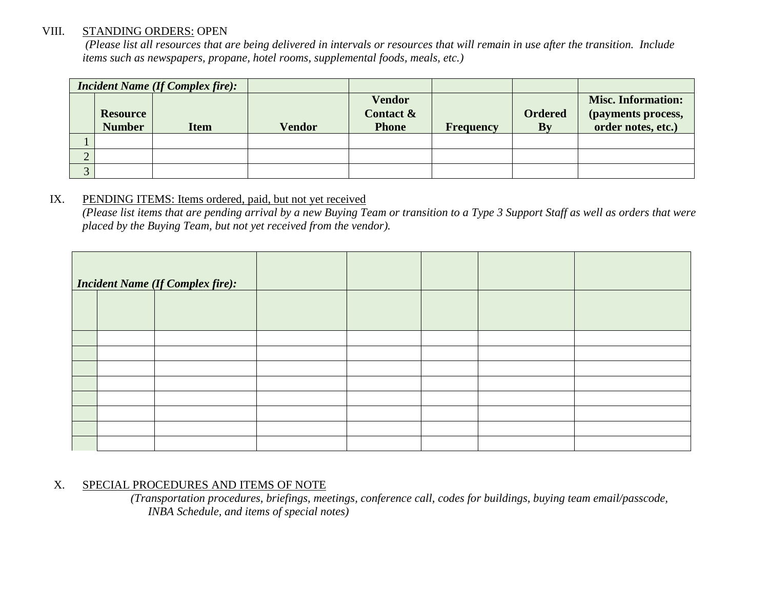VIII. <u>STANDING ORDERS:</u> OPEN

*(Please list all resources that are being delivered in intervals or resources that will remain in use after the transition. Include items such as newspapers, propane, hotel rooms, supplemental foods, meals, etc.)*

| ***Incident Name (If Complex fire):*** | | | | | | | |
|---|---|---|---|---|---|---|---|
| | **Resource Number** | **Item** | **Vendor** | **Vendor Contact & Phone** | **Frequency** | **Ordered By** | **Misc. Information: (payments process, order notes, etc.)** |
| 1 | | | | | | | |
| 2 | | | | | | | |
| 3 | | | | | | | |

IX. <u>PENDING ITEMS: Items ordered, paid, but not yet received</u>

*(Please list items that are pending arrival by a new Buying Team or transition to a Type 3 Support Staff as well as orders that were placed by the Buying Team, but not yet received from the vendor).*

| ***Incident Name (If Complex fire):*** | | | | | | | |
|---|---|---|---|---|---|---|---|
| | | | | | | | |
| | | | | | | | |
| | | | | | | | |
| | | | | | | | |
| | | | | | | | |
| | | | | | | | |
| | | | | | | | |
| | | | | | | | |
| | | | | | | | |

X. <u>SPECIAL PROCEDURES AND ITEMS OF NOTE</u>

*(Transportation procedures, briefings, meetings, conference call, codes for buildings, buying team email/passcode, INBA Schedule, and items of special notes)*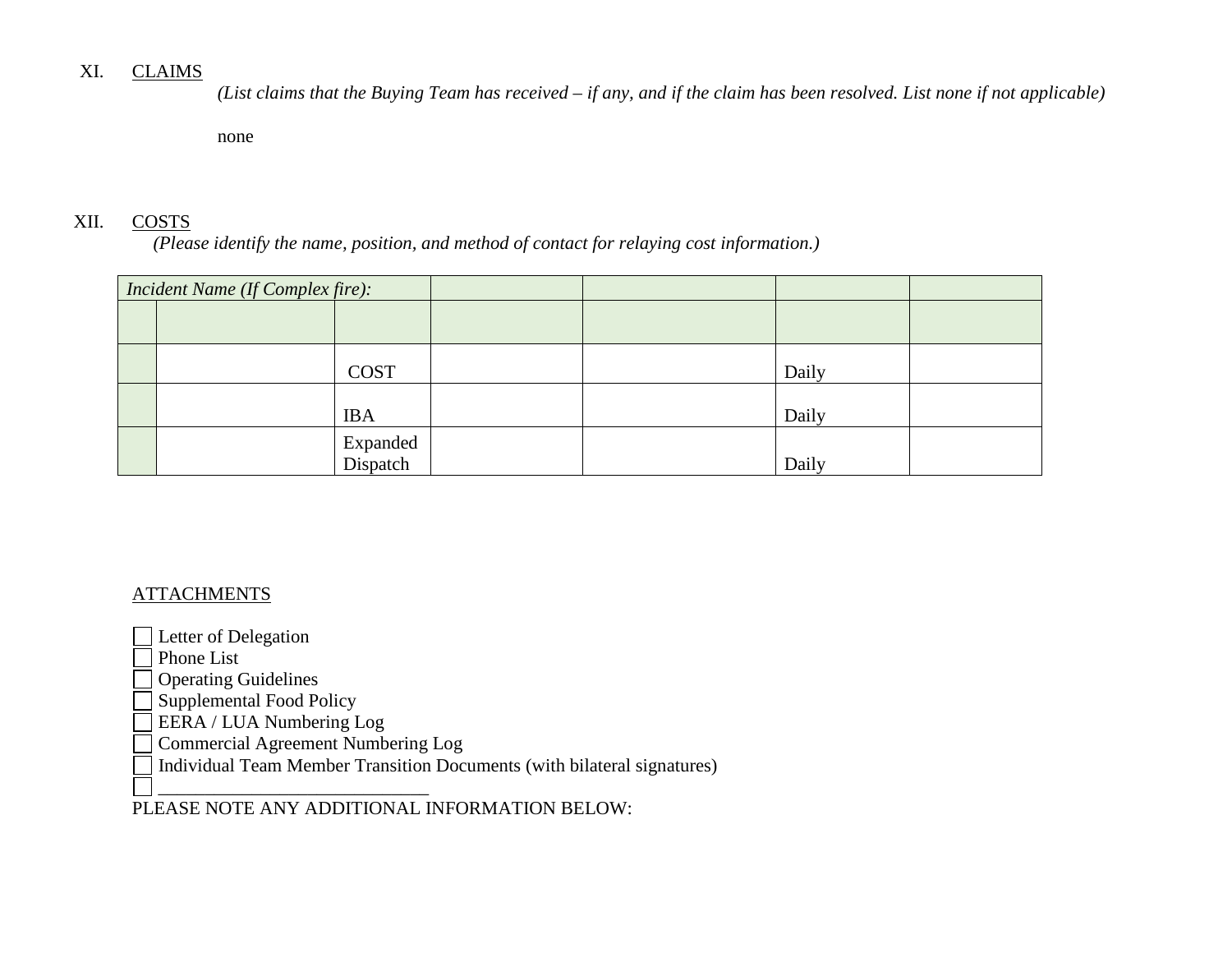XI. CLAIMS

*(List claims that the Buying Team has received – if any, and if the claim has been resolved. List none if not applicable)*

none

XII. COSTS

*(Please identify the name, position, and method of contact for relaying cost information.)*

| *Incident Name (If Complex fire):* | | | | | | |
|---|---|---|---|---|---|---|
| | | | | | | |
| | | COST | | | Daily | |
| | | IBA | | | Daily | |
| | | Expanded Dispatch | | | Daily | |

ATTACHMENTS

- ☐ Letter of Delegation
- ☐ Phone List
- ☐ Operating Guidelines
- ☐ Supplemental Food Policy
- ☐ EERA / LUA Numbering Log
- ☐ Commercial Agreement Numbering Log
- ☐ Individual Team Member Transition Documents (with bilateral signatures)
- ☐ ______________________________

PLEASE NOTE ANY ADDITIONAL INFORMATION BELOW: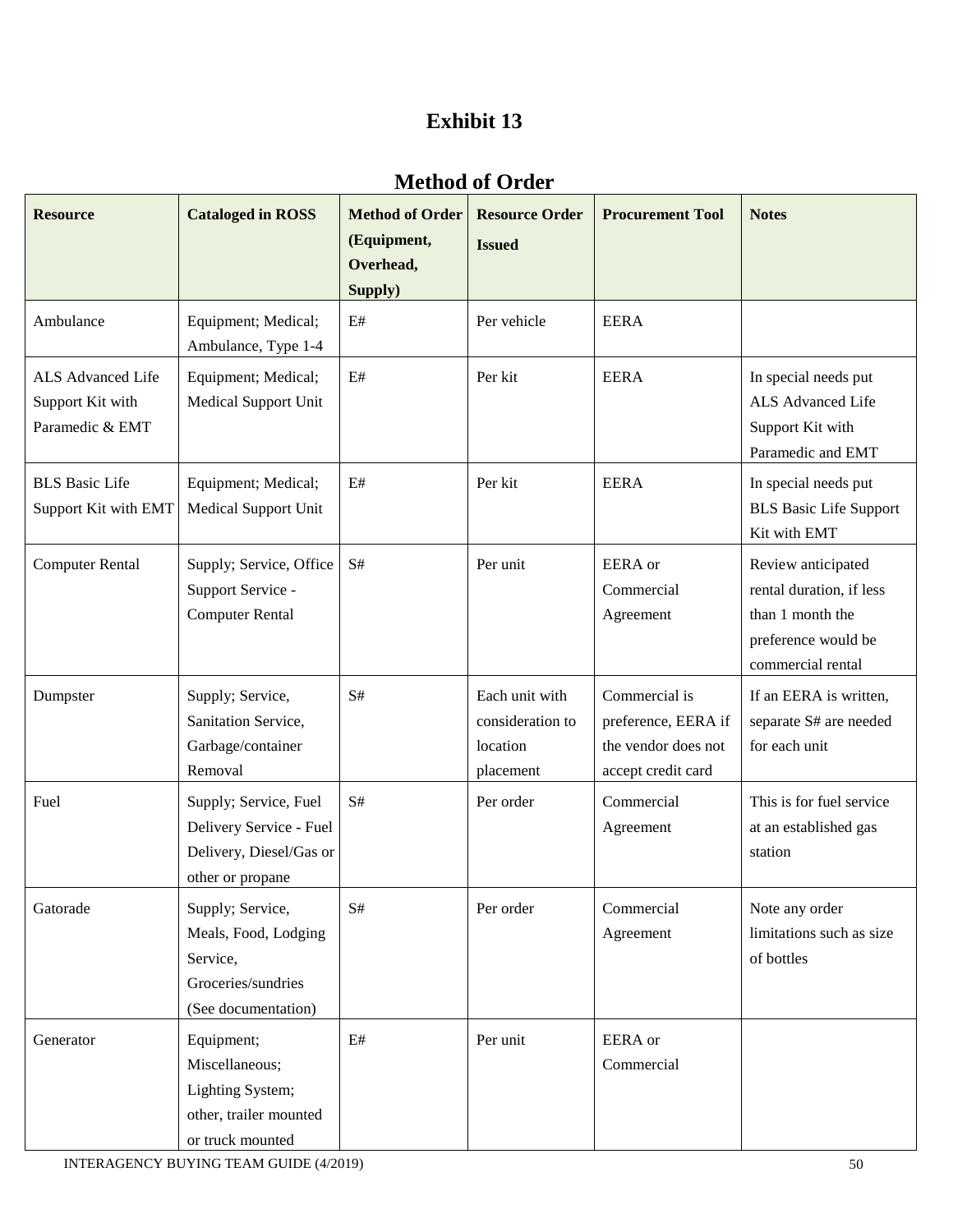# Exhibit 13

## Method of Order

| Resource | Cataloged in ROSS | Method of Order (Equipment, Overhead, Supply) | Resource Order Issued | Procurement Tool | Notes |
|---|---|---|---|---|---|
| Ambulance | Equipment; Medical; Ambulance, Type 1-4 | E# | Per vehicle | EERA | |
| ALS Advanced Life Support Kit with Paramedic & EMT | Equipment; Medical; Medical Support Unit | E# | Per kit | EERA | In special needs put ALS Advanced Life Support Kit with Paramedic and EMT |
| BLS Basic Life Support Kit with EMT | Equipment; Medical; Medical Support Unit | E# | Per kit | EERA | In special needs put BLS Basic Life Support Kit with EMT |
| Computer Rental | Supply; Service, Office Support Service - Computer Rental | S# | Per unit | EERA or Commercial Agreement | Review anticipated rental duration, if less than 1 month the preference would be commercial rental |
| Dumpster | Supply; Service, Sanitation Service, Garbage/container Removal | S# | Each unit with consideration to location placement | Commercial is preference, EERA if the vendor does not accept credit card | If an EERA is written, separate S# are needed for each unit |
| Fuel | Supply; Service, Fuel Delivery Service - Fuel Delivery, Diesel/Gas or other or propane | S# | Per order | Commercial Agreement | This is for fuel service at an established gas station |
| Gatorade | Supply; Service, Meals, Food, Lodging Service, Groceries/sundries (See documentation) | S# | Per order | Commercial Agreement | Note any order limitations such as size of bottles |
| Generator | Equipment; Miscellaneous; Lighting System; other, trailer mounted or truck mounted | E# | Per unit | EERA or Commercial | |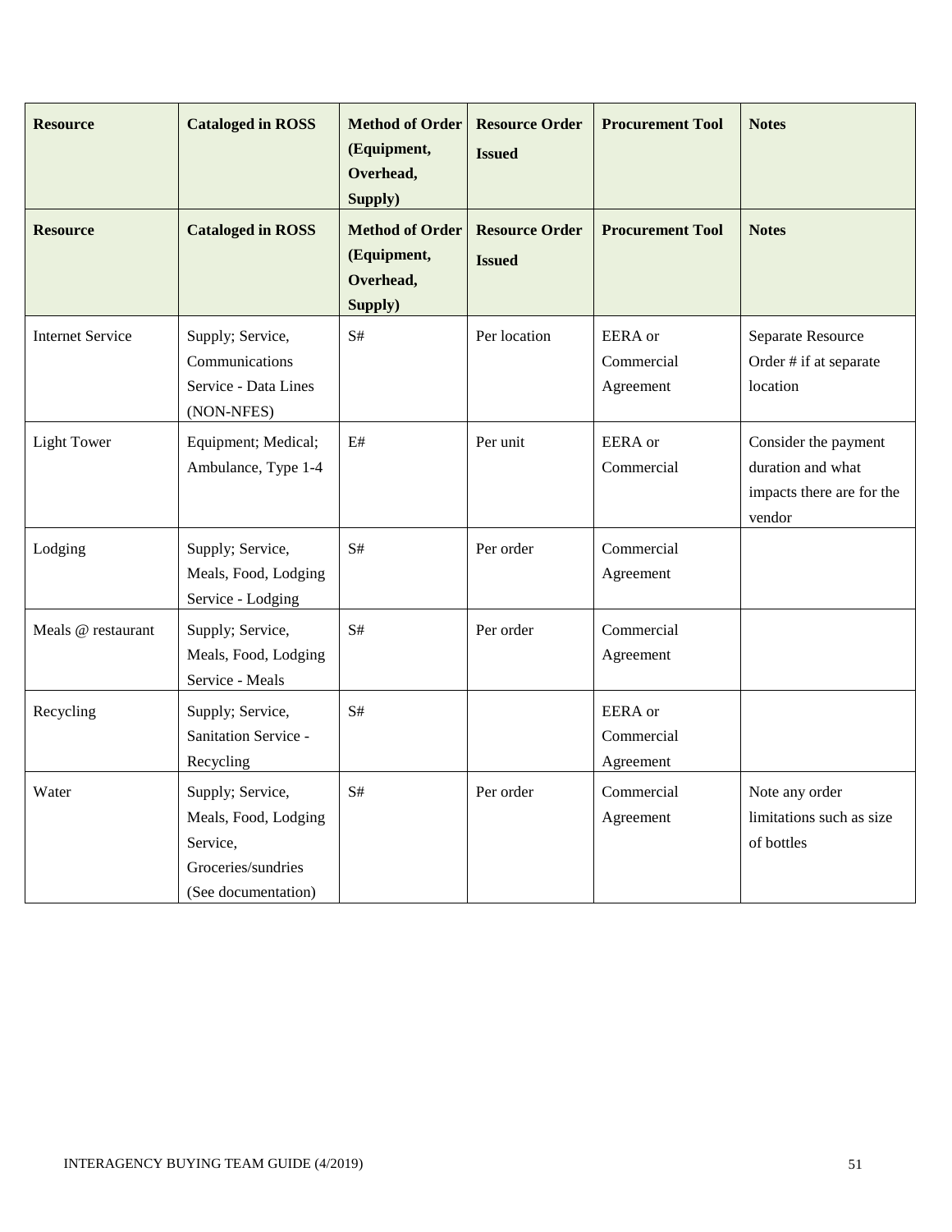| Resource | Cataloged in ROSS | Method of Order (Equipment, Overhead, Supply) | Resource Order Issued | Procurement Tool | Notes |
|---|---|---|---|---|---|
| **Resource** | **Cataloged in ROSS** | **Method of Order (Equipment, Overhead, Supply)** | **Resource Order Issued** | **Procurement Tool** | **Notes** |
| Internet Service | Supply; Service, Communications Service - Data Lines (NON-NFES) | S# | Per location | EERA or Commercial Agreement | Separate Resource Order # if at separate location |
| Light Tower | Equipment; Medical; Ambulance, Type 1-4 | E# | Per unit | EERA or Commercial | Consider the payment duration and what impacts there are for the vendor |
| Lodging | Supply; Service, Meals, Food, Lodging Service - Lodging | S# | Per order | Commercial Agreement | |
| Meals @ restaurant | Supply; Service, Meals, Food, Lodging Service - Meals | S# | Per order | Commercial Agreement | |
| Recycling | Supply; Service, Sanitation Service - Recycling | S# | | EERA or Commercial Agreement | |
| Water | Supply; Service, Meals, Food, Lodging Service, Groceries/sundries (See documentation) | S# | Per order | Commercial Agreement | Note any order limitations such as size of bottles |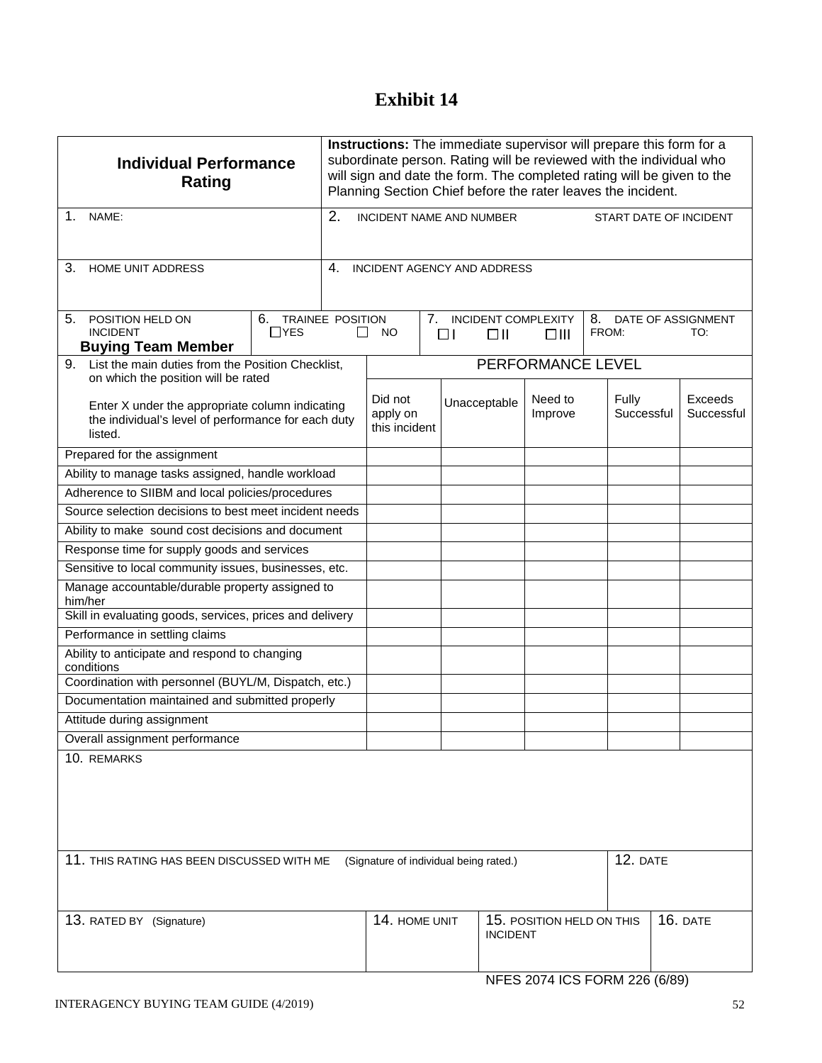# Exhibit 14

| **Individual Performance Rating** | **Instructions:** The immediate supervisor will prepare this form for a subordinate person. Rating will be reviewed with the individual who will sign and date the form. The completed rating will be given to the Planning Section Chief before the rater leaves the incident. |
|---|---|
| 1. NAME: | 2. INCIDENT NAME AND NUMBER START DATE OF INCIDENT |
| 3. HOME UNIT ADDRESS | 4. INCIDENT AGENCY AND ADDRESS |

| 5. POSITION HELD ON INCIDENT **Buying Team Member** | 6. TRAINEE POSITION ☐ YES ☐ NO | 7. INCIDENT COMPLEXITY ☐ I ☐ II ☐ III | 8. DATE OF ASSIGNMENT FROM: TO: |
|---|---|---|---|

| 9. List the main duties from the Position Checklist, on which the position will be rated<br><br>Enter X under the appropriate column indicating the individual's level of performance for each duty listed. | PERFORMANCE LEVEL | | | | |
|---|---|---|---|---|---|
| | Did not apply on this incident | Unacceptable | Need to Improve | Fully Successful | Exceeds Successful |
| Prepared for the assignment | | | | | |
| Ability to manage tasks assigned, handle workload | | | | | |
| Adherence to SIIBM and local policies/procedures | | | | | |
| Source selection decisions to best meet incident needs | | | | | |
| Ability to make sound cost decisions and document | | | | | |
| Response time for supply goods and services | | | | | |
| Sensitive to local community issues, businesses, etc. | | | | | |
| Manage accountable/durable property assigned to him/her | | | | | |
| Skill in evaluating goods, services, prices and delivery | | | | | |
| Performance in settling claims | | | | | |
| Ability to anticipate and respond to changing conditions | | | | | |
| Coordination with personnel (BUYL/M, Dispatch, etc.) | | | | | |
| Documentation maintained and submitted properly | | | | | |
| Attitude during assignment | | | | | |
| Overall assignment performance | | | | | |

10. REMARKS

| 11. THIS RATING HAS BEEN DISCUSSED WITH ME (Signature of individual being rated.) | 12. DATE |
|---|---|
| | |

| 13. RATED BY (Signature) | 14. HOME UNIT | 15. POSITION HELD ON THIS INCIDENT | 16. DATE |
|---|---|---|---|
| | | | |

NFES 2074 ICS FORM 226 (6/89)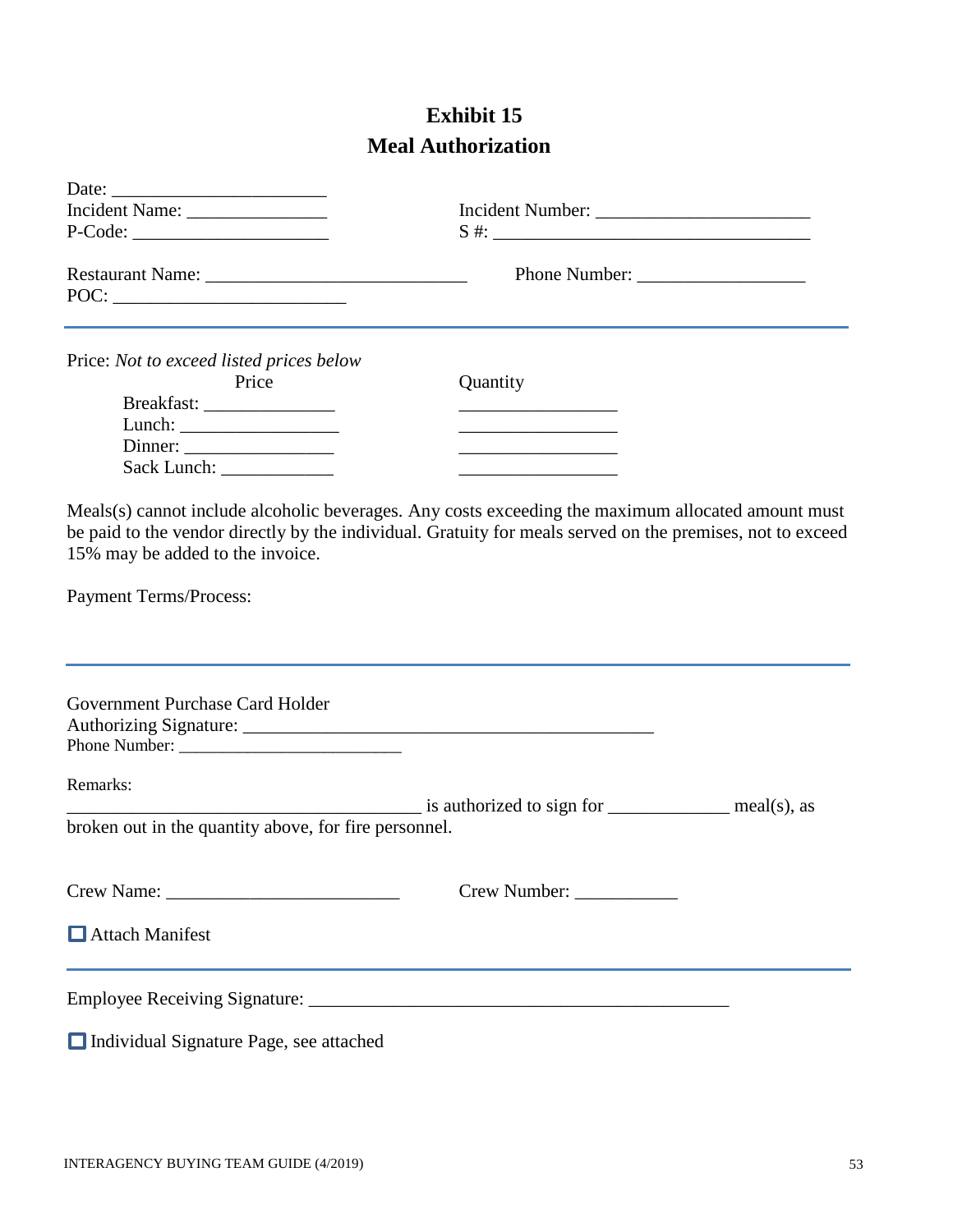# Exhibit 15
## Meal Authorization

Date: ______________________

Incident Name: ______________ Incident Number: ______________________

P-Code: ____________________ S #: ________________________________

Restaurant Name: ___________________________ Phone Number: _________________

POC: ________________________

---

Price: *Not to exceed listed prices below*

| | Price | Quantity |
|---|---|---|
| Breakfast: | ______________ | _________________ |
| Lunch: | _________________ | _________________ |
| Dinner: | ________________ | _________________ |
| Sack Lunch: | ____________ | _________________ |

Meals(s) cannot include alcoholic beverages. Any costs exceeding the maximum allocated amount must be paid to the vendor directly by the individual. Gratuity for meals served on the premises, not to exceed 15% may be added to the invoice.

Payment Terms/Process:

---

Government Purchase Card Holder
Authorizing Signature: ____________________________________________
Phone Number: __________________________

Remarks:
_______________________________________ is authorized to sign for _____________ meal(s), as broken out in the quantity above, for fire personnel.

Crew Name: _________________________ Crew Number: ___________

☐ Attach Manifest

---

Employee Receiving Signature: ______________________________________________

☐ Individual Signature Page, see attached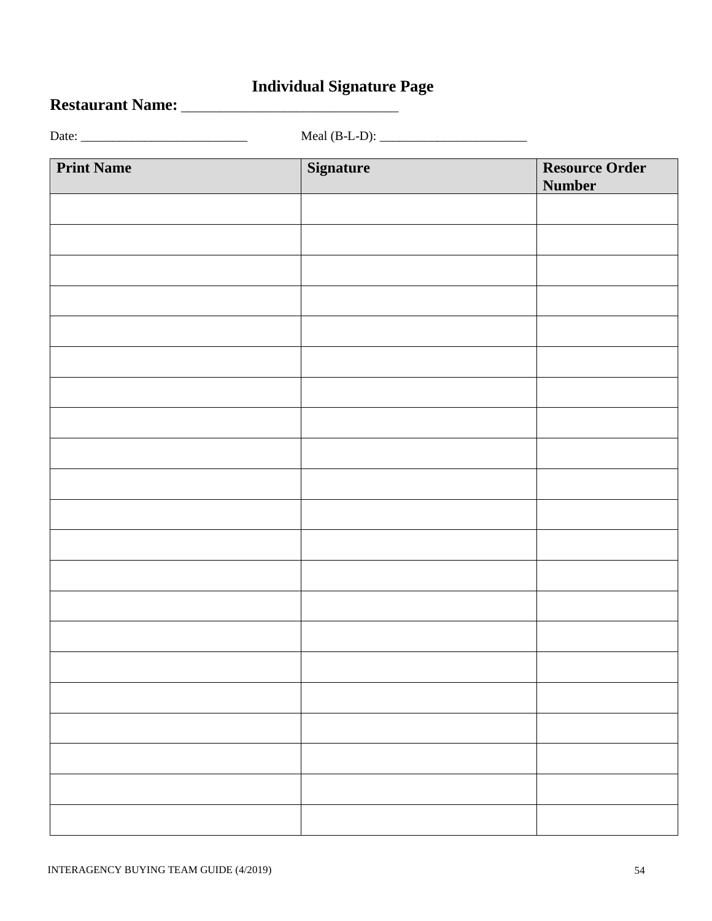# Individual Signature Page

**Restaurant Name:** ______________________________

Date: ___________________________ Meal (B-L-D): ________________________

| Print Name | Signature | Resource Order Number |
|---|---|---|
| | | |
| | | |
| | | |
| | | |
| | | |
| | | |
| | | |
| | | |
| | | |
| | | |
| | | |
| | | |
| | | |
| | | |
| | | |
| | | |
| | | |
| | | |
| | | |
| | | |
| | | |